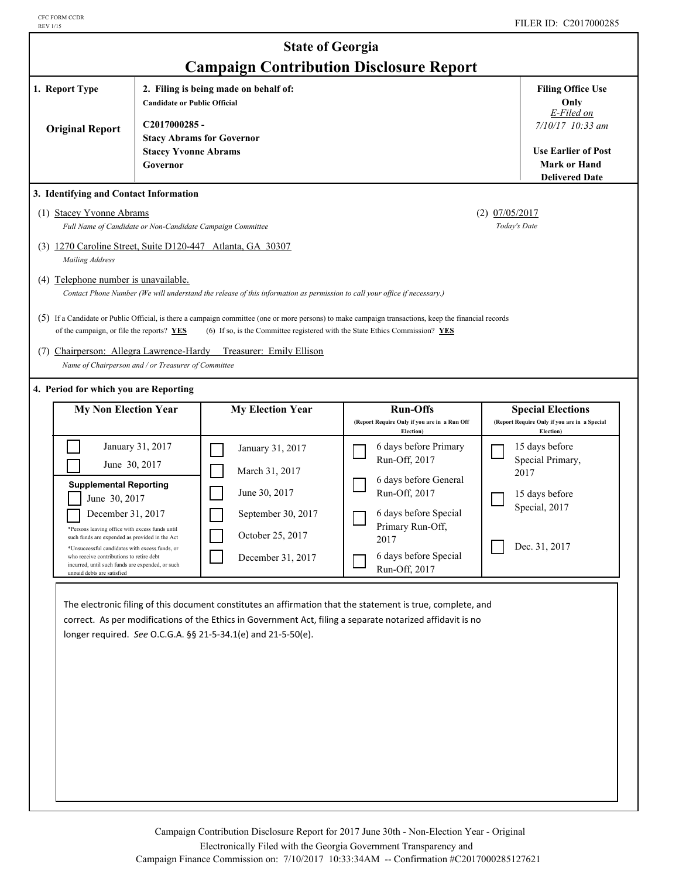CFC FORM CCDR
REV 1/15

FILER ID: C2017000285

# State of Georgia
# Campaign Contribution Disclosure Report

| 1. Report Type | 2. Filing is being made on behalf of: | Filing Office Use Only |
|---|---|---|
| **Original Report** | **Candidate or Public Official**<br><br>**C2017000285 -**<br>**Stacy Abrams for Governor**<br>**Stacey Yvonne Abrams**<br>**Governor** | *E-Filed on*<br>*7/10/17 10:33 am*<br><br>**Use Earlier of Post Mark or Hand Delivered Date** |

**3. Identifying and Contact Information**

(1) Stacey Yvonne Abrams
*Full Name of Candidate or Non-Candidate Campaign Committee*

(2) 07/05/2017
*Today's Date*

(3) 1270 Caroline Street, Suite D120-447 Atlanta, GA 30307
*Mailing Address*

(4) Telephone number is unavailable.
*Contact Phone Number (We will understand the release of this information as permission to call your office if necessary.)*

(5) If a Candidate or Public Official, is there a campaign committee (one or more persons) to make campaign transactions, keep the financial records of the campaign, or file the reports? **YES** (6) If so, is the Committee registered with the State Ethics Commission? **YES**

(7) Chairperson: Allegra Lawrence-Hardy Treasurer: Emily Ellison
*Name of Chairperson and / or Treasurer of Committee*

**4. Period for which you are Reporting**

| My Non Election Year | My Election Year | Run-Offs (Report Require Only if you are in a Run Off Election) | Special Elections (Report Require Only if you are in a Special Election) |
|---|---|---|---|
| ☐ January 31, 2017 | ☐ January 31, 2017 | ☐ 6 days before Primary Run-Off, 2017 | ☐ 15 days before Special Primary, 2017 |
| ☐ June 30, 2017 | ☐ March 31, 2017 | ☐ 6 days before General Run-Off, 2017 | ☐ 15 days before Special, 2017 |
| **Supplemental Reporting** | ☐ June 30, 2017 | ☐ 6 days before Special Primary Run-Off, 2017 | ☐ Dec. 31, 2017 |
| ☐ June 30, 2017 | ☐ September 30, 2017 | ☐ 6 days before Special Run-Off, 2017 | |
| ☐ December 31, 2017 | ☐ October 25, 2017 | | |
| *Persons leaving office with excess funds until such funds are expended as provided in the Act<br>*Unsuccessful candidates with excess funds, or who receive contributions to retire debt incurred, until such funds are expended, or such unpaid debts are satisfied | ☐ December 31, 2017 | | |

The electronic filing of this document constitutes an affirmation that the statement is true, complete, and correct. As per modifications of the Ethics in Government Act, filing a separate notarized affidavit is no longer required. *See* O.C.G.A. §§ 21-5-34.1(e) and 21-5-50(e).

Campaign Contribution Disclosure Report for 2017 June 30th - Non-Election Year - Original
Electronically Filed with the Georgia Government Transparency and Campaign Finance Commission on: 7/10/2017 10:33:34AM -- Confirmation #C2017000285127621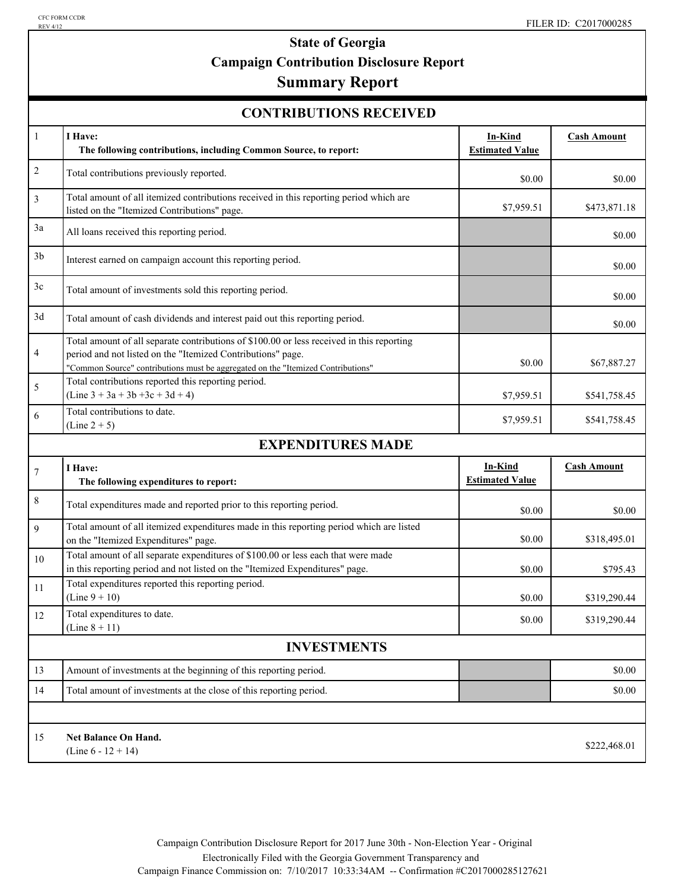CFC FORM CCDR
REV 4/12

FILER ID: C2017000285

# State of Georgia
## Campaign Contribution Disclosure Report
## Summary Report

### CONTRIBUTIONS RECEIVED

| | | In-Kind Estimated Value | Cash Amount |
|---|---|---|---|
| 1 | **I Have:** **The following contributions, including Common Source, to report:** | | |
| 2 | Total contributions previously reported. | $0.00 | $0.00 |
| 3 | Total amount of all itemized contributions received in this reporting period which are listed on the "Itemized Contributions" page. | $7,959.51 | $473,871.18 |
| 3a | All loans received this reporting period. | | $0.00 |
| 3b | Interest earned on campaign account this reporting period. | | $0.00 |
| 3c | Total amount of investments sold this reporting period. | | $0.00 |
| 3d | Total amount of cash dividends and interest paid out this reporting period. | | $0.00 |
| 4 | Total amount of all separate contributions of $100.00 or less received in this reporting period and not listed on the "Itemized Contributions" page. "Common Source" contributions must be aggregated on the "Itemized Contributions" | $0.00 | $67,887.27 |
| 5 | Total contributions reported this reporting period. (Line 3 + 3a + 3b +3c + 3d + 4) | $7,959.51 | $541,758.45 |
| 6 | Total contributions to date. (Line 2 + 5) | $7,959.51 | $541,758.45 |

### EXPENDITURES MADE

| | | In-Kind Estimated Value | Cash Amount |
|---|---|---|---|
| 7 | **I Have:** **The following expenditures to report:** | | |
| 8 | Total expenditures made and reported prior to this reporting period. | $0.00 | $0.00 |
| 9 | Total amount of all itemized expenditures made in this reporting period which are listed on the "Itemized Expenditures" page. | $0.00 | $318,495.01 |
| 10 | Total amount of all separate expenditures of $100.00 or less each that were made in this reporting period and not listed on the "Itemized Expenditures" page. | $0.00 | $795.43 |
| 11 | Total expenditures reported this reporting period. (Line 9 + 10) | $0.00 | $319,290.44 |
| 12 | Total expenditures to date. (Line 8 + 11) | $0.00 | $319,290.44 |

### INVESTMENTS

| | | | |
|---|---|---|---|
| 13 | Amount of investments at the beginning of this reporting period. | | $0.00 |
| 14 | Total amount of investments at the close of this reporting period. | | $0.00 |
| 15 | **Net Balance On Hand.** (Line 6 - 12 + 14) | | $222,468.01 |

Campaign Contribution Disclosure Report for 2017 June 30th - Non-Election Year - Original
Electronically Filed with the Georgia Government Transparency and
Campaign Finance Commission on: 7/10/2017 10:33:34AM -- Confirmation #C2017000285127621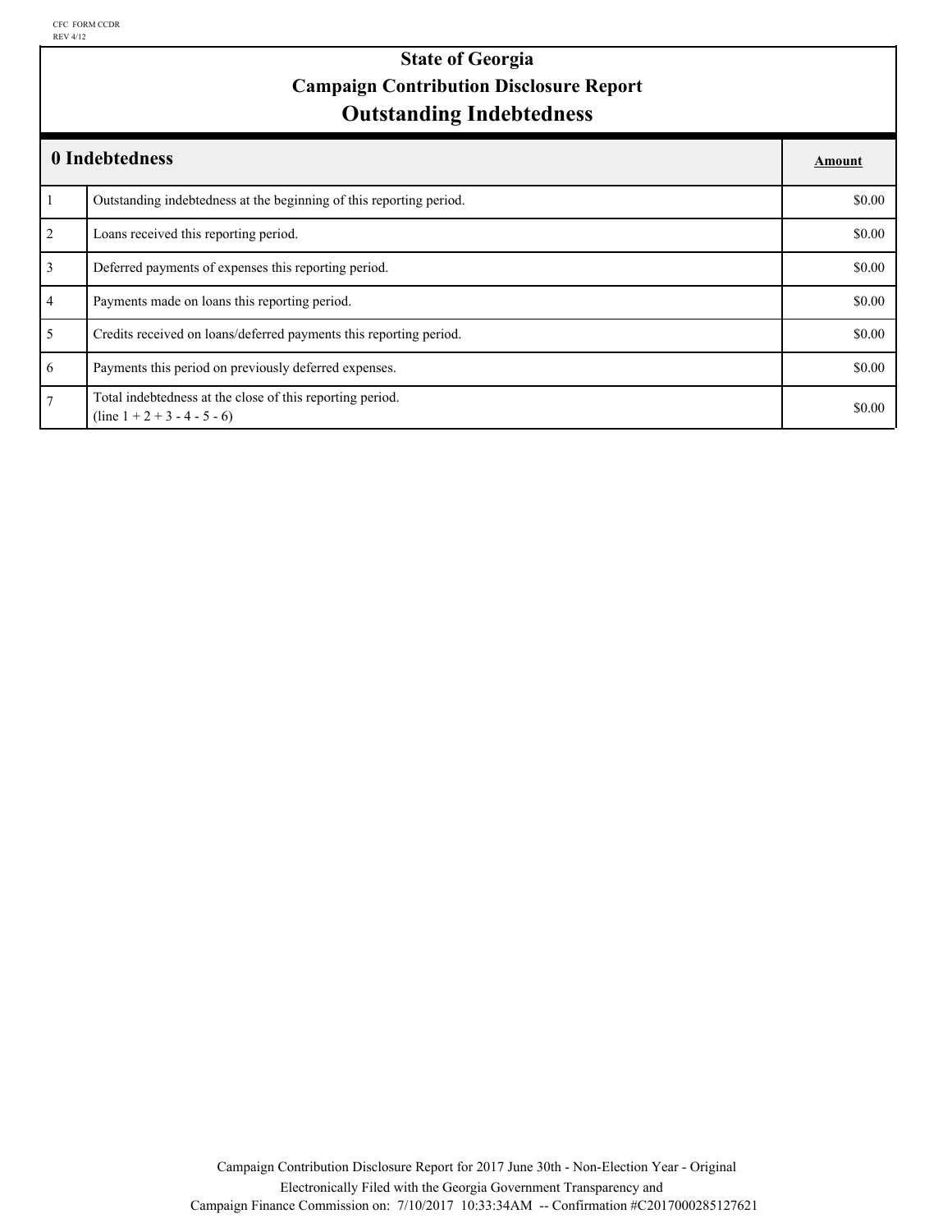CFC FORM CCDR
REV 4/12

# State of Georgia
## Campaign Contribution Disclosure Report
## Outstanding Indebtedness

| 0 Indebtedness | | Amount |
|---|---|---|
| 1 | Outstanding indebtedness at the beginning of this reporting period. | $0.00 |
| 2 | Loans received this reporting period. | $0.00 |
| 3 | Deferred payments of expenses this reporting period. | $0.00 |
| 4 | Payments made on loans this reporting period. | $0.00 |
| 5 | Credits received on loans/deferred payments this reporting period. | $0.00 |
| 6 | Payments this period on previously deferred expenses. | $0.00 |
| 7 | Total indebtedness at the close of this reporting period. (line 1 + 2 + 3 - 4 - 5 - 6) | $0.00 |

Campaign Contribution Disclosure Report for 2017 June 30th - Non-Election Year - Original
Electronically Filed with the Georgia Government Transparency and
Campaign Finance Commission on: 7/10/2017 10:33:34AM -- Confirmation #C2017000285127621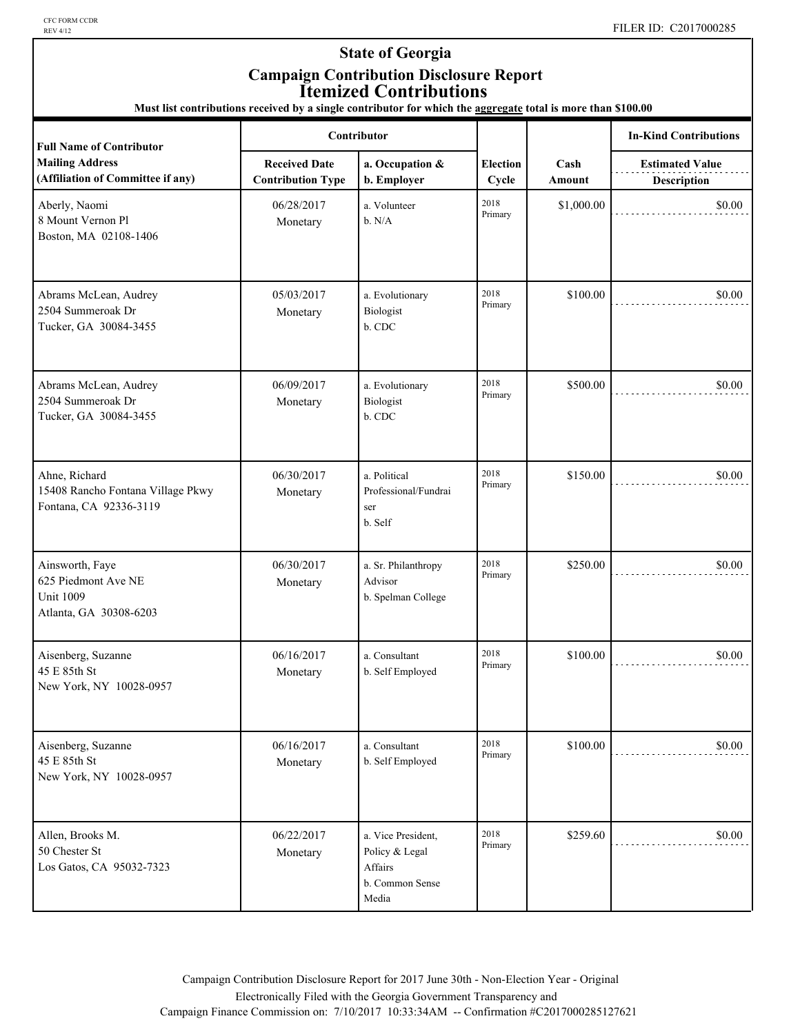# State of Georgia

## Campaign Contribution Disclosure Report

## Itemized Contributions

**Must list contributions received by a single contributor for which the aggregate total is more than $100.00**

| Full Name of Contributor<br>Mailing Address<br>(Affiliation of Committee if any) | Contributor<br>Received Date<br>Contribution Type | <br>a. Occupation &<br>b. Employer | Election Cycle | Cash Amount | In-Kind Contributions<br>Estimated Value<br>Description |
|---|---|---|---|---|---|
| Aberly, Naomi<br>8 Mount Vernon Pl<br>Boston, MA 02108-1406 | 06/28/2017<br>Monetary | a. Volunteer<br>b. N/A | 2018 Primary | $1,000.00 | $0.00 |
| Abrams McLean, Audrey<br>2504 Summeroak Dr<br>Tucker, GA 30084-3455 | 05/03/2017<br>Monetary | a. Evolutionary Biologist<br>b. CDC | 2018 Primary | $100.00 | $0.00 |
| Abrams McLean, Audrey<br>2504 Summeroak Dr<br>Tucker, GA 30084-3455 | 06/09/2017<br>Monetary | a. Evolutionary Biologist<br>b. CDC | 2018 Primary | $500.00 | $0.00 |
| Ahne, Richard<br>15408 Rancho Fontana Village Pkwy<br>Fontana, CA 92336-3119 | 06/30/2017<br>Monetary | a. Political Professional/Fundraiser<br>b. Self | 2018 Primary | $150.00 | $0.00 |
| Ainsworth, Faye<br>625 Piedmont Ave NE<br>Unit 1009<br>Atlanta, GA 30308-6203 | 06/30/2017<br>Monetary | a. Sr. Philanthropy Advisor<br>b. Spelman College | 2018 Primary | $250.00 | $0.00 |
| Aisenberg, Suzanne<br>45 E 85th St<br>New York, NY 10028-0957 | 06/16/2017<br>Monetary | a. Consultant<br>b. Self Employed | 2018 Primary | $100.00 | $0.00 |
| Aisenberg, Suzanne<br>45 E 85th St<br>New York, NY 10028-0957 | 06/16/2017<br>Monetary | a. Consultant<br>b. Self Employed | 2018 Primary | $100.00 | $0.00 |
| Allen, Brooks M.<br>50 Chester St<br>Los Gatos, CA 95032-7323 | 06/22/2017<br>Monetary | a. Vice President, Policy & Legal Affairs<br>b. Common Sense Media | 2018 Primary | $259.60 | $0.00 |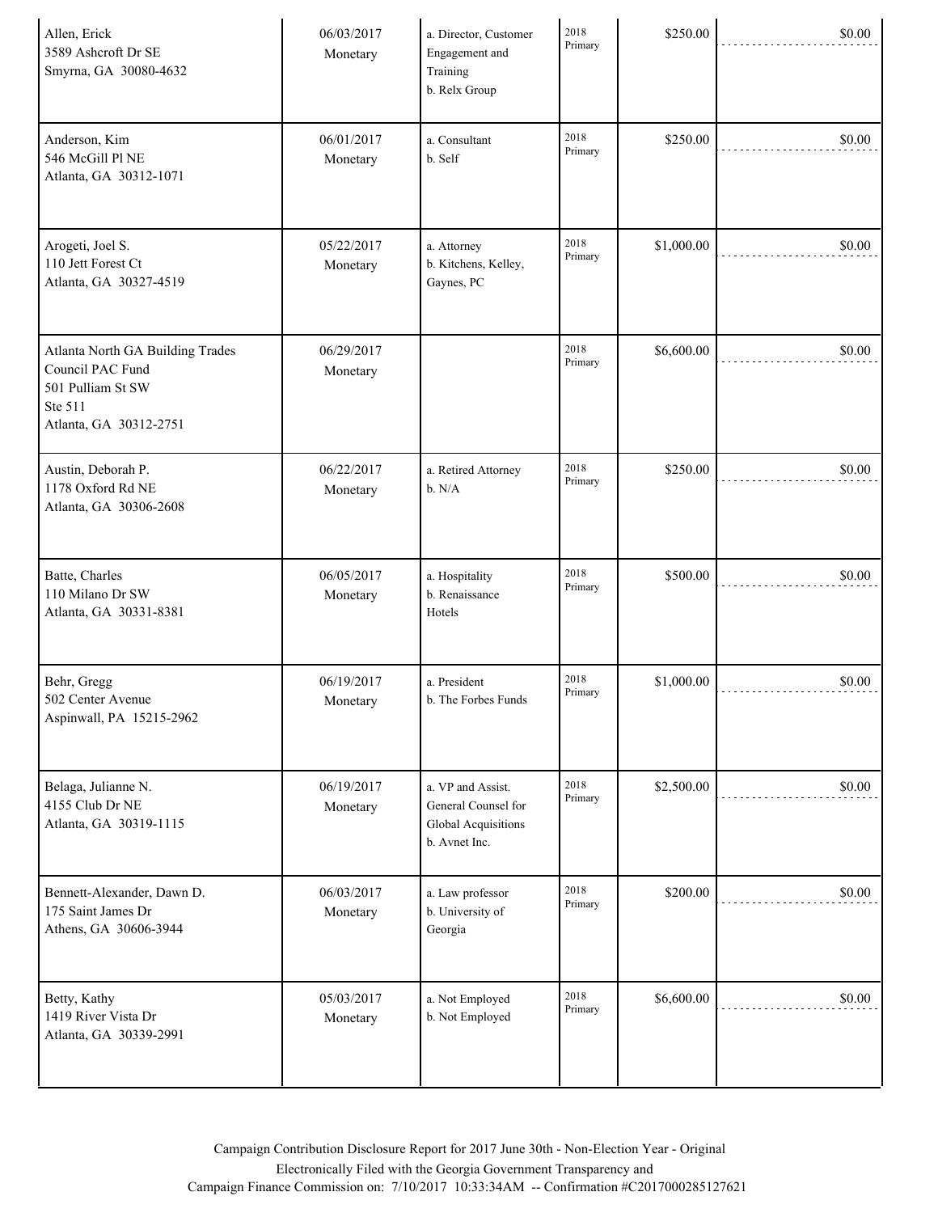| | | | | | |
|---|---|---|---|---|---|
| Allen, Erick<br>3589 Ashcroft Dr SE<br>Smyrna, GA 30080-4632 | 06/03/2017<br>Monetary | a. Director, Customer Engagement and Training<br>b. Relx Group | 2018 Primary | $250.00 | $0.00 |
| Anderson, Kim<br>546 McGill Pl NE<br>Atlanta, GA 30312-1071 | 06/01/2017<br>Monetary | a. Consultant<br>b. Self | 2018 Primary | $250.00 | $0.00 |
| Arogeti, Joel S.<br>110 Jett Forest Ct<br>Atlanta, GA 30327-4519 | 05/22/2017<br>Monetary | a. Attorney<br>b. Kitchens, Kelley, Gaynes, PC | 2018 Primary | $1,000.00 | $0.00 |
| Atlanta North GA Building Trades Council PAC Fund<br>501 Pulliam St SW<br>Ste 511<br>Atlanta, GA 30312-2751 | 06/29/2017<br>Monetary | | 2018 Primary | $6,600.00 | $0.00 |
| Austin, Deborah P.<br>1178 Oxford Rd NE<br>Atlanta, GA 30306-2608 | 06/22/2017<br>Monetary | a. Retired Attorney<br>b. N/A | 2018 Primary | $250.00 | $0.00 |
| Batte, Charles<br>110 Milano Dr SW<br>Atlanta, GA 30331-8381 | 06/05/2017<br>Monetary | a. Hospitality<br>b. Renaissance Hotels | 2018 Primary | $500.00 | $0.00 |
| Behr, Gregg<br>502 Center Avenue<br>Aspinwall, PA 15215-2962 | 06/19/2017<br>Monetary | a. President<br>b. The Forbes Funds | 2018 Primary | $1,000.00 | $0.00 |
| Belaga, Julianne N.<br>4155 Club Dr NE<br>Atlanta, GA 30319-1115 | 06/19/2017<br>Monetary | a. VP and Assist. General Counsel for Global Acquisitions<br>b. Avnet Inc. | 2018 Primary | $2,500.00 | $0.00 |
| Bennett-Alexander, Dawn D.<br>175 Saint James Dr<br>Athens, GA 30606-3944 | 06/03/2017<br>Monetary | a. Law professor<br>b. University of Georgia | 2018 Primary | $200.00 | $0.00 |
| Betty, Kathy<br>1419 River Vista Dr<br>Atlanta, GA 30339-2991 | 05/03/2017<br>Monetary | a. Not Employed<br>b. Not Employed | 2018 Primary | $6,600.00 | $0.00 |

Campaign Contribution Disclosure Report for 2017 June 30th - Non-Election Year - Original
Electronically Filed with the Georgia Government Transparency and
Campaign Finance Commission on: 7/10/2017 10:33:34AM -- Confirmation #C2017000285127621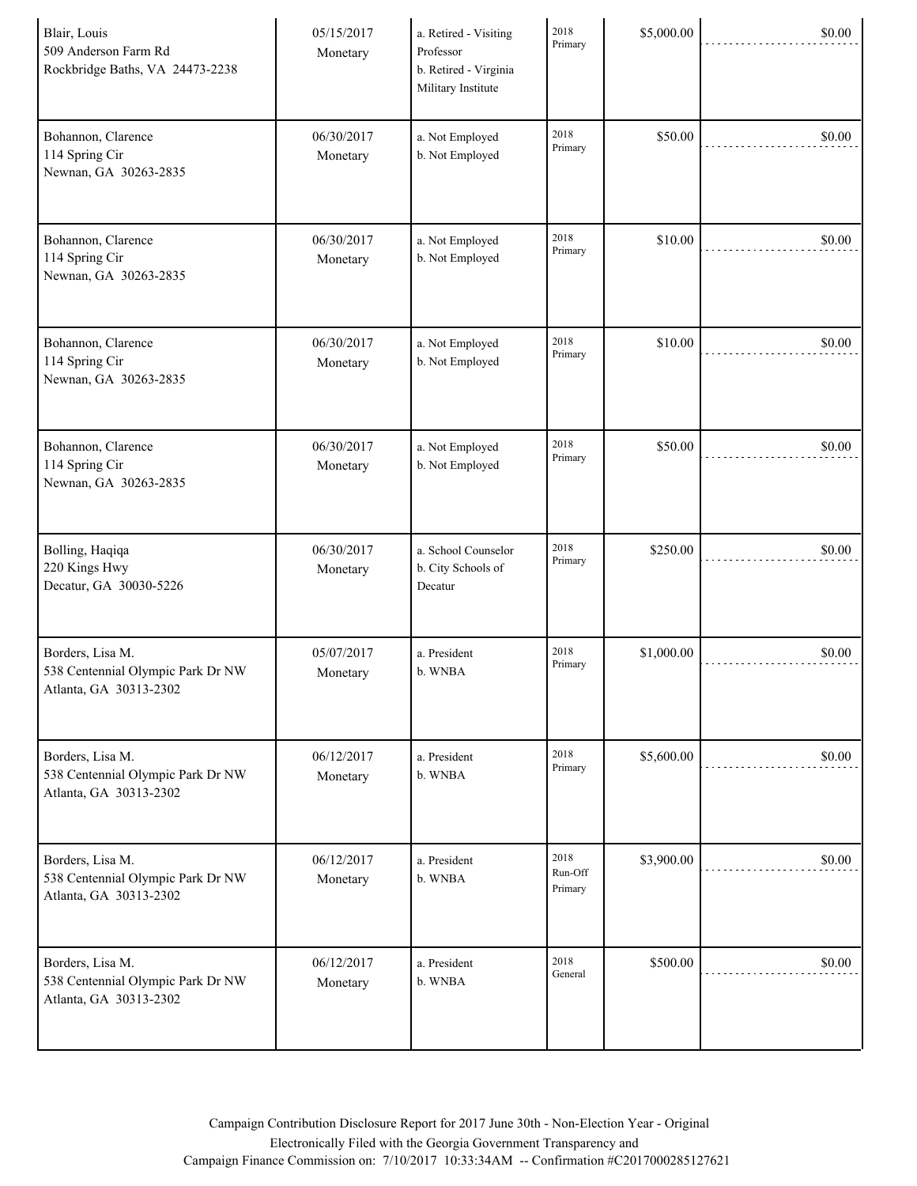| | | | | | |
|---|---|---|---|---|---|
| Blair, Louis<br>509 Anderson Farm Rd<br>Rockbridge Baths, VA 24473-2238 | 05/15/2017<br>Monetary | a. Retired - Visiting Professor<br>b. Retired - Virginia Military Institute | 2018 Primary | $5,000.00 | $0.00 |
| Bohannon, Clarence<br>114 Spring Cir<br>Newnan, GA 30263-2835 | 06/30/2017<br>Monetary | a. Not Employed<br>b. Not Employed | 2018 Primary | $50.00 | $0.00 |
| Bohannon, Clarence<br>114 Spring Cir<br>Newnan, GA 30263-2835 | 06/30/2017<br>Monetary | a. Not Employed<br>b. Not Employed | 2018 Primary | $10.00 | $0.00 |
| Bohannon, Clarence<br>114 Spring Cir<br>Newnan, GA 30263-2835 | 06/30/2017<br>Monetary | a. Not Employed<br>b. Not Employed | 2018 Primary | $10.00 | $0.00 |
| Bohannon, Clarence<br>114 Spring Cir<br>Newnan, GA 30263-2835 | 06/30/2017<br>Monetary | a. Not Employed<br>b. Not Employed | 2018 Primary | $50.00 | $0.00 |
| Bolling, Haqiqa<br>220 Kings Hwy<br>Decatur, GA 30030-5226 | 06/30/2017<br>Monetary | a. School Counselor<br>b. City Schools of Decatur | 2018 Primary | $250.00 | $0.00 |
| Borders, Lisa M.<br>538 Centennial Olympic Park Dr NW<br>Atlanta, GA 30313-2302 | 05/07/2017<br>Monetary | a. President<br>b. WNBA | 2018 Primary | $1,000.00 | $0.00 |
| Borders, Lisa M.<br>538 Centennial Olympic Park Dr NW<br>Atlanta, GA 30313-2302 | 06/12/2017<br>Monetary | a. President<br>b. WNBA | 2018 Primary | $5,600.00 | $0.00 |
| Borders, Lisa M.<br>538 Centennial Olympic Park Dr NW<br>Atlanta, GA 30313-2302 | 06/12/2017<br>Monetary | a. President<br>b. WNBA | 2018 Run-Off Primary | $3,900.00 | $0.00 |
| Borders, Lisa M.<br>538 Centennial Olympic Park Dr NW<br>Atlanta, GA 30313-2302 | 06/12/2017<br>Monetary | a. President<br>b. WNBA | 2018 General | $500.00 | $0.00 |

Campaign Contribution Disclosure Report for 2017 June 30th - Non-Election Year - Original
Electronically Filed with the Georgia Government Transparency and
Campaign Finance Commission on: 7/10/2017 10:33:34AM -- Confirmation #C2017000285127621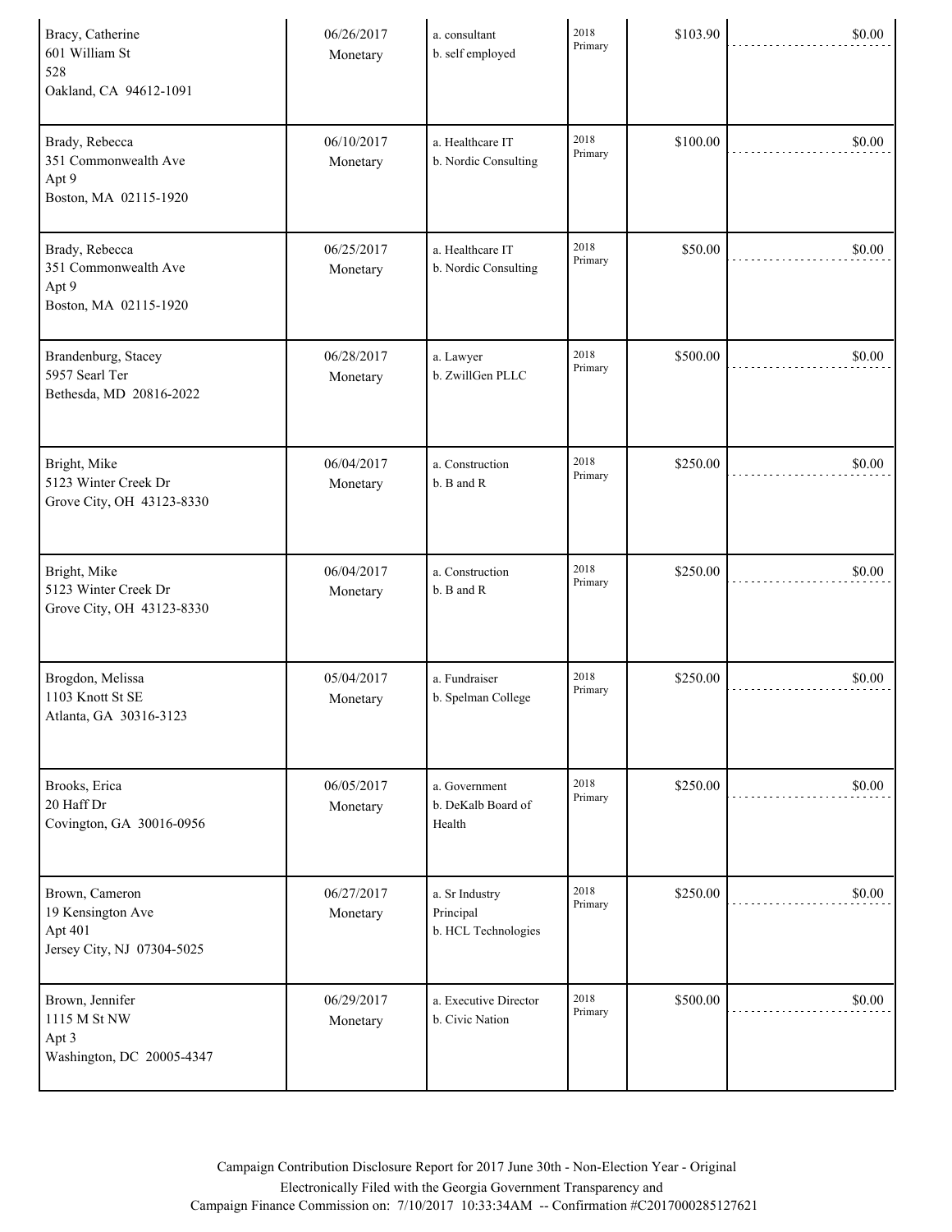| | | | | | |
|---|---|---|---|---|---|
| Bracy, Catherine<br>601 William St<br>528<br>Oakland, CA 94612-1091 | 06/26/2017<br>Monetary | a. consultant<br>b. self employed | 2018 Primary | $103.90 | $0.00 |
| Brady, Rebecca<br>351 Commonwealth Ave<br>Apt 9<br>Boston, MA 02115-1920 | 06/10/2017<br>Monetary | a. Healthcare IT<br>b. Nordic Consulting | 2018 Primary | $100.00 | $0.00 |
| Brady, Rebecca<br>351 Commonwealth Ave<br>Apt 9<br>Boston, MA 02115-1920 | 06/25/2017<br>Monetary | a. Healthcare IT<br>b. Nordic Consulting | 2018 Primary | $50.00 | $0.00 |
| Brandenburg, Stacey<br>5957 Searl Ter<br>Bethesda, MD 20816-2022 | 06/28/2017<br>Monetary | a. Lawyer<br>b. ZwillGen PLLC | 2018 Primary | $500.00 | $0.00 |
| Bright, Mike<br>5123 Winter Creek Dr<br>Grove City, OH 43123-8330 | 06/04/2017<br>Monetary | a. Construction<br>b. B and R | 2018 Primary | $250.00 | $0.00 |
| Bright, Mike<br>5123 Winter Creek Dr<br>Grove City, OH 43123-8330 | 06/04/2017<br>Monetary | a. Construction<br>b. B and R | 2018 Primary | $250.00 | $0.00 |
| Brogdon, Melissa<br>1103 Knott St SE<br>Atlanta, GA 30316-3123 | 05/04/2017<br>Monetary | a. Fundraiser<br>b. Spelman College | 2018 Primary | $250.00 | $0.00 |
| Brooks, Erica<br>20 Haff Dr<br>Covington, GA 30016-0956 | 06/05/2017<br>Monetary | a. Government<br>b. DeKalb Board of Health | 2018 Primary | $250.00 | $0.00 |
| Brown, Cameron<br>19 Kensington Ave<br>Apt 401<br>Jersey City, NJ 07304-5025 | 06/27/2017<br>Monetary | a. Sr Industry Principal<br>b. HCL Technologies | 2018 Primary | $250.00 | $0.00 |
| Brown, Jennifer<br>1115 M St NW<br>Apt 3<br>Washington, DC 20005-4347 | 06/29/2017<br>Monetary | a. Executive Director<br>b. Civic Nation | 2018 Primary | $500.00 | $0.00 |

Campaign Contribution Disclosure Report for 2017 June 30th - Non-Election Year - Original
Electronically Filed with the Georgia Government Transparency and
Campaign Finance Commission on: 7/10/2017 10:33:34AM -- Confirmation #C2017000285127621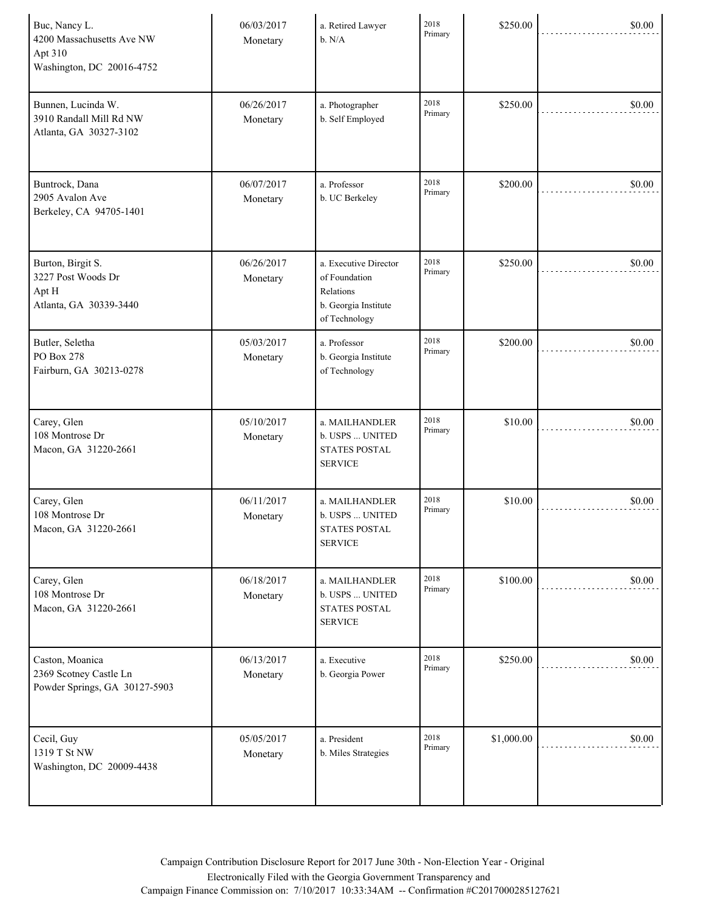| | | | | | |
|---|---|---|---|---|---|
| Buc, Nancy L.<br>4200 Massachusetts Ave NW<br>Apt 310<br>Washington, DC 20016-4752 | 06/03/2017<br>Monetary | a. Retired Lawyer<br>b. N/A | 2018<br>Primary | $250.00 | $0.00 |
| Bunnen, Lucinda W.<br>3910 Randall Mill Rd NW<br>Atlanta, GA 30327-3102 | 06/26/2017<br>Monetary | a. Photographer<br>b. Self Employed | 2018<br>Primary | $250.00 | $0.00 |
| Buntrock, Dana<br>2905 Avalon Ave<br>Berkeley, CA 94705-1401 | 06/07/2017<br>Monetary | a. Professor<br>b. UC Berkeley | 2018<br>Primary | $200.00 | $0.00 |
| Burton, Birgit S.<br>3227 Post Woods Dr<br>Apt H<br>Atlanta, GA 30339-3440 | 06/26/2017<br>Monetary | a. Executive Director of Foundation Relations<br>b. Georgia Institute of Technology | 2018<br>Primary | $250.00 | $0.00 |
| Butler, Seletha<br>PO Box 278<br>Fairburn, GA 30213-0278 | 05/03/2017<br>Monetary | a. Professor<br>b. Georgia Institute of Technology | 2018<br>Primary | $200.00 | $0.00 |
| Carey, Glen<br>108 Montrose Dr<br>Macon, GA 31220-2661 | 05/10/2017<br>Monetary | a. MAILHANDLER<br>b. USPS ... UNITED STATES POSTAL SERVICE | 2018<br>Primary | $10.00 | $0.00 |
| Carey, Glen<br>108 Montrose Dr<br>Macon, GA 31220-2661 | 06/11/2017<br>Monetary | a. MAILHANDLER<br>b. USPS ... UNITED STATES POSTAL SERVICE | 2018<br>Primary | $10.00 | $0.00 |
| Carey, Glen<br>108 Montrose Dr<br>Macon, GA 31220-2661 | 06/18/2017<br>Monetary | a. MAILHANDLER<br>b. USPS ... UNITED STATES POSTAL SERVICE | 2018<br>Primary | $100.00 | $0.00 |
| Caston, Moanica<br>2369 Scotney Castle Ln<br>Powder Springs, GA 30127-5903 | 06/13/2017<br>Monetary | a. Executive<br>b. Georgia Power | 2018<br>Primary | $250.00 | $0.00 |
| Cecil, Guy<br>1319 T St NW<br>Washington, DC 20009-4438 | 05/05/2017<br>Monetary | a. President<br>b. Miles Strategies | 2018<br>Primary | $1,000.00 | $0.00 |

Campaign Contribution Disclosure Report for 2017 June 30th - Non-Election Year - Original
Electronically Filed with the Georgia Government Transparency and
Campaign Finance Commission on: 7/10/2017 10:33:34AM -- Confirmation #C2017000285127621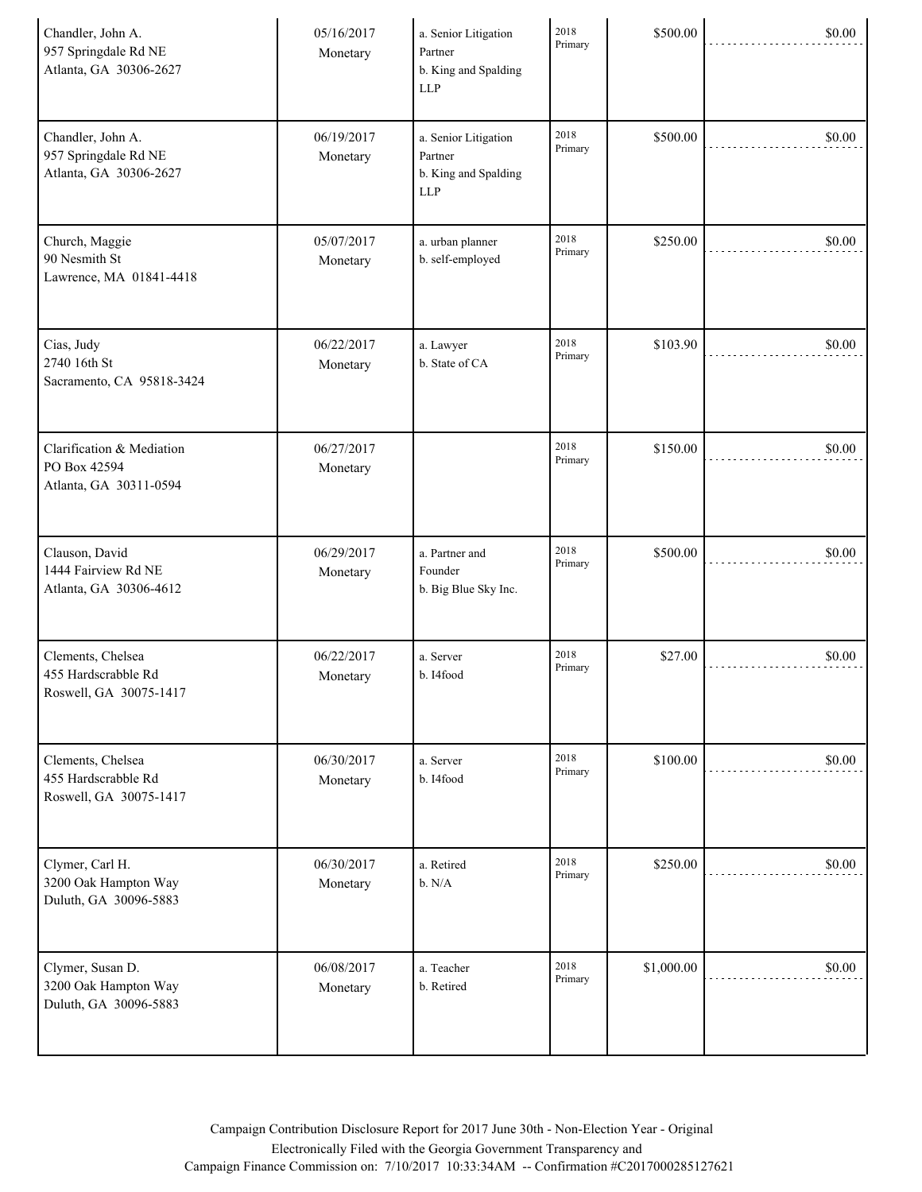| | | | | | |
|---|---|---|---|---|---|
| Chandler, John A.<br>957 Springdale Rd NE<br>Atlanta, GA 30306-2627 | 05/16/2017<br>Monetary | a. Senior Litigation Partner<br>b. King and Spalding LLP | 2018 Primary | $500.00 | $0.00 |
| Chandler, John A.<br>957 Springdale Rd NE<br>Atlanta, GA 30306-2627 | 06/19/2017<br>Monetary | a. Senior Litigation Partner<br>b. King and Spalding LLP | 2018 Primary | $500.00 | $0.00 |
| Church, Maggie<br>90 Nesmith St<br>Lawrence, MA 01841-4418 | 05/07/2017<br>Monetary | a. urban planner<br>b. self-employed | 2018 Primary | $250.00 | $0.00 |
| Cias, Judy<br>2740 16th St<br>Sacramento, CA 95818-3424 | 06/22/2017<br>Monetary | a. Lawyer<br>b. State of CA | 2018 Primary | $103.90 | $0.00 |
| Clarification & Mediation<br>PO Box 42594<br>Atlanta, GA 30311-0594 | 06/27/2017<br>Monetary | | 2018 Primary | $150.00 | $0.00 |
| Clauson, David<br>1444 Fairview Rd NE<br>Atlanta, GA 30306-4612 | 06/29/2017<br>Monetary | a. Partner and Founder<br>b. Big Blue Sky Inc. | 2018 Primary | $500.00 | $0.00 |
| Clements, Chelsea<br>455 Hardscrabble Rd<br>Roswell, GA 30075-1417 | 06/22/2017<br>Monetary | a. Server<br>b. I4food | 2018 Primary | $27.00 | $0.00 |
| Clements, Chelsea<br>455 Hardscrabble Rd<br>Roswell, GA 30075-1417 | 06/30/2017<br>Monetary | a. Server<br>b. I4food | 2018 Primary | $100.00 | $0.00 |
| Clymer, Carl H.<br>3200 Oak Hampton Way<br>Duluth, GA 30096-5883 | 06/30/2017<br>Monetary | a. Retired<br>b. N/A | 2018 Primary | $250.00 | $0.00 |
| Clymer, Susan D.<br>3200 Oak Hampton Way<br>Duluth, GA 30096-5883 | 06/08/2017<br>Monetary | a. Teacher<br>b. Retired | 2018 Primary | $1,000.00 | $0.00 |

Campaign Contribution Disclosure Report for 2017 June 30th - Non-Election Year - Original
Electronically Filed with the Georgia Government Transparency and
Campaign Finance Commission on: 7/10/2017 10:33:34AM -- Confirmation #C2017000285127621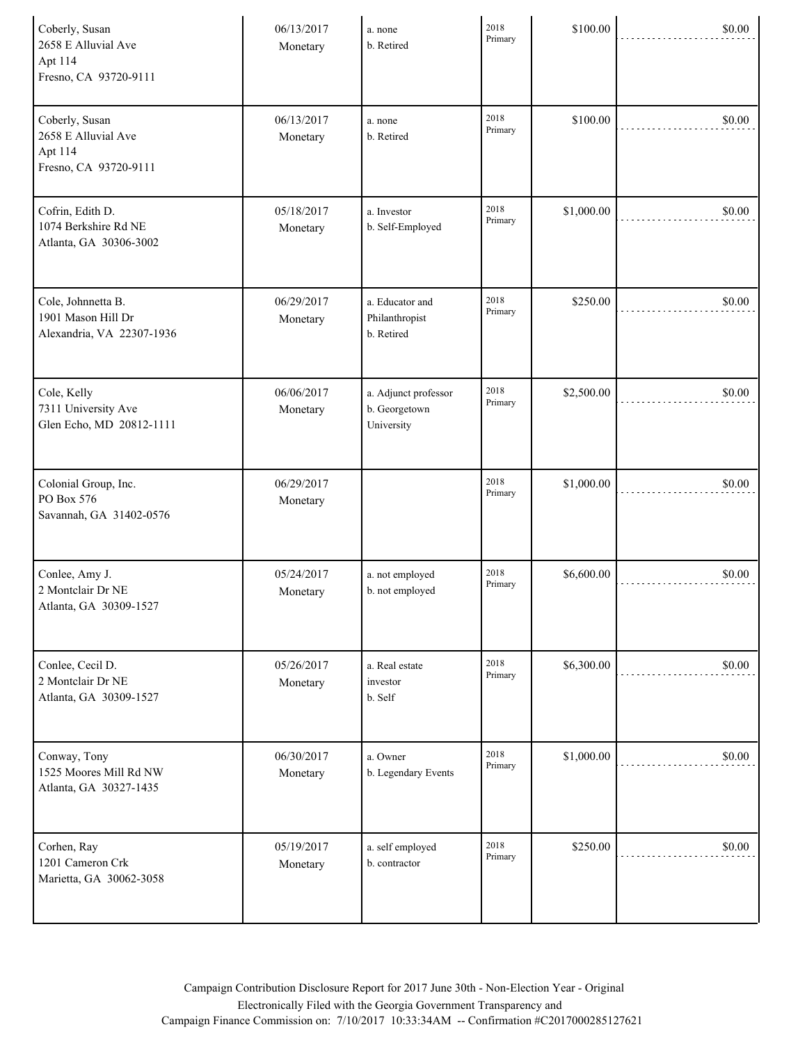| | | | | | |
|---|---|---|---|---|---|
| Coberly, Susan<br>2658 E Alluvial Ave<br>Apt 114<br>Fresno, CA 93720-9111 | 06/13/2017<br>Monetary | a. none<br>b. Retired | 2018<br>Primary | $100.00 | $0.00 |
| Coberly, Susan<br>2658 E Alluvial Ave<br>Apt 114<br>Fresno, CA 93720-9111 | 06/13/2017<br>Monetary | a. none<br>b. Retired | 2018<br>Primary | $100.00 | $0.00 |
| Cofrin, Edith D.<br>1074 Berkshire Rd NE<br>Atlanta, GA 30306-3002 | 05/18/2017<br>Monetary | a. Investor<br>b. Self-Employed | 2018<br>Primary | $1,000.00 | $0.00 |
| Cole, Johnnetta B.<br>1901 Mason Hill Dr<br>Alexandria, VA 22307-1936 | 06/29/2017<br>Monetary | a. Educator and Philanthropist<br>b. Retired | 2018<br>Primary | $250.00 | $0.00 |
| Cole, Kelly<br>7311 University Ave<br>Glen Echo, MD 20812-1111 | 06/06/2017<br>Monetary | a. Adjunct professor<br>b. Georgetown University | 2018<br>Primary | $2,500.00 | $0.00 |
| Colonial Group, Inc.<br>PO Box 576<br>Savannah, GA 31402-0576 | 06/29/2017<br>Monetary | | 2018<br>Primary | $1,000.00 | $0.00 |
| Conlee, Amy J.<br>2 Montclair Dr NE<br>Atlanta, GA 30309-1527 | 05/24/2017<br>Monetary | a. not employed<br>b. not employed | 2018<br>Primary | $6,600.00 | $0.00 |
| Conlee, Cecil D.<br>2 Montclair Dr NE<br>Atlanta, GA 30309-1527 | 05/26/2017<br>Monetary | a. Real estate investor<br>b. Self | 2018<br>Primary | $6,300.00 | $0.00 |
| Conway, Tony<br>1525 Moores Mill Rd NW<br>Atlanta, GA 30327-1435 | 06/30/2017<br>Monetary | a. Owner<br>b. Legendary Events | 2018<br>Primary | $1,000.00 | $0.00 |
| Corhen, Ray<br>1201 Cameron Crk<br>Marietta, GA 30062-3058 | 05/19/2017<br>Monetary | a. self employed<br>b. contractor | 2018<br>Primary | $250.00 | $0.00 |

Campaign Contribution Disclosure Report for 2017 June 30th - Non-Election Year - Original
Electronically Filed with the Georgia Government Transparency and
Campaign Finance Commission on: 7/10/2017 10:33:34AM -- Confirmation #C2017000285127621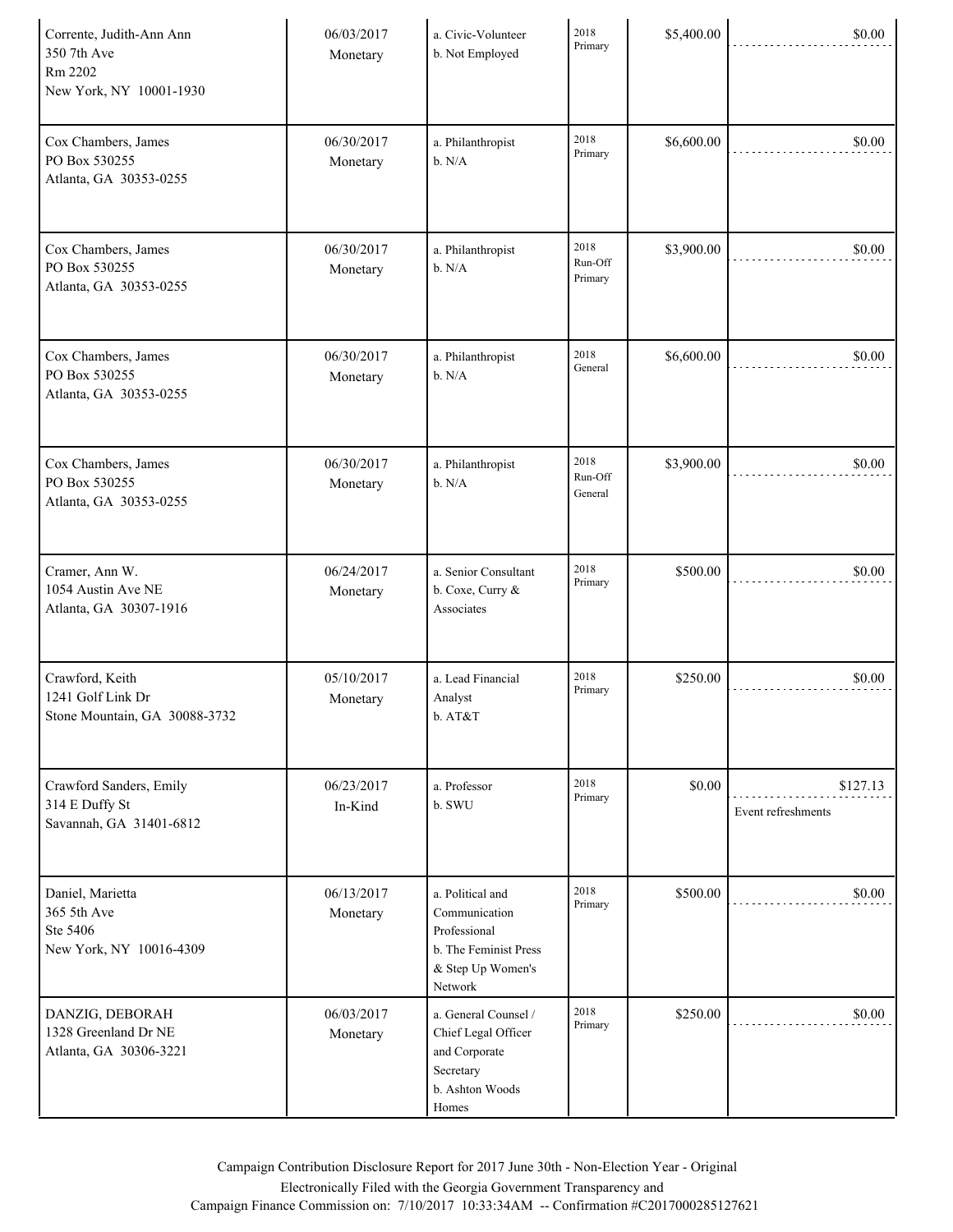| Contributor | Date / Type | Occupation / Employer | Election | Amount | In-Kind |
|---|---|---|---|---|---|
| Corrente, Judith-Ann Ann<br>350 7th Ave<br>Rm 2202<br>New York, NY 10001-1930 | 06/03/2017<br>Monetary | a. Civic-Volunteer<br>b. Not Employed | 2018 Primary | $5,400.00 | $0.00 |
| Cox Chambers, James<br>PO Box 530255<br>Atlanta, GA 30353-0255 | 06/30/2017<br>Monetary | a. Philanthropist<br>b. N/A | 2018 Primary | $6,600.00 | $0.00 |
| Cox Chambers, James<br>PO Box 530255<br>Atlanta, GA 30353-0255 | 06/30/2017<br>Monetary | a. Philanthropist<br>b. N/A | 2018 Run-Off Primary | $3,900.00 | $0.00 |
| Cox Chambers, James<br>PO Box 530255<br>Atlanta, GA 30353-0255 | 06/30/2017<br>Monetary | a. Philanthropist<br>b. N/A | 2018 General | $6,600.00 | $0.00 |
| Cox Chambers, James<br>PO Box 530255<br>Atlanta, GA 30353-0255 | 06/30/2017<br>Monetary | a. Philanthropist<br>b. N/A | 2018 Run-Off General | $3,900.00 | $0.00 |
| Cramer, Ann W.<br>1054 Austin Ave NE<br>Atlanta, GA 30307-1916 | 06/24/2017<br>Monetary | a. Senior Consultant<br>b. Coxe, Curry & Associates | 2018 Primary | $500.00 | $0.00 |
| Crawford, Keith<br>1241 Golf Link Dr<br>Stone Mountain, GA 30088-3732 | 05/10/2017<br>Monetary | a. Lead Financial Analyst<br>b. AT&T | 2018 Primary | $250.00 | $0.00 |
| Crawford Sanders, Emily<br>314 E Duffy St<br>Savannah, GA 31401-6812 | 06/23/2017<br>In-Kind | a. Professor<br>b. SWU | 2018 Primary | $0.00 | $127.13<br>Event refreshments |
| Daniel, Marietta<br>365 5th Ave<br>Ste 5406<br>New York, NY 10016-4309 | 06/13/2017<br>Monetary | a. Political and Communication Professional<br>b. The Feminist Press & Step Up Women's Network | 2018 Primary | $500.00 | $0.00 |
| DANZIG, DEBORAH<br>1328 Greenland Dr NE<br>Atlanta, GA 30306-3221 | 06/03/2017<br>Monetary | a. General Counsel / Chief Legal Officer and Corporate Secretary<br>b. Ashton Woods Homes | 2018 Primary | $250.00 | $0.00 |

Campaign Contribution Disclosure Report for 2017 June 30th - Non-Election Year - Original
Electronically Filed with the Georgia Government Transparency and
Campaign Finance Commission on: 7/10/2017 10:33:34AM -- Confirmation #C2017000285127621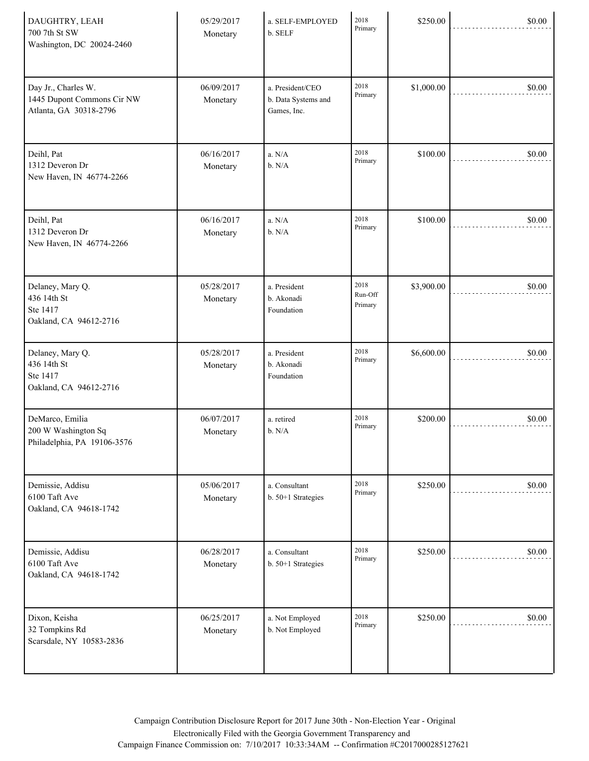| | | | | | |
|---|---|---|---|---|---|
| DAUGHTRY, LEAH<br>700 7th St SW<br>Washington, DC 20024-2460 | 05/29/2017<br>Monetary | a. SELF-EMPLOYED<br>b. SELF | 2018 Primary | $250.00 | $0.00 |
| Day Jr., Charles W.<br>1445 Dupont Commons Cir NW<br>Atlanta, GA 30318-2796 | 06/09/2017<br>Monetary | a. President/CEO<br>b. Data Systems and Games, Inc. | 2018 Primary | $1,000.00 | $0.00 |
| Deihl, Pat<br>1312 Deveron Dr<br>New Haven, IN 46774-2266 | 06/16/2017<br>Monetary | a. N/A<br>b. N/A | 2018 Primary | $100.00 | $0.00 |
| Deihl, Pat<br>1312 Deveron Dr<br>New Haven, IN 46774-2266 | 06/16/2017<br>Monetary | a. N/A<br>b. N/A | 2018 Primary | $100.00 | $0.00 |
| Delaney, Mary Q.<br>436 14th St<br>Ste 1417<br>Oakland, CA 94612-2716 | 05/28/2017<br>Monetary | a. President<br>b. Akonadi Foundation | 2018 Run-Off Primary | $3,900.00 | $0.00 |
| Delaney, Mary Q.<br>436 14th St<br>Ste 1417<br>Oakland, CA 94612-2716 | 05/28/2017<br>Monetary | a. President<br>b. Akonadi Foundation | 2018 Primary | $6,600.00 | $0.00 |
| DeMarco, Emilia<br>200 W Washington Sq<br>Philadelphia, PA 19106-3576 | 06/07/2017<br>Monetary | a. retired<br>b. N/A | 2018 Primary | $200.00 | $0.00 |
| Demissie, Addisu<br>6100 Taft Ave<br>Oakland, CA 94618-1742 | 05/06/2017<br>Monetary | a. Consultant<br>b. 50+1 Strategies | 2018 Primary | $250.00 | $0.00 |
| Demissie, Addisu<br>6100 Taft Ave<br>Oakland, CA 94618-1742 | 06/28/2017<br>Monetary | a. Consultant<br>b. 50+1 Strategies | 2018 Primary | $250.00 | $0.00 |
| Dixon, Keisha<br>32 Tompkins Rd<br>Scarsdale, NY 10583-2836 | 06/25/2017<br>Monetary | a. Not Employed<br>b. Not Employed | 2018 Primary | $250.00 | $0.00 |

Campaign Contribution Disclosure Report for 2017 June 30th - Non-Election Year - Original
Electronically Filed with the Georgia Government Transparency and
Campaign Finance Commission on: 7/10/2017 10:33:34AM -- Confirmation #C2017000285127621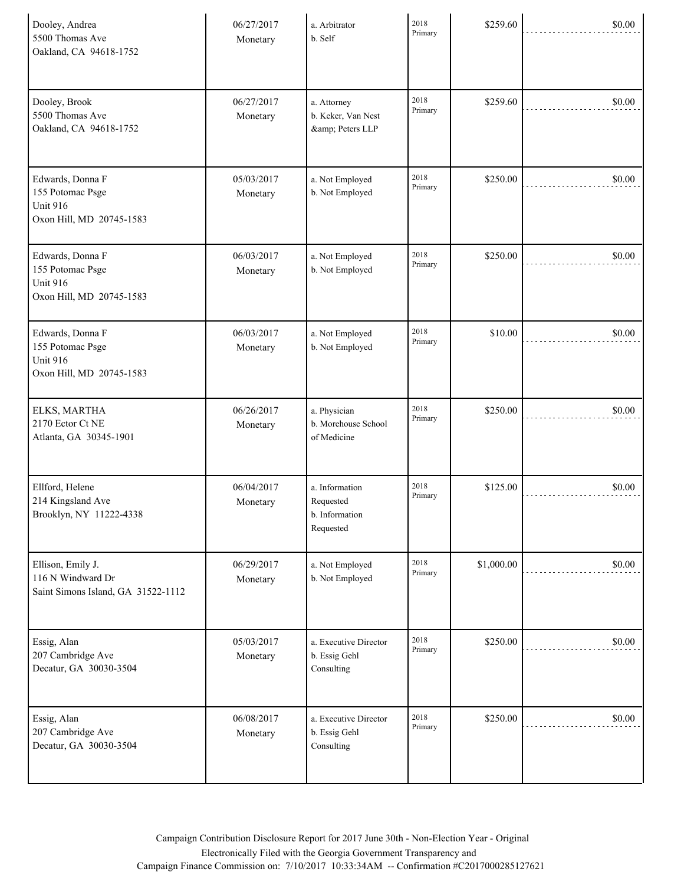| | | | | | |
|---|---|---|---|---|---|
| Dooley, Andrea<br>5500 Thomas Ave<br>Oakland, CA 94618-1752 | 06/27/2017<br>Monetary | a. Arbitrator<br>b. Self | 2018<br>Primary | $259.60 | $0.00 |
| Dooley, Brook<br>5500 Thomas Ave<br>Oakland, CA 94618-1752 | 06/27/2017<br>Monetary | a. Attorney<br>b. Keker, Van Nest &amp; Peters LLP | 2018<br>Primary | $259.60 | $0.00 |
| Edwards, Donna F<br>155 Potomac Psge<br>Unit 916<br>Oxon Hill, MD 20745-1583 | 05/03/2017<br>Monetary | a. Not Employed<br>b. Not Employed | 2018<br>Primary | $250.00 | $0.00 |
| Edwards, Donna F<br>155 Potomac Psge<br>Unit 916<br>Oxon Hill, MD 20745-1583 | 06/03/2017<br>Monetary | a. Not Employed<br>b. Not Employed | 2018<br>Primary | $250.00 | $0.00 |
| Edwards, Donna F<br>155 Potomac Psge<br>Unit 916<br>Oxon Hill, MD 20745-1583 | 06/03/2017<br>Monetary | a. Not Employed<br>b. Not Employed | 2018<br>Primary | $10.00 | $0.00 |
| ELKS, MARTHA<br>2170 Ector Ct NE<br>Atlanta, GA 30345-1901 | 06/26/2017<br>Monetary | a. Physician<br>b. Morehouse School of Medicine | 2018<br>Primary | $250.00 | $0.00 |
| Ellford, Helene<br>214 Kingsland Ave<br>Brooklyn, NY 11222-4338 | 06/04/2017<br>Monetary | a. Information Requested<br>b. Information Requested | 2018<br>Primary | $125.00 | $0.00 |
| Ellison, Emily J.<br>116 N Windward Dr<br>Saint Simons Island, GA 31522-1112 | 06/29/2017<br>Monetary | a. Not Employed<br>b. Not Employed | 2018<br>Primary | $1,000.00 | $0.00 |
| Essig, Alan<br>207 Cambridge Ave<br>Decatur, GA 30030-3504 | 05/03/2017<br>Monetary | a. Executive Director<br>b. Essig Gehl Consulting | 2018<br>Primary | $250.00 | $0.00 |
| Essig, Alan<br>207 Cambridge Ave<br>Decatur, GA 30030-3504 | 06/08/2017<br>Monetary | a. Executive Director<br>b. Essig Gehl Consulting | 2018<br>Primary | $250.00 | $0.00 |

Campaign Contribution Disclosure Report for 2017 June 30th - Non-Election Year - Original
Electronically Filed with the Georgia Government Transparency and
Campaign Finance Commission on: 7/10/2017 10:33:34AM -- Confirmation #C2017000285127621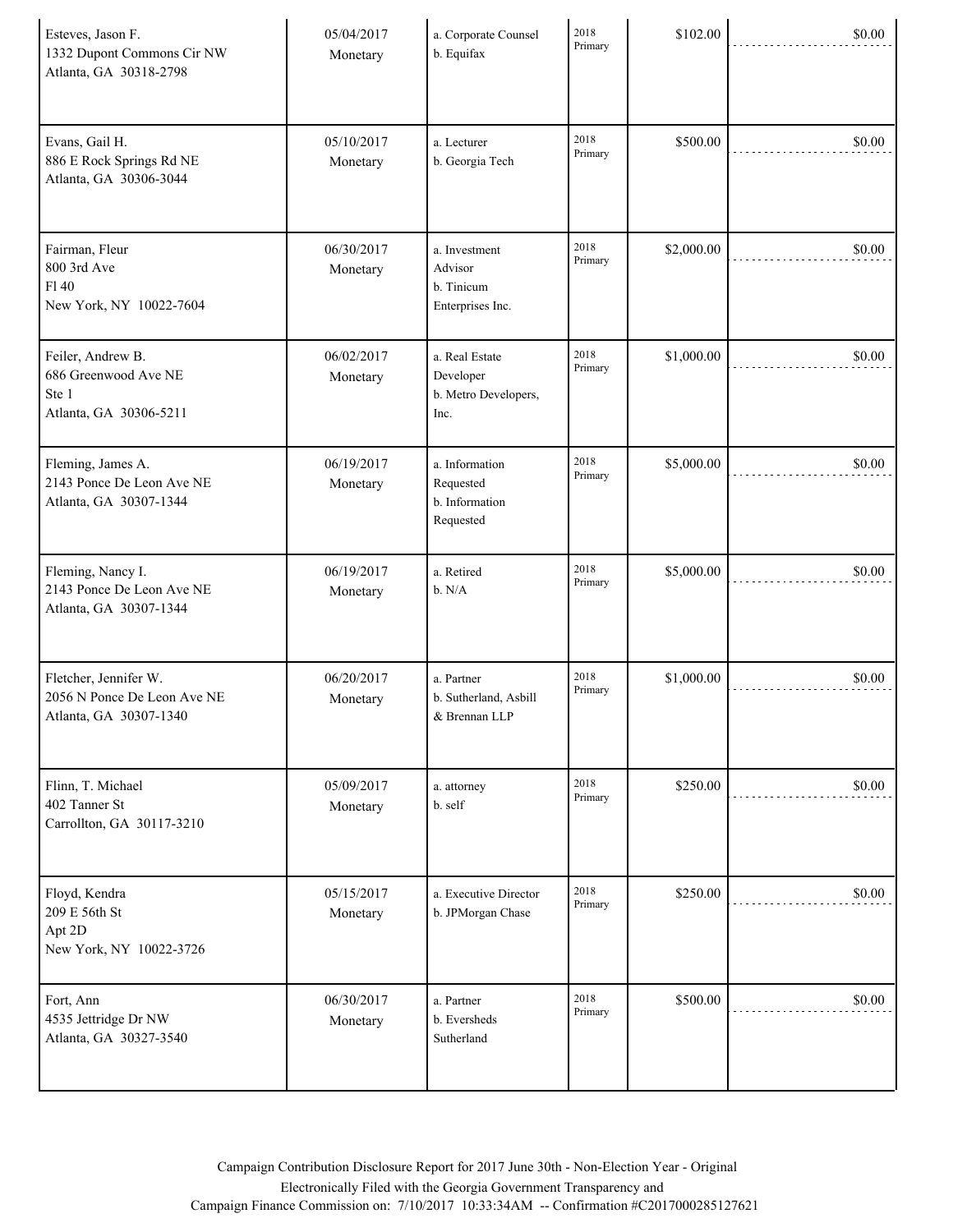| Name / Address | Date / Type | a. Occupation / b. Employer | Election | Amount | |
|---|---|---|---|---|---|
| Esteves, Jason F.<br>1332 Dupont Commons Cir NW<br>Atlanta, GA 30318-2798 | 05/04/2017<br>Monetary | a. Corporate Counsel<br>b. Equifax | 2018 Primary | $102.00 | $0.00 |
| Evans, Gail H.<br>886 E Rock Springs Rd NE<br>Atlanta, GA 30306-3044 | 05/10/2017<br>Monetary | a. Lecturer<br>b. Georgia Tech | 2018 Primary | $500.00 | $0.00 |
| Fairman, Fleur<br>800 3rd Ave<br>Fl 40<br>New York, NY 10022-7604 | 06/30/2017<br>Monetary | a. Investment Advisor<br>b. Tinicum Enterprises Inc. | 2018 Primary | $2,000.00 | $0.00 |
| Feiler, Andrew B.<br>686 Greenwood Ave NE<br>Ste 1<br>Atlanta, GA 30306-5211 | 06/02/2017<br>Monetary | a. Real Estate Developer<br>b. Metro Developers, Inc. | 2018 Primary | $1,000.00 | $0.00 |
| Fleming, James A.<br>2143 Ponce De Leon Ave NE<br>Atlanta, GA 30307-1344 | 06/19/2017<br>Monetary | a. Information Requested<br>b. Information Requested | 2018 Primary | $5,000.00 | $0.00 |
| Fleming, Nancy I.<br>2143 Ponce De Leon Ave NE<br>Atlanta, GA 30307-1344 | 06/19/2017<br>Monetary | a. Retired<br>b. N/A | 2018 Primary | $5,000.00 | $0.00 |
| Fletcher, Jennifer W.<br>2056 N Ponce De Leon Ave NE<br>Atlanta, GA 30307-1340 | 06/20/2017<br>Monetary | a. Partner<br>b. Sutherland, Asbill & Brennan LLP | 2018 Primary | $1,000.00 | $0.00 |
| Flinn, T. Michael<br>402 Tanner St<br>Carrollton, GA 30117-3210 | 05/09/2017<br>Monetary | a. attorney<br>b. self | 2018 Primary | $250.00 | $0.00 |
| Floyd, Kendra<br>209 E 56th St<br>Apt 2D<br>New York, NY 10022-3726 | 05/15/2017<br>Monetary | a. Executive Director<br>b. JPMorgan Chase | 2018 Primary | $250.00 | $0.00 |
| Fort, Ann<br>4535 Jettridge Dr NW<br>Atlanta, GA 30327-3540 | 06/30/2017<br>Monetary | a. Partner<br>b. Eversheds Sutherland | 2018 Primary | $500.00 | $0.00 |

Campaign Contribution Disclosure Report for 2017 June 30th - Non-Election Year - Original
Electronically Filed with the Georgia Government Transparency and
Campaign Finance Commission on: 7/10/2017 10:33:34AM -- Confirmation #C2017000285127621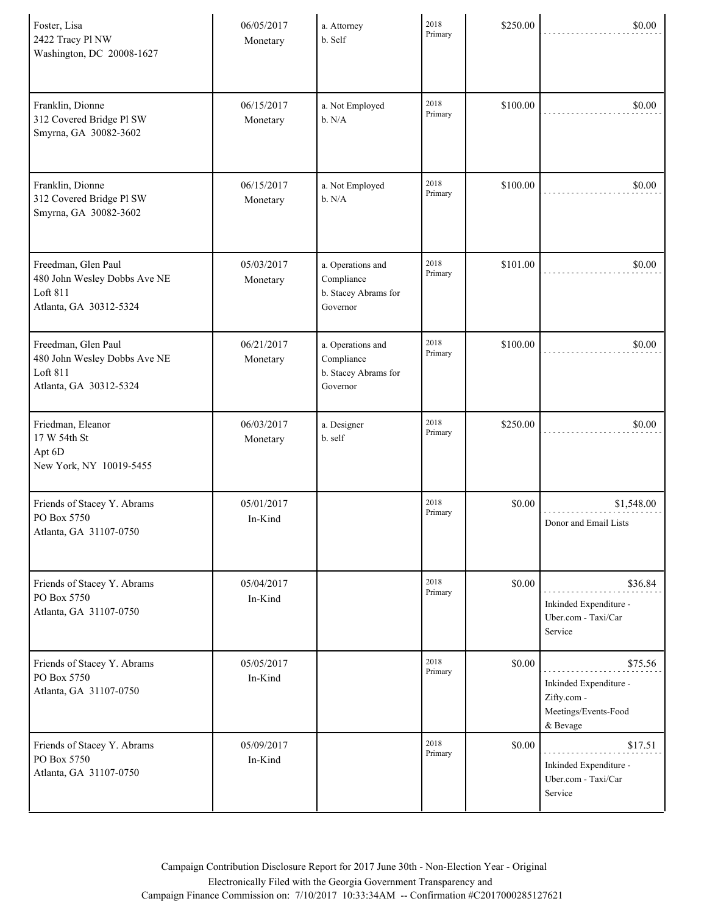| | | | | | |
|---|---|---|---|---|---|
| Foster, Lisa<br>2422 Tracy Pl NW<br>Washington, DC 20008-1627 | 06/05/2017<br>Monetary | a. Attorney<br>b. Self | 2018 Primary | $250.00 | $0.00 |
| Franklin, Dionne<br>312 Covered Bridge Pl SW<br>Smyrna, GA 30082-3602 | 06/15/2017<br>Monetary | a. Not Employed<br>b. N/A | 2018 Primary | $100.00 | $0.00 |
| Franklin, Dionne<br>312 Covered Bridge Pl SW<br>Smyrna, GA 30082-3602 | 06/15/2017<br>Monetary | a. Not Employed<br>b. N/A | 2018 Primary | $100.00 | $0.00 |
| Freedman, Glen Paul<br>480 John Wesley Dobbs Ave NE<br>Loft 811<br>Atlanta, GA 30312-5324 | 05/03/2017<br>Monetary | a. Operations and Compliance<br>b. Stacey Abrams for Governor | 2018 Primary | $101.00 | $0.00 |
| Freedman, Glen Paul<br>480 John Wesley Dobbs Ave NE<br>Loft 811<br>Atlanta, GA 30312-5324 | 06/21/2017<br>Monetary | a. Operations and Compliance<br>b. Stacey Abrams for Governor | 2018 Primary | $100.00 | $0.00 |
| Friedman, Eleanor<br>17 W 54th St<br>Apt 6D<br>New York, NY 10019-5455 | 06/03/2017<br>Monetary | a. Designer<br>b. self | 2018 Primary | $250.00 | $0.00 |
| Friends of Stacey Y. Abrams<br>PO Box 5750<br>Atlanta, GA 31107-0750 | 05/01/2017<br>In-Kind | | 2018 Primary | $0.00 | $1,548.00<br>Donor and Email Lists |
| Friends of Stacey Y. Abrams<br>PO Box 5750<br>Atlanta, GA 31107-0750 | 05/04/2017<br>In-Kind | | 2018 Primary | $0.00 | $36.84<br>Inkinded Expenditure - Uber.com - Taxi/Car Service |
| Friends of Stacey Y. Abrams<br>PO Box 5750<br>Atlanta, GA 31107-0750 | 05/05/2017<br>In-Kind | | 2018 Primary | $0.00 | $75.56<br>Inkinded Expenditure - Zifty.com - Meetings/Events-Food & Bevage |
| Friends of Stacey Y. Abrams<br>PO Box 5750<br>Atlanta, GA 31107-0750 | 05/09/2017<br>In-Kind | | 2018 Primary | $0.00 | $17.51<br>Inkinded Expenditure - Uber.com - Taxi/Car Service |

Campaign Contribution Disclosure Report for 2017 June 30th - Non-Election Year - Original
Electronically Filed with the Georgia Government Transparency and
Campaign Finance Commission on: 7/10/2017 10:33:34AM -- Confirmation #C2017000285127621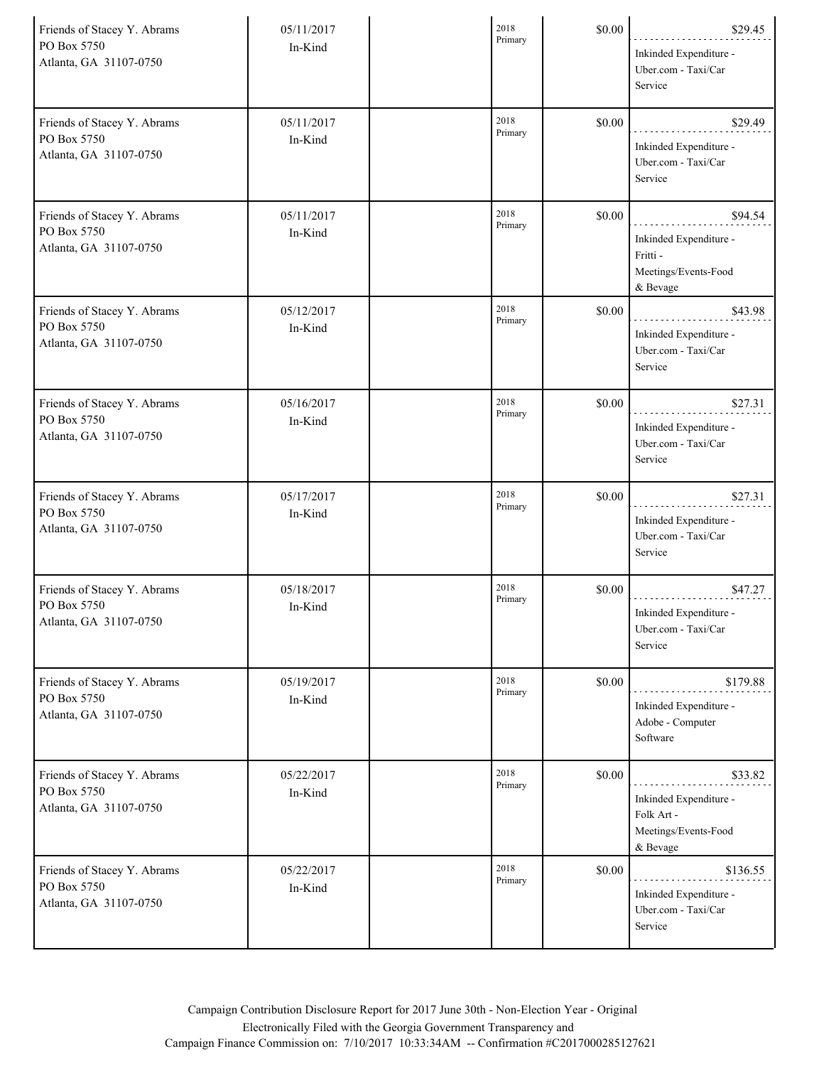| | | | | | |
|---|---|---|---|---|---|
| Friends of Stacey Y. Abrams<br>PO Box 5750<br>Atlanta, GA 31107-0750 | 05/11/2017<br>In-Kind | | 2018<br>Primary | $0.00 | $29.45<br>Inkinded Expenditure - Uber.com - Taxi/Car Service |
| Friends of Stacey Y. Abrams<br>PO Box 5750<br>Atlanta, GA 31107-0750 | 05/11/2017<br>In-Kind | | 2018<br>Primary | $0.00 | $29.49<br>Inkinded Expenditure - Uber.com - Taxi/Car Service |
| Friends of Stacey Y. Abrams<br>PO Box 5750<br>Atlanta, GA 31107-0750 | 05/11/2017<br>In-Kind | | 2018<br>Primary | $0.00 | $94.54<br>Inkinded Expenditure - Fritti - Meetings/Events-Food & Bevage |
| Friends of Stacey Y. Abrams<br>PO Box 5750<br>Atlanta, GA 31107-0750 | 05/12/2017<br>In-Kind | | 2018<br>Primary | $0.00 | $43.98<br>Inkinded Expenditure - Uber.com - Taxi/Car Service |
| Friends of Stacey Y. Abrams<br>PO Box 5750<br>Atlanta, GA 31107-0750 | 05/16/2017<br>In-Kind | | 2018<br>Primary | $0.00 | $27.31<br>Inkinded Expenditure - Uber.com - Taxi/Car Service |
| Friends of Stacey Y. Abrams<br>PO Box 5750<br>Atlanta, GA 31107-0750 | 05/17/2017<br>In-Kind | | 2018<br>Primary | $0.00 | $27.31<br>Inkinded Expenditure - Uber.com - Taxi/Car Service |
| Friends of Stacey Y. Abrams<br>PO Box 5750<br>Atlanta, GA 31107-0750 | 05/18/2017<br>In-Kind | | 2018<br>Primary | $0.00 | $47.27<br>Inkinded Expenditure - Uber.com - Taxi/Car Service |
| Friends of Stacey Y. Abrams<br>PO Box 5750<br>Atlanta, GA 31107-0750 | 05/19/2017<br>In-Kind | | 2018<br>Primary | $0.00 | $179.88<br>Inkinded Expenditure - Adobe - Computer Software |
| Friends of Stacey Y. Abrams<br>PO Box 5750<br>Atlanta, GA 31107-0750 | 05/22/2017<br>In-Kind | | 2018<br>Primary | $0.00 | $33.82<br>Inkinded Expenditure - Folk Art - Meetings/Events-Food & Bevage |
| Friends of Stacey Y. Abrams<br>PO Box 5750<br>Atlanta, GA 31107-0750 | 05/22/2017<br>In-Kind | | 2018<br>Primary | $0.00 | $136.55<br>Inkinded Expenditure - Uber.com - Taxi/Car Service |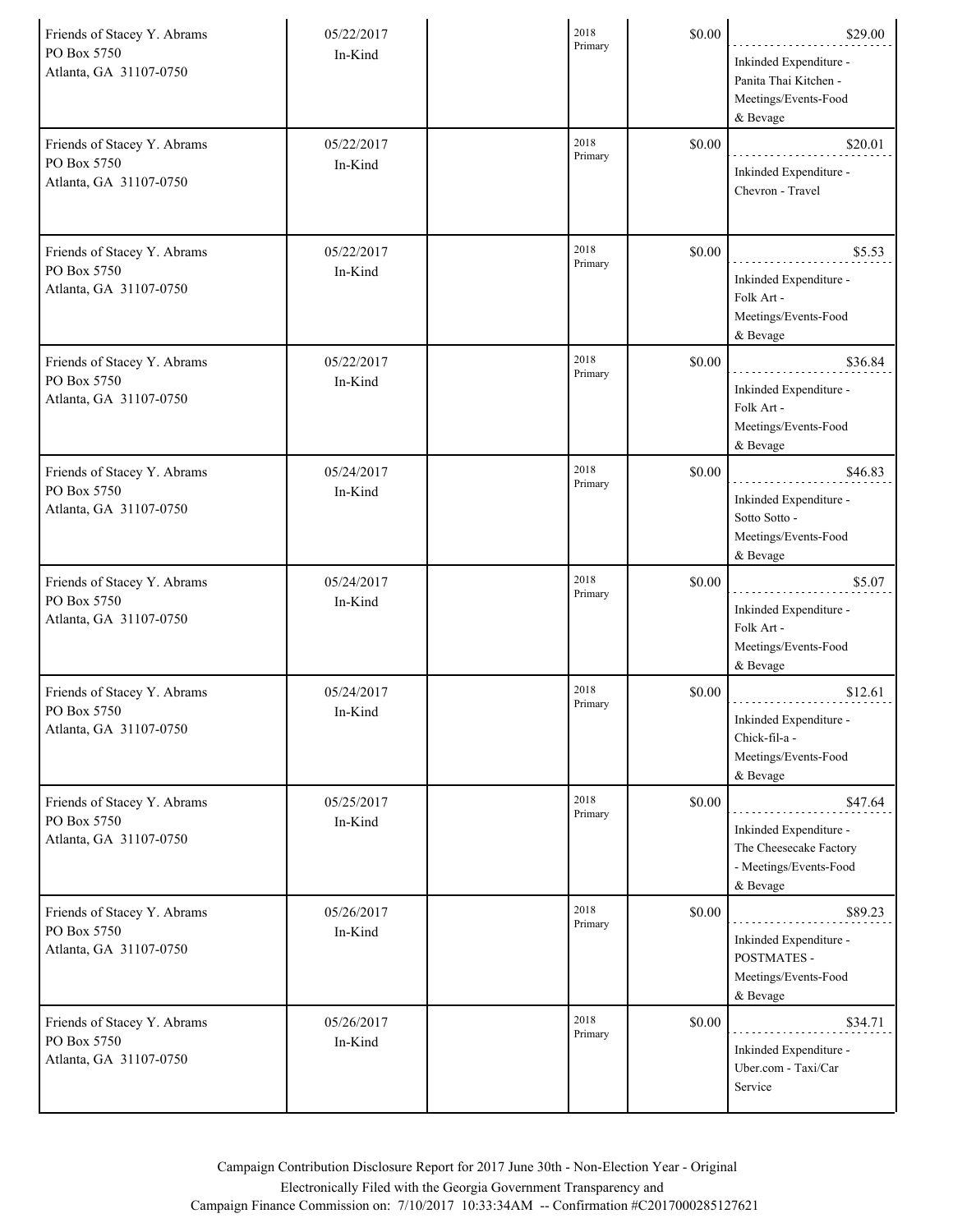| | | | | | |
|---|---|---|---|---|---|
| Friends of Stacey Y. Abrams<br>PO Box 5750<br>Atlanta, GA 31107-0750 | 05/22/2017<br>In-Kind | | 2018 Primary | $0.00 | $29.00<br>Inkinded Expenditure - Panita Thai Kitchen - Meetings/Events-Food & Bevage |
| Friends of Stacey Y. Abrams<br>PO Box 5750<br>Atlanta, GA 31107-0750 | 05/22/2017<br>In-Kind | | 2018 Primary | $0.00 | $20.01<br>Inkinded Expenditure - Chevron - Travel |
| Friends of Stacey Y. Abrams<br>PO Box 5750<br>Atlanta, GA 31107-0750 | 05/22/2017<br>In-Kind | | 2018 Primary | $0.00 | $5.53<br>Inkinded Expenditure - Folk Art - Meetings/Events-Food & Bevage |
| Friends of Stacey Y. Abrams<br>PO Box 5750<br>Atlanta, GA 31107-0750 | 05/22/2017<br>In-Kind | | 2018 Primary | $0.00 | $36.84<br>Inkinded Expenditure - Folk Art - Meetings/Events-Food & Bevage |
| Friends of Stacey Y. Abrams<br>PO Box 5750<br>Atlanta, GA 31107-0750 | 05/24/2017<br>In-Kind | | 2018 Primary | $0.00 | $46.83<br>Inkinded Expenditure - Sotto Sotto - Meetings/Events-Food & Bevage |
| Friends of Stacey Y. Abrams<br>PO Box 5750<br>Atlanta, GA 31107-0750 | 05/24/2017<br>In-Kind | | 2018 Primary | $0.00 | $5.07<br>Inkinded Expenditure - Folk Art - Meetings/Events-Food & Bevage |
| Friends of Stacey Y. Abrams<br>PO Box 5750<br>Atlanta, GA 31107-0750 | 05/24/2017<br>In-Kind | | 2018 Primary | $0.00 | $12.61<br>Inkinded Expenditure - Chick-fil-a - Meetings/Events-Food & Bevage |
| Friends of Stacey Y. Abrams<br>PO Box 5750<br>Atlanta, GA 31107-0750 | 05/25/2017<br>In-Kind | | 2018 Primary | $0.00 | $47.64<br>Inkinded Expenditure - The Cheesecake Factory - Meetings/Events-Food & Bevage |
| Friends of Stacey Y. Abrams<br>PO Box 5750<br>Atlanta, GA 31107-0750 | 05/26/2017<br>In-Kind | | 2018 Primary | $0.00 | $89.23<br>Inkinded Expenditure - POSTMATES - Meetings/Events-Food & Bevage |
| Friends of Stacey Y. Abrams<br>PO Box 5750<br>Atlanta, GA 31107-0750 | 05/26/2017<br>In-Kind | | 2018 Primary | $0.00 | $34.71<br>Inkinded Expenditure - Uber.com - Taxi/Car Service |

Campaign Contribution Disclosure Report for 2017 June 30th - Non-Election Year - Original
Electronically Filed with the Georgia Government Transparency and
Campaign Finance Commission on: 7/10/2017 10:33:34AM -- Confirmation #C2017000285127621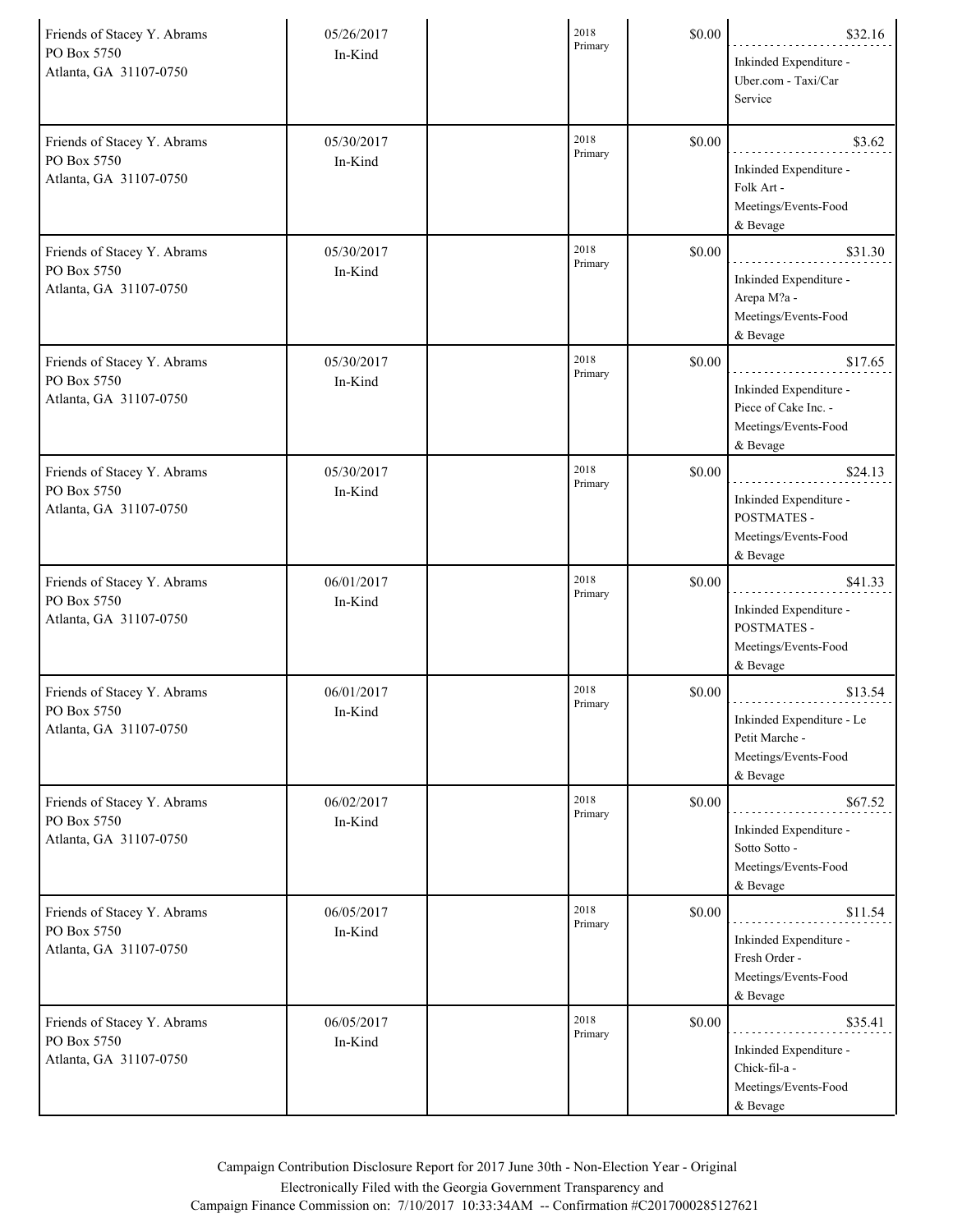| | | | | | |
|---|---|---|---|---|---|
| Friends of Stacey Y. Abrams<br>PO Box 5750<br>Atlanta, GA 31107-0750 | 05/26/2017<br>In-Kind | | 2018<br>Primary | $0.00 | $32.16<br>Inkinded Expenditure - Uber.com - Taxi/Car Service |
| Friends of Stacey Y. Abrams<br>PO Box 5750<br>Atlanta, GA 31107-0750 | 05/30/2017<br>In-Kind | | 2018<br>Primary | $0.00 | $3.62<br>Inkinded Expenditure - Folk Art - Meetings/Events-Food & Bevage |
| Friends of Stacey Y. Abrams<br>PO Box 5750<br>Atlanta, GA 31107-0750 | 05/30/2017<br>In-Kind | | 2018<br>Primary | $0.00 | $31.30<br>Inkinded Expenditure - Arepa M?a - Meetings/Events-Food & Bevage |
| Friends of Stacey Y. Abrams<br>PO Box 5750<br>Atlanta, GA 31107-0750 | 05/30/2017<br>In-Kind | | 2018<br>Primary | $0.00 | $17.65<br>Inkinded Expenditure - Piece of Cake Inc. - Meetings/Events-Food & Bevage |
| Friends of Stacey Y. Abrams<br>PO Box 5750<br>Atlanta, GA 31107-0750 | 05/30/2017<br>In-Kind | | 2018<br>Primary | $0.00 | $24.13<br>Inkinded Expenditure - POSTMATES - Meetings/Events-Food & Bevage |
| Friends of Stacey Y. Abrams<br>PO Box 5750<br>Atlanta, GA 31107-0750 | 06/01/2017<br>In-Kind | | 2018<br>Primary | $0.00 | $41.33<br>Inkinded Expenditure - POSTMATES - Meetings/Events-Food & Bevage |
| Friends of Stacey Y. Abrams<br>PO Box 5750<br>Atlanta, GA 31107-0750 | 06/01/2017<br>In-Kind | | 2018<br>Primary | $0.00 | $13.54<br>Inkinded Expenditure - Le Petit Marche - Meetings/Events-Food & Bevage |
| Friends of Stacey Y. Abrams<br>PO Box 5750<br>Atlanta, GA 31107-0750 | 06/02/2017<br>In-Kind | | 2018<br>Primary | $0.00 | $67.52<br>Inkinded Expenditure - Sotto Sotto - Meetings/Events-Food & Bevage |
| Friends of Stacey Y. Abrams<br>PO Box 5750<br>Atlanta, GA 31107-0750 | 06/05/2017<br>In-Kind | | 2018<br>Primary | $0.00 | $11.54<br>Inkinded Expenditure - Fresh Order - Meetings/Events-Food & Bevage |
| Friends of Stacey Y. Abrams<br>PO Box 5750<br>Atlanta, GA 31107-0750 | 06/05/2017<br>In-Kind | | 2018<br>Primary | $0.00 | $35.41<br>Inkinded Expenditure - Chick-fil-a - Meetings/Events-Food & Bevage |

Campaign Contribution Disclosure Report for 2017 June 30th - Non-Election Year - Original
Electronically Filed with the Georgia Government Transparency and
Campaign Finance Commission on: 7/10/2017 10:33:34AM -- Confirmation #C2017000285127621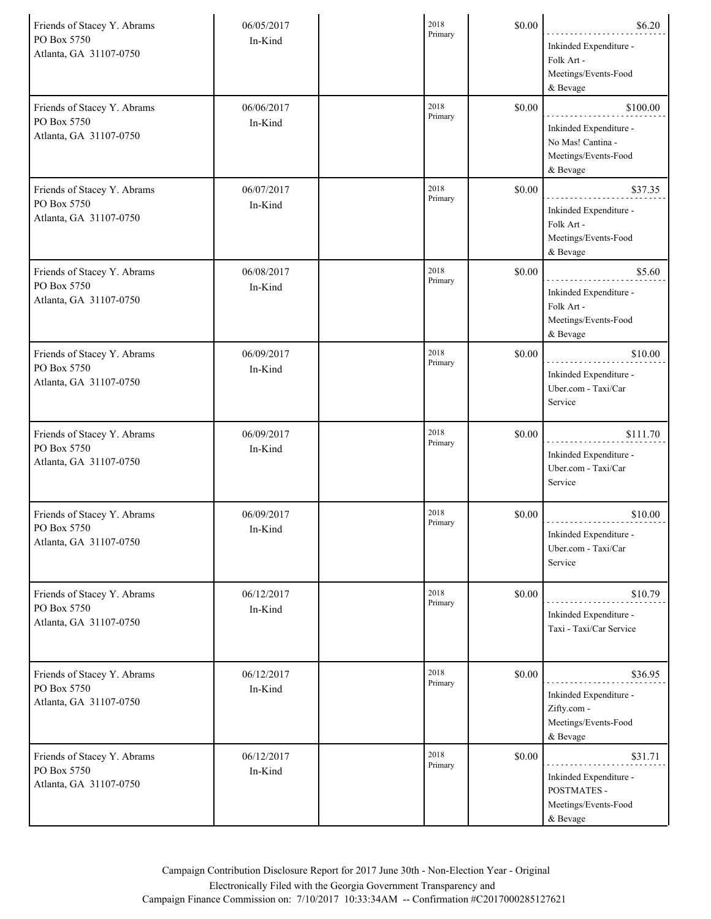| | | | | | |
|---|---|---|---|---|---|
| Friends of Stacey Y. Abrams<br>PO Box 5750<br>Atlanta, GA 31107-0750 | 06/05/2017<br>In-Kind | | 2018 Primary | $0.00 | $6.20<br>Inkinded Expenditure - Folk Art - Meetings/Events-Food & Bevage |
| Friends of Stacey Y. Abrams<br>PO Box 5750<br>Atlanta, GA 31107-0750 | 06/06/2017<br>In-Kind | | 2018 Primary | $0.00 | $100.00<br>Inkinded Expenditure - No Mas! Cantina - Meetings/Events-Food & Bevage |
| Friends of Stacey Y. Abrams<br>PO Box 5750<br>Atlanta, GA 31107-0750 | 06/07/2017<br>In-Kind | | 2018 Primary | $0.00 | $37.35<br>Inkinded Expenditure - Folk Art - Meetings/Events-Food & Bevage |
| Friends of Stacey Y. Abrams<br>PO Box 5750<br>Atlanta, GA 31107-0750 | 06/08/2017<br>In-Kind | | 2018 Primary | $0.00 | $5.60<br>Inkinded Expenditure - Folk Art - Meetings/Events-Food & Bevage |
| Friends of Stacey Y. Abrams<br>PO Box 5750<br>Atlanta, GA 31107-0750 | 06/09/2017<br>In-Kind | | 2018 Primary | $0.00 | $10.00<br>Inkinded Expenditure - Uber.com - Taxi/Car Service |
| Friends of Stacey Y. Abrams<br>PO Box 5750<br>Atlanta, GA 31107-0750 | 06/09/2017<br>In-Kind | | 2018 Primary | $0.00 | $111.70<br>Inkinded Expenditure - Uber.com - Taxi/Car Service |
| Friends of Stacey Y. Abrams<br>PO Box 5750<br>Atlanta, GA 31107-0750 | 06/09/2017<br>In-Kind | | 2018 Primary | $0.00 | $10.00<br>Inkinded Expenditure - Uber.com - Taxi/Car Service |
| Friends of Stacey Y. Abrams<br>PO Box 5750<br>Atlanta, GA 31107-0750 | 06/12/2017<br>In-Kind | | 2018 Primary | $0.00 | $10.79<br>Inkinded Expenditure - Taxi - Taxi/Car Service |
| Friends of Stacey Y. Abrams<br>PO Box 5750<br>Atlanta, GA 31107-0750 | 06/12/2017<br>In-Kind | | 2018 Primary | $0.00 | $36.95<br>Inkinded Expenditure - Zifty.com - Meetings/Events-Food & Bevage |
| Friends of Stacey Y. Abrams<br>PO Box 5750<br>Atlanta, GA 31107-0750 | 06/12/2017<br>In-Kind | | 2018 Primary | $0.00 | $31.71<br>Inkinded Expenditure - POSTMATES - Meetings/Events-Food & Bevage |

Campaign Contribution Disclosure Report for 2017 June 30th - Non-Election Year - Original
Electronically Filed with the Georgia Government Transparency and Campaign Finance Commission on: 7/10/2017 10:33:34AM -- Confirmation #C2017000285127621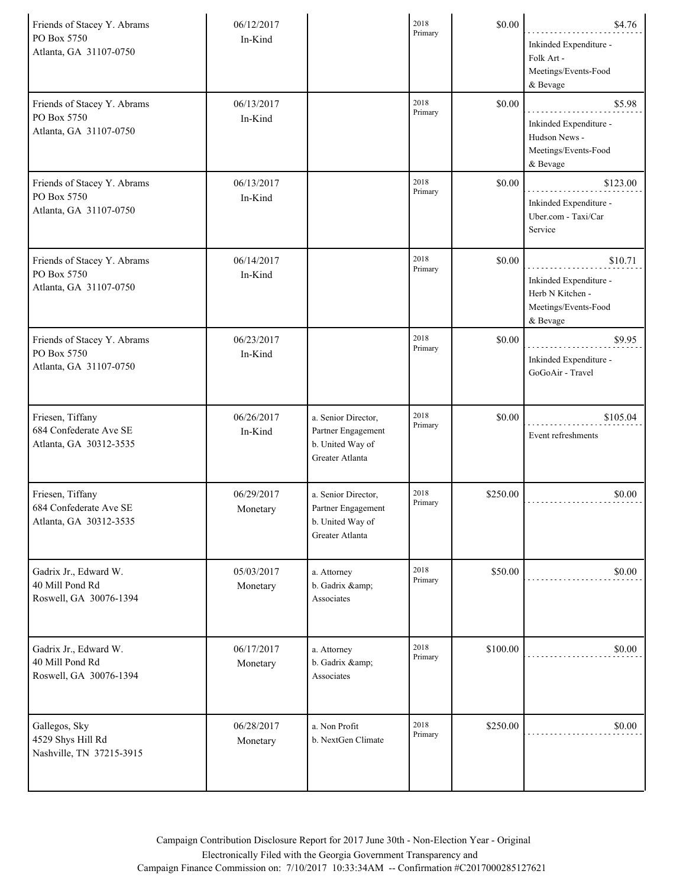| | | | | | |
|---|---|---|---|---|---|
| Friends of Stacey Y. Abrams<br>PO Box 5750<br>Atlanta, GA 31107-0750 | 06/12/2017<br>In-Kind | | 2018<br>Primary | $0.00 | $4.76<br>Inkinded Expenditure - Folk Art - Meetings/Events-Food & Bevage |
| Friends of Stacey Y. Abrams<br>PO Box 5750<br>Atlanta, GA 31107-0750 | 06/13/2017<br>In-Kind | | 2018<br>Primary | $0.00 | $5.98<br>Inkinded Expenditure - Hudson News - Meetings/Events-Food & Bevage |
| Friends of Stacey Y. Abrams<br>PO Box 5750<br>Atlanta, GA 31107-0750 | 06/13/2017<br>In-Kind | | 2018<br>Primary | $0.00 | $123.00<br>Inkinded Expenditure - Uber.com - Taxi/Car Service |
| Friends of Stacey Y. Abrams<br>PO Box 5750<br>Atlanta, GA 31107-0750 | 06/14/2017<br>In-Kind | | 2018<br>Primary | $0.00 | $10.71<br>Inkinded Expenditure - Herb N Kitchen - Meetings/Events-Food & Bevage |
| Friends of Stacey Y. Abrams<br>PO Box 5750<br>Atlanta, GA 31107-0750 | 06/23/2017<br>In-Kind | | 2018<br>Primary | $0.00 | $9.95<br>Inkinded Expenditure - GoGoAir - Travel |
| Friesen, Tiffany<br>684 Confederate Ave SE<br>Atlanta, GA 30312-3535 | 06/26/2017<br>In-Kind | a. Senior Director, Partner Engagement<br>b. United Way of Greater Atlanta | 2018<br>Primary | $0.00 | $105.04<br>Event refreshments |
| Friesen, Tiffany<br>684 Confederate Ave SE<br>Atlanta, GA 30312-3535 | 06/29/2017<br>Monetary | a. Senior Director, Partner Engagement<br>b. United Way of Greater Atlanta | 2018<br>Primary | $250.00 | $0.00 |
| Gadrix Jr., Edward W.<br>40 Mill Pond Rd<br>Roswell, GA 30076-1394 | 05/03/2017<br>Monetary | a. Attorney<br>b. Gadrix &amp; Associates | 2018<br>Primary | $50.00 | $0.00 |
| Gadrix Jr., Edward W.<br>40 Mill Pond Rd<br>Roswell, GA 30076-1394 | 06/17/2017<br>Monetary | a. Attorney<br>b. Gadrix &amp; Associates | 2018<br>Primary | $100.00 | $0.00 |
| Gallegos, Sky<br>4529 Shys Hill Rd<br>Nashville, TN 37215-3915 | 06/28/2017<br>Monetary | a. Non Profit<br>b. NextGen Climate | 2018<br>Primary | $250.00 | $0.00 |

Campaign Contribution Disclosure Report for 2017 June 30th - Non-Election Year - Original
Electronically Filed with the Georgia Government Transparency and
Campaign Finance Commission on: 7/10/2017 10:33:34AM -- Confirmation #C2017000285127621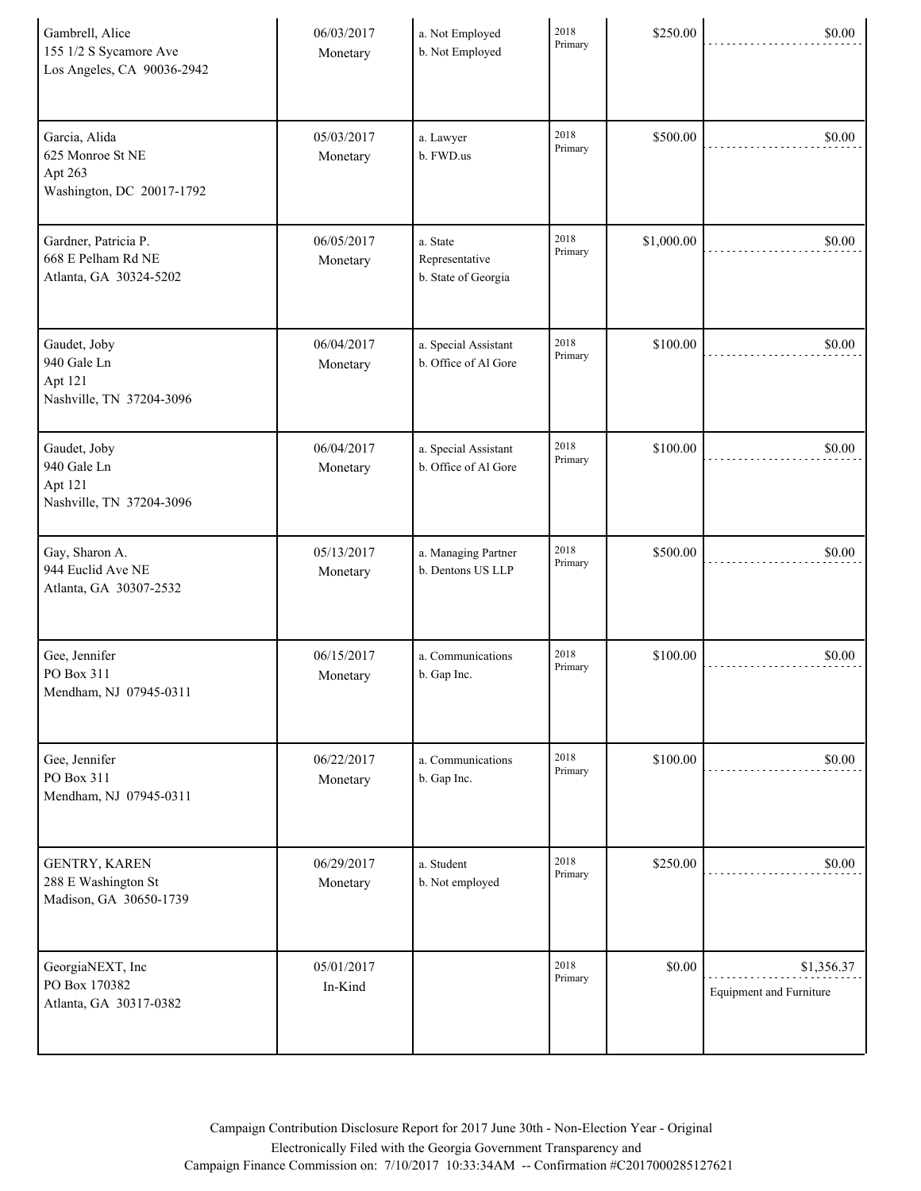| Name / Address | Date / Type | Occupation / Employer | Election | Amount | In-Kind Amount / Description |
|---|---|---|---|---|---|
| Gambrell, Alice<br>155 1/2 S Sycamore Ave<br>Los Angeles, CA 90036-2942 | 06/03/2017<br>Monetary | a. Not Employed<br>b. Not Employed | 2018 Primary | $250.00 | $0.00 |
| Garcia, Alida<br>625 Monroe St NE<br>Apt 263<br>Washington, DC 20017-1792 | 05/03/2017<br>Monetary | a. Lawyer<br>b. FWD.us | 2018 Primary | $500.00 | $0.00 |
| Gardner, Patricia P.<br>668 E Pelham Rd NE<br>Atlanta, GA 30324-5202 | 06/05/2017<br>Monetary | a. State Representative<br>b. State of Georgia | 2018 Primary | $1,000.00 | $0.00 |
| Gaudet, Joby<br>940 Gale Ln<br>Apt 121<br>Nashville, TN 37204-3096 | 06/04/2017<br>Monetary | a. Special Assistant<br>b. Office of Al Gore | 2018 Primary | $100.00 | $0.00 |
| Gaudet, Joby<br>940 Gale Ln<br>Apt 121<br>Nashville, TN 37204-3096 | 06/04/2017<br>Monetary | a. Special Assistant<br>b. Office of Al Gore | 2018 Primary | $100.00 | $0.00 |
| Gay, Sharon A.<br>944 Euclid Ave NE<br>Atlanta, GA 30307-2532 | 05/13/2017<br>Monetary | a. Managing Partner<br>b. Dentons US LLP | 2018 Primary | $500.00 | $0.00 |
| Gee, Jennifer<br>PO Box 311<br>Mendham, NJ 07945-0311 | 06/15/2017<br>Monetary | a. Communications<br>b. Gap Inc. | 2018 Primary | $100.00 | $0.00 |
| Gee, Jennifer<br>PO Box 311<br>Mendham, NJ 07945-0311 | 06/22/2017<br>Monetary | a. Communications<br>b. Gap Inc. | 2018 Primary | $100.00 | $0.00 |
| GENTRY, KAREN<br>288 E Washington St<br>Madison, GA 30650-1739 | 06/29/2017<br>Monetary | a. Student<br>b. Not employed | 2018 Primary | $250.00 | $0.00 |
| GeorgiaNEXT, Inc<br>PO Box 170382<br>Atlanta, GA 30317-0382 | 05/01/2017<br>In-Kind | | 2018 Primary | $0.00 | $1,356.37<br>Equipment and Furniture |

Campaign Contribution Disclosure Report for 2017 June 30th - Non-Election Year - Original
Electronically Filed with the Georgia Government Transparency and Campaign Finance Commission on: 7/10/2017 10:33:34AM -- Confirmation #C2017000285127621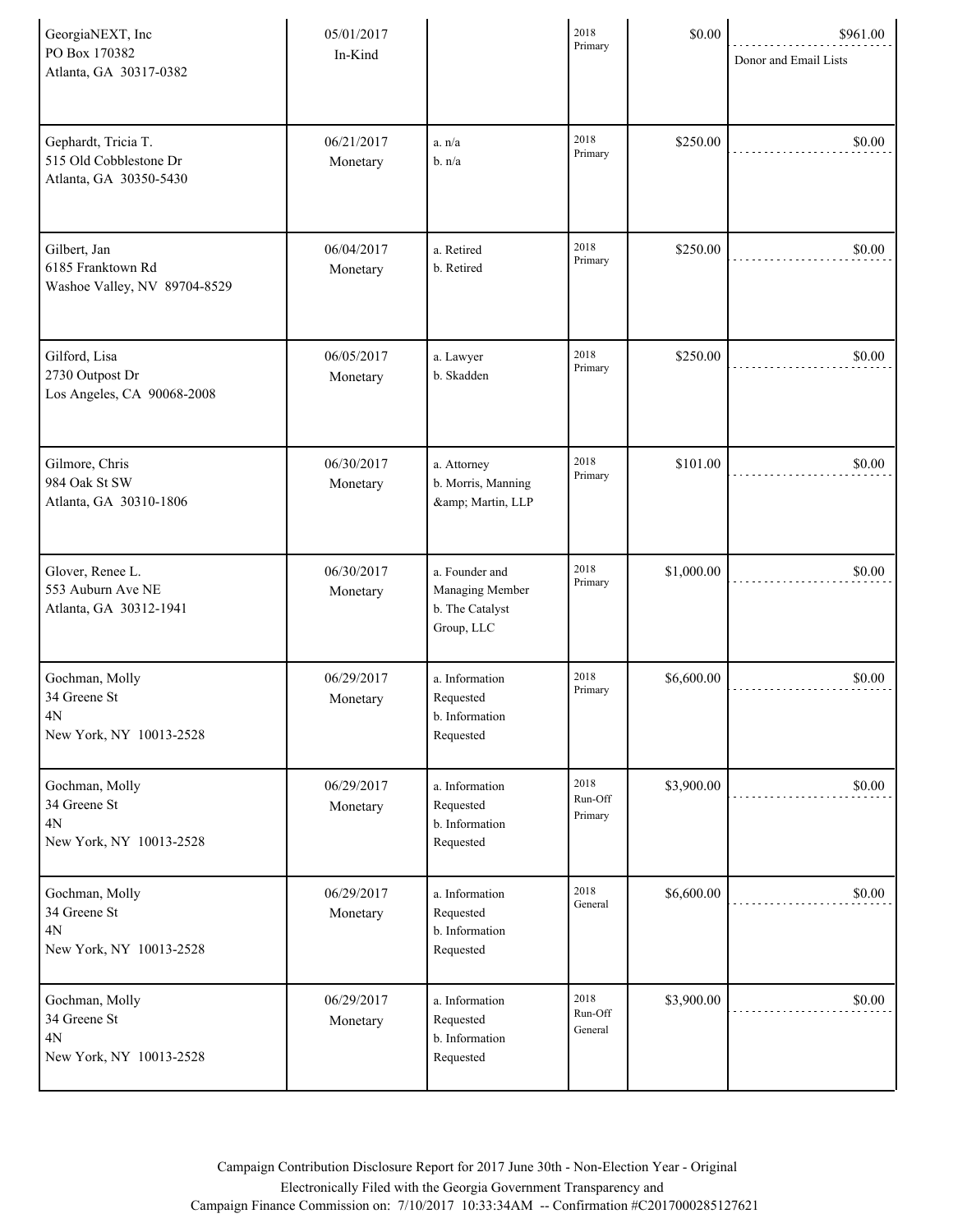| Name / Address | Date / Type | Occupation / Employer | Election | Amount | In-Kind Value / Description |
|---|---|---|---|---|---|
| GeorgiaNEXT, Inc<br>PO Box 170382<br>Atlanta, GA 30317-0382 | 05/01/2017<br>In-Kind | | 2018 Primary | $0.00 | $961.00<br>Donor and Email Lists |
| Gephardt, Tricia T.<br>515 Old Cobblestone Dr<br>Atlanta, GA 30350-5430 | 06/21/2017<br>Monetary | a. n/a<br>b. n/a | 2018 Primary | $250.00 | $0.00 |
| Gilbert, Jan<br>6185 Franktown Rd<br>Washoe Valley, NV 89704-8529 | 06/04/2017<br>Monetary | a. Retired<br>b. Retired | 2018 Primary | $250.00 | $0.00 |
| Gilford, Lisa<br>2730 Outpost Dr<br>Los Angeles, CA 90068-2008 | 06/05/2017<br>Monetary | a. Lawyer<br>b. Skadden | 2018 Primary | $250.00 | $0.00 |
| Gilmore, Chris<br>984 Oak St SW<br>Atlanta, GA 30310-1806 | 06/30/2017<br>Monetary | a. Attorney<br>b. Morris, Manning &amp; Martin, LLP | 2018 Primary | $101.00 | $0.00 |
| Glover, Renee L.<br>553 Auburn Ave NE<br>Atlanta, GA 30312-1941 | 06/30/2017<br>Monetary | a. Founder and Managing Member<br>b. The Catalyst Group, LLC | 2018 Primary | $1,000.00 | $0.00 |
| Gochman, Molly<br>34 Greene St<br>4N<br>New York, NY 10013-2528 | 06/29/2017<br>Monetary | a. Information Requested<br>b. Information Requested | 2018 Primary | $6,600.00 | $0.00 |
| Gochman, Molly<br>34 Greene St<br>4N<br>New York, NY 10013-2528 | 06/29/2017<br>Monetary | a. Information Requested<br>b. Information Requested | 2018 Run-Off Primary | $3,900.00 | $0.00 |
| Gochman, Molly<br>34 Greene St<br>4N<br>New York, NY 10013-2528 | 06/29/2017<br>Monetary | a. Information Requested<br>b. Information Requested | 2018 General | $6,600.00 | $0.00 |
| Gochman, Molly<br>34 Greene St<br>4N<br>New York, NY 10013-2528 | 06/29/2017<br>Monetary | a. Information Requested<br>b. Information Requested | 2018 Run-Off General | $3,900.00 | $0.00 |

Campaign Contribution Disclosure Report for 2017 June 30th - Non-Election Year - Original
Electronically Filed with the Georgia Government Transparency and
Campaign Finance Commission on: 7/10/2017 10:33:34AM -- Confirmation #C2017000285127621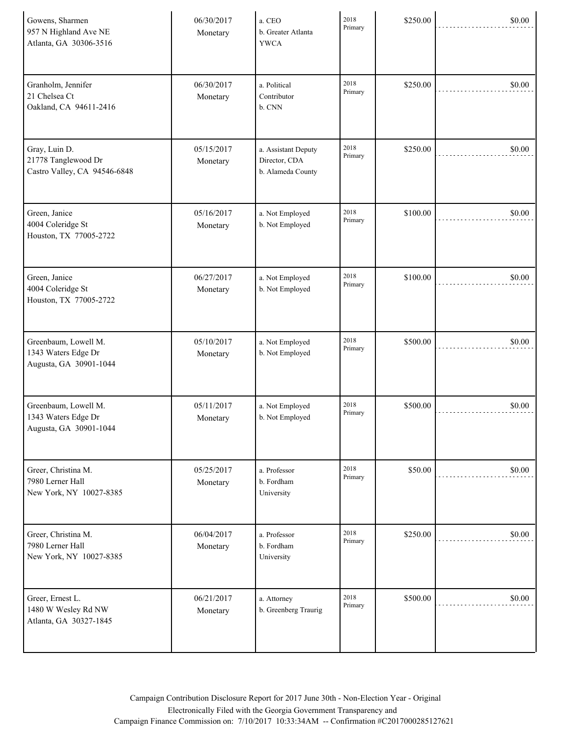| | | | | | |
|---|---|---|---|---|---|
| Gowens, Sharmen<br>957 N Highland Ave NE<br>Atlanta, GA 30306-3516 | 06/30/2017<br>Monetary | a. CEO<br>b. Greater Atlanta YWCA | 2018 Primary | $250.00 | $0.00 |
| Granholm, Jennifer<br>21 Chelsea Ct<br>Oakland, CA 94611-2416 | 06/30/2017<br>Monetary | a. Political Contributor<br>b. CNN | 2018 Primary | $250.00 | $0.00 |
| Gray, Luin D.<br>21778 Tanglewood Dr<br>Castro Valley, CA 94546-6848 | 05/15/2017<br>Monetary | a. Assistant Deputy Director, CDA<br>b. Alameda County | 2018 Primary | $250.00 | $0.00 |
| Green, Janice<br>4004 Coleridge St<br>Houston, TX 77005-2722 | 05/16/2017<br>Monetary | a. Not Employed<br>b. Not Employed | 2018 Primary | $100.00 | $0.00 |
| Green, Janice<br>4004 Coleridge St<br>Houston, TX 77005-2722 | 06/27/2017<br>Monetary | a. Not Employed<br>b. Not Employed | 2018 Primary | $100.00 | $0.00 |
| Greenbaum, Lowell M.<br>1343 Waters Edge Dr<br>Augusta, GA 30901-1044 | 05/10/2017<br>Monetary | a. Not Employed<br>b. Not Employed | 2018 Primary | $500.00 | $0.00 |
| Greenbaum, Lowell M.<br>1343 Waters Edge Dr<br>Augusta, GA 30901-1044 | 05/11/2017<br>Monetary | a. Not Employed<br>b. Not Employed | 2018 Primary | $500.00 | $0.00 |
| Greer, Christina M.<br>7980 Lerner Hall<br>New York, NY 10027-8385 | 05/25/2017<br>Monetary | a. Professor<br>b. Fordham University | 2018 Primary | $50.00 | $0.00 |
| Greer, Christina M.<br>7980 Lerner Hall<br>New York, NY 10027-8385 | 06/04/2017<br>Monetary | a. Professor<br>b. Fordham University | 2018 Primary | $250.00 | $0.00 |
| Greer, Ernest L.<br>1480 W Wesley Rd NW<br>Atlanta, GA 30327-1845 | 06/21/2017<br>Monetary | a. Attorney<br>b. Greenberg Traurig | 2018 Primary | $500.00 | $0.00 |

Campaign Contribution Disclosure Report for 2017 June 30th - Non-Election Year - Original
Electronically Filed with the Georgia Government Transparency and
Campaign Finance Commission on: 7/10/2017 10:33:34AM -- Confirmation #C2017000285127621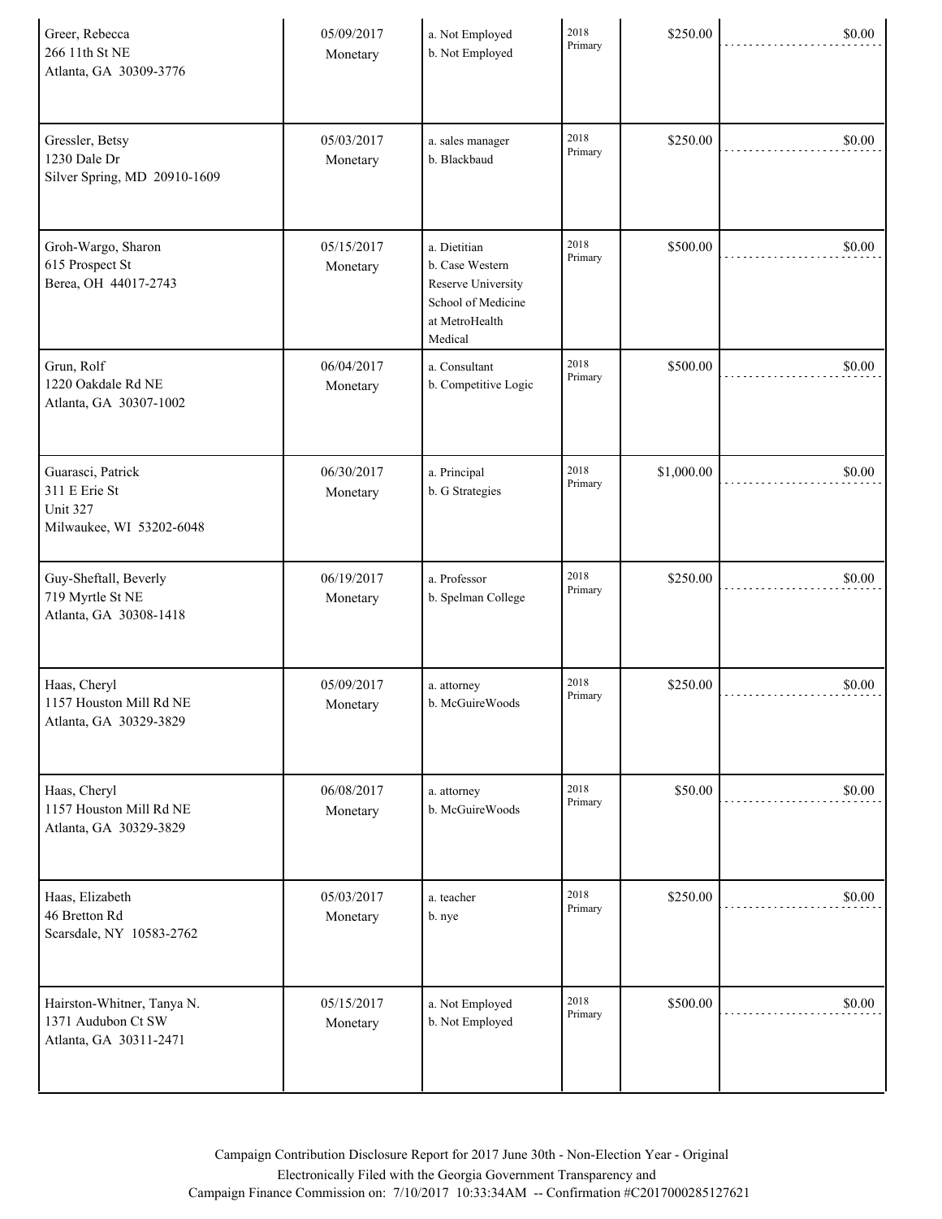| | | | | | |
|---|---|---|---|---|---|
| Greer, Rebecca<br>266 11th St NE<br>Atlanta, GA 30309-3776 | 05/09/2017<br>Monetary | a. Not Employed<br>b. Not Employed | 2018<br>Primary | $250.00 | $0.00 |
| Gressler, Betsy<br>1230 Dale Dr<br>Silver Spring, MD 20910-1609 | 05/03/2017<br>Monetary | a. sales manager<br>b. Blackbaud | 2018<br>Primary | $250.00 | $0.00 |
| Groh-Wargo, Sharon<br>615 Prospect St<br>Berea, OH 44017-2743 | 05/15/2017<br>Monetary | a. Dietitian<br>b. Case Western Reserve University School of Medicine at MetroHealth Medical | 2018<br>Primary | $500.00 | $0.00 |
| Grun, Rolf<br>1220 Oakdale Rd NE<br>Atlanta, GA 30307-1002 | 06/04/2017<br>Monetary | a. Consultant<br>b. Competitive Logic | 2018<br>Primary | $500.00 | $0.00 |
| Guarasci, Patrick<br>311 E Erie St<br>Unit 327<br>Milwaukee, WI 53202-6048 | 06/30/2017<br>Monetary | a. Principal<br>b. G Strategies | 2018<br>Primary | $1,000.00 | $0.00 |
| Guy-Sheftall, Beverly<br>719 Myrtle St NE<br>Atlanta, GA 30308-1418 | 06/19/2017<br>Monetary | a. Professor<br>b. Spelman College | 2018<br>Primary | $250.00 | $0.00 |
| Haas, Cheryl<br>1157 Houston Mill Rd NE<br>Atlanta, GA 30329-3829 | 05/09/2017<br>Monetary | a. attorney<br>b. McGuireWoods | 2018<br>Primary | $250.00 | $0.00 |
| Haas, Cheryl<br>1157 Houston Mill Rd NE<br>Atlanta, GA 30329-3829 | 06/08/2017<br>Monetary | a. attorney<br>b. McGuireWoods | 2018<br>Primary | $50.00 | $0.00 |
| Haas, Elizabeth<br>46 Bretton Rd<br>Scarsdale, NY 10583-2762 | 05/03/2017<br>Monetary | a. teacher<br>b. nye | 2018<br>Primary | $250.00 | $0.00 |
| Hairston-Whitner, Tanya N.<br>1371 Audubon Ct SW<br>Atlanta, GA 30311-2471 | 05/15/2017<br>Monetary | a. Not Employed<br>b. Not Employed | 2018<br>Primary | $500.00 | $0.00 |

Campaign Contribution Disclosure Report for 2017 June 30th - Non-Election Year - Original
Electronically Filed with the Georgia Government Transparency and
Campaign Finance Commission on: 7/10/2017 10:33:34AM -- Confirmation #C2017000285127621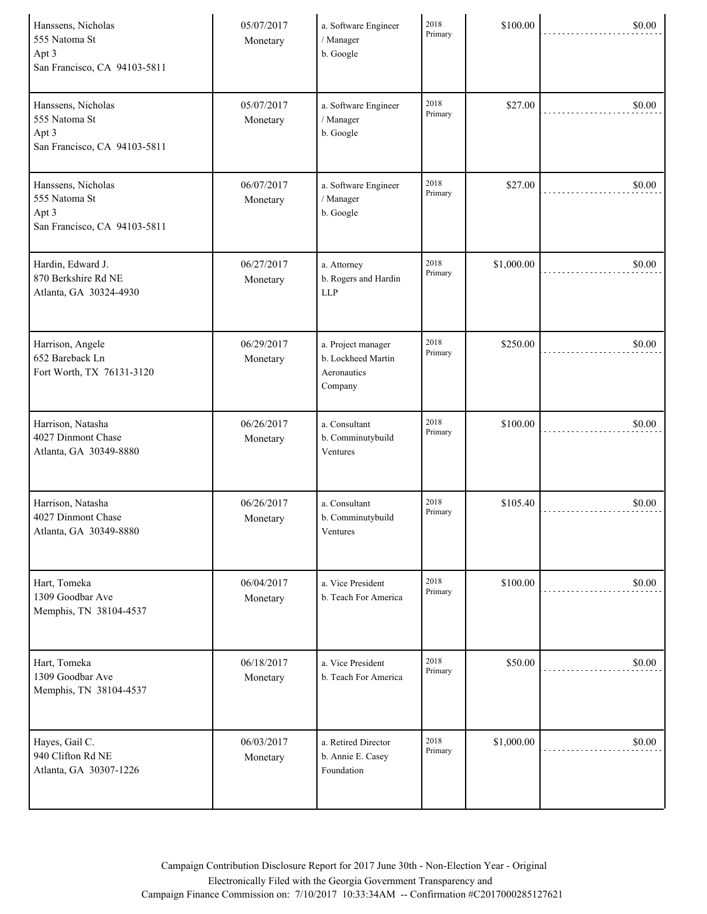| | | | | | |
|---|---|---|---|---|---|
| Hanssens, Nicholas<br>555 Natoma St<br>Apt 3<br>San Francisco, CA 94103-5811 | 05/07/2017<br>Monetary | a. Software Engineer / Manager<br>b. Google | 2018 Primary | $100.00 | $0.00 |
| Hanssens, Nicholas<br>555 Natoma St<br>Apt 3<br>San Francisco, CA 94103-5811 | 05/07/2017<br>Monetary | a. Software Engineer / Manager<br>b. Google | 2018 Primary | $27.00 | $0.00 |
| Hanssens, Nicholas<br>555 Natoma St<br>Apt 3<br>San Francisco, CA 94103-5811 | 06/07/2017<br>Monetary | a. Software Engineer / Manager<br>b. Google | 2018 Primary | $27.00 | $0.00 |
| Hardin, Edward J.<br>870 Berkshire Rd NE<br>Atlanta, GA 30324-4930 | 06/27/2017<br>Monetary | a. Attorney<br>b. Rogers and Hardin LLP | 2018 Primary | $1,000.00 | $0.00 |
| Harrison, Angele<br>652 Bareback Ln<br>Fort Worth, TX 76131-3120 | 06/29/2017<br>Monetary | a. Project manager<br>b. Lockheed Martin Aeronautics Company | 2018 Primary | $250.00 | $0.00 |
| Harrison, Natasha<br>4027 Dinmont Chase<br>Atlanta, GA 30349-8880 | 06/26/2017<br>Monetary | a. Consultant<br>b. Comminutybuild Ventures | 2018 Primary | $100.00 | $0.00 |
| Harrison, Natasha<br>4027 Dinmont Chase<br>Atlanta, GA 30349-8880 | 06/26/2017<br>Monetary | a. Consultant<br>b. Comminutybuild Ventures | 2018 Primary | $105.40 | $0.00 |
| Hart, Tomeka<br>1309 Goodbar Ave<br>Memphis, TN 38104-4537 | 06/04/2017<br>Monetary | a. Vice President<br>b. Teach For America | 2018 Primary | $100.00 | $0.00 |
| Hart, Tomeka<br>1309 Goodbar Ave<br>Memphis, TN 38104-4537 | 06/18/2017<br>Monetary | a. Vice President<br>b. Teach For America | 2018 Primary | $50.00 | $0.00 |
| Hayes, Gail C.<br>940 Clifton Rd NE<br>Atlanta, GA 30307-1226 | 06/03/2017<br>Monetary | a. Retired Director<br>b. Annie E. Casey Foundation | 2018 Primary | $1,000.00 | $0.00 |

Campaign Contribution Disclosure Report for 2017 June 30th - Non-Election Year - Original
Electronically Filed with the Georgia Government Transparency and
Campaign Finance Commission on: 7/10/2017 10:33:34AM -- Confirmation #C2017000285127621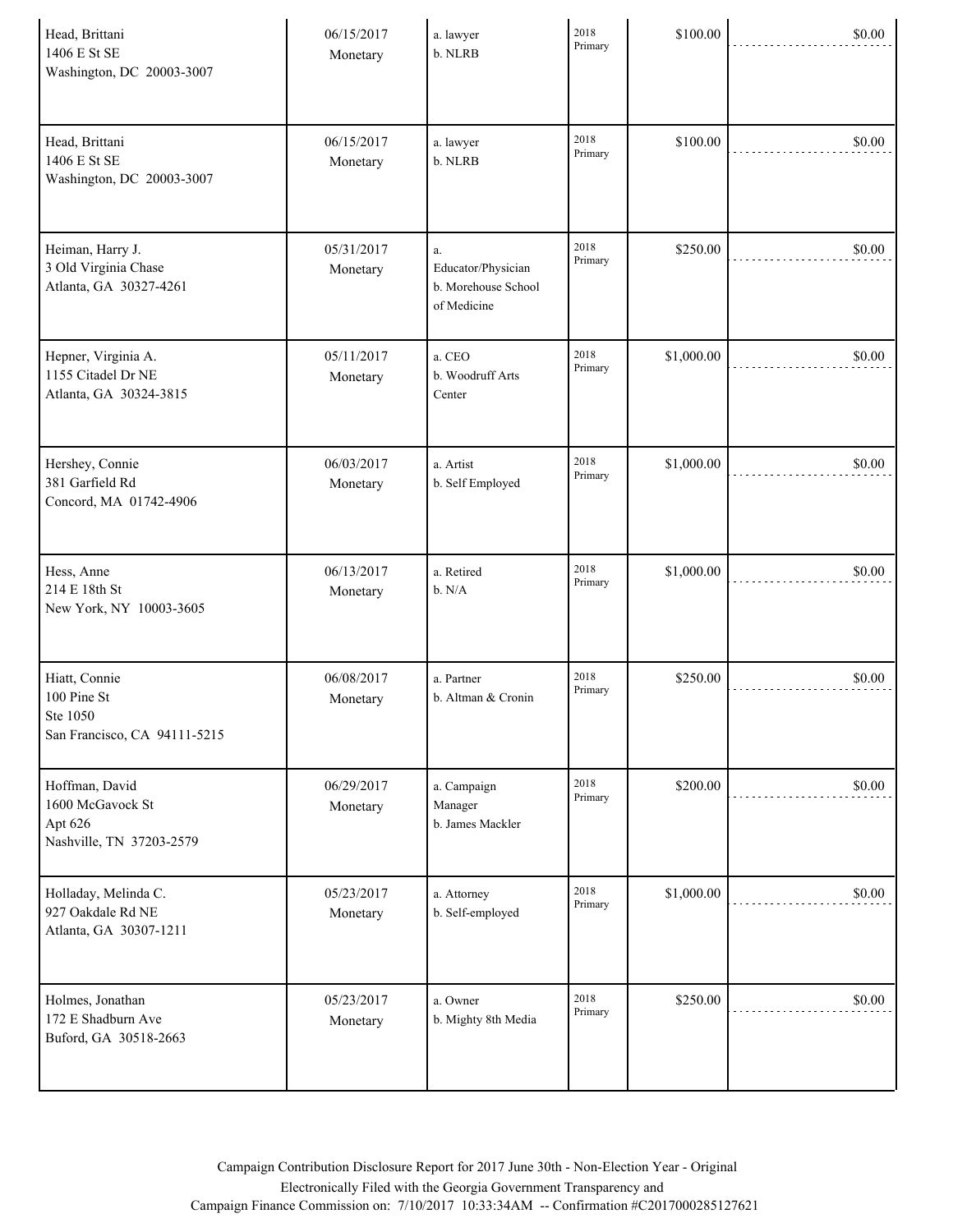| | | | | | |
|---|---|---|---|---|---|
| Head, Brittani<br>1406 E St SE<br>Washington, DC 20003-3007 | 06/15/2017<br>Monetary | a. lawyer<br>b. NLRB | 2018 Primary | $100.00 | $0.00 |
| Head, Brittani<br>1406 E St SE<br>Washington, DC 20003-3007 | 06/15/2017<br>Monetary | a. lawyer<br>b. NLRB | 2018 Primary | $100.00 | $0.00 |
| Heiman, Harry J.<br>3 Old Virginia Chase<br>Atlanta, GA 30327-4261 | 05/31/2017<br>Monetary | a. Educator/Physician<br>b. Morehouse School of Medicine | 2018 Primary | $250.00 | $0.00 |
| Hepner, Virginia A.<br>1155 Citadel Dr NE<br>Atlanta, GA 30324-3815 | 05/11/2017<br>Monetary | a. CEO<br>b. Woodruff Arts Center | 2018 Primary | $1,000.00 | $0.00 |
| Hershey, Connie<br>381 Garfield Rd<br>Concord, MA 01742-4906 | 06/03/2017<br>Monetary | a. Artist<br>b. Self Employed | 2018 Primary | $1,000.00 | $0.00 |
| Hess, Anne<br>214 E 18th St<br>New York, NY 10003-3605 | 06/13/2017<br>Monetary | a. Retired<br>b. N/A | 2018 Primary | $1,000.00 | $0.00 |
| Hiatt, Connie<br>100 Pine St<br>Ste 1050<br>San Francisco, CA 94111-5215 | 06/08/2017<br>Monetary | a. Partner<br>b. Altman & Cronin | 2018 Primary | $250.00 | $0.00 |
| Hoffman, David<br>1600 McGavock St<br>Apt 626<br>Nashville, TN 37203-2579 | 06/29/2017<br>Monetary | a. Campaign Manager<br>b. James Mackler | 2018 Primary | $200.00 | $0.00 |
| Holladay, Melinda C.<br>927 Oakdale Rd NE<br>Atlanta, GA 30307-1211 | 05/23/2017<br>Monetary | a. Attorney<br>b. Self-employed | 2018 Primary | $1,000.00 | $0.00 |
| Holmes, Jonathan<br>172 E Shadburn Ave<br>Buford, GA 30518-2663 | 05/23/2017<br>Monetary | a. Owner<br>b. Mighty 8th Media | 2018 Primary | $250.00 | $0.00 |

Campaign Contribution Disclosure Report for 2017 June 30th - Non-Election Year - Original
Electronically Filed with the Georgia Government Transparency and
Campaign Finance Commission on: 7/10/2017 10:33:34AM -- Confirmation #C2017000285127621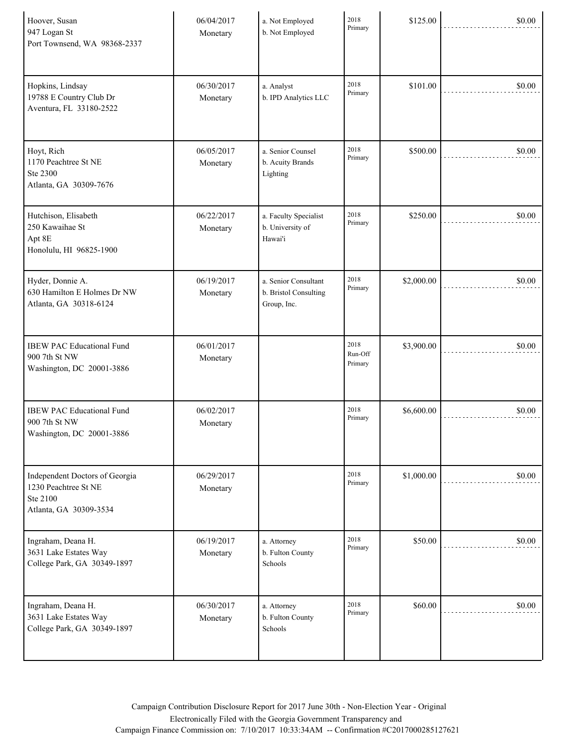| | | | | | |
|---|---|---|---|---|---|
| Hoover, Susan<br>947 Logan St<br>Port Townsend, WA 98368-2337 | 06/04/2017<br>Monetary | a. Not Employed<br>b. Not Employed | 2018<br>Primary | $125.00 | $0.00 |
| Hopkins, Lindsay<br>19788 E Country Club Dr<br>Aventura, FL 33180-2522 | 06/30/2017<br>Monetary | a. Analyst<br>b. IPD Analytics LLC | 2018<br>Primary | $101.00 | $0.00 |
| Hoyt, Rich<br>1170 Peachtree St NE<br>Ste 2300<br>Atlanta, GA 30309-7676 | 06/05/2017<br>Monetary | a. Senior Counsel<br>b. Acuity Brands Lighting | 2018<br>Primary | $500.00 | $0.00 |
| Hutchison, Elisabeth<br>250 Kawaihae St<br>Apt 8E<br>Honolulu, HI 96825-1900 | 06/22/2017<br>Monetary | a. Faculty Specialist<br>b. University of Hawai'i | 2018<br>Primary | $250.00 | $0.00 |
| Hyder, Donnie A.<br>630 Hamilton E Holmes Dr NW<br>Atlanta, GA 30318-6124 | 06/19/2017<br>Monetary | a. Senior Consultant<br>b. Bristol Consulting Group, Inc. | 2018<br>Primary | $2,000.00 | $0.00 |
| IBEW PAC Educational Fund<br>900 7th St NW<br>Washington, DC 20001-3886 | 06/01/2017<br>Monetary | | 2018<br>Run-Off<br>Primary | $3,900.00 | $0.00 |
| IBEW PAC Educational Fund<br>900 7th St NW<br>Washington, DC 20001-3886 | 06/02/2017<br>Monetary | | 2018<br>Primary | $6,600.00 | $0.00 |
| Independent Doctors of Georgia<br>1230 Peachtree St NE<br>Ste 2100<br>Atlanta, GA 30309-3534 | 06/29/2017<br>Monetary | | 2018<br>Primary | $1,000.00 | $0.00 |
| Ingraham, Deana H.<br>3631 Lake Estates Way<br>College Park, GA 30349-1897 | 06/19/2017<br>Monetary | a. Attorney<br>b. Fulton County Schools | 2018<br>Primary | $50.00 | $0.00 |
| Ingraham, Deana H.<br>3631 Lake Estates Way<br>College Park, GA 30349-1897 | 06/30/2017<br>Monetary | a. Attorney<br>b. Fulton County Schools | 2018<br>Primary | $60.00 | $0.00 |

Campaign Contribution Disclosure Report for 2017 June 30th - Non-Election Year - Original
Electronically Filed with the Georgia Government Transparency and
Campaign Finance Commission on: 7/10/2017 10:33:34AM -- Confirmation #C2017000285127621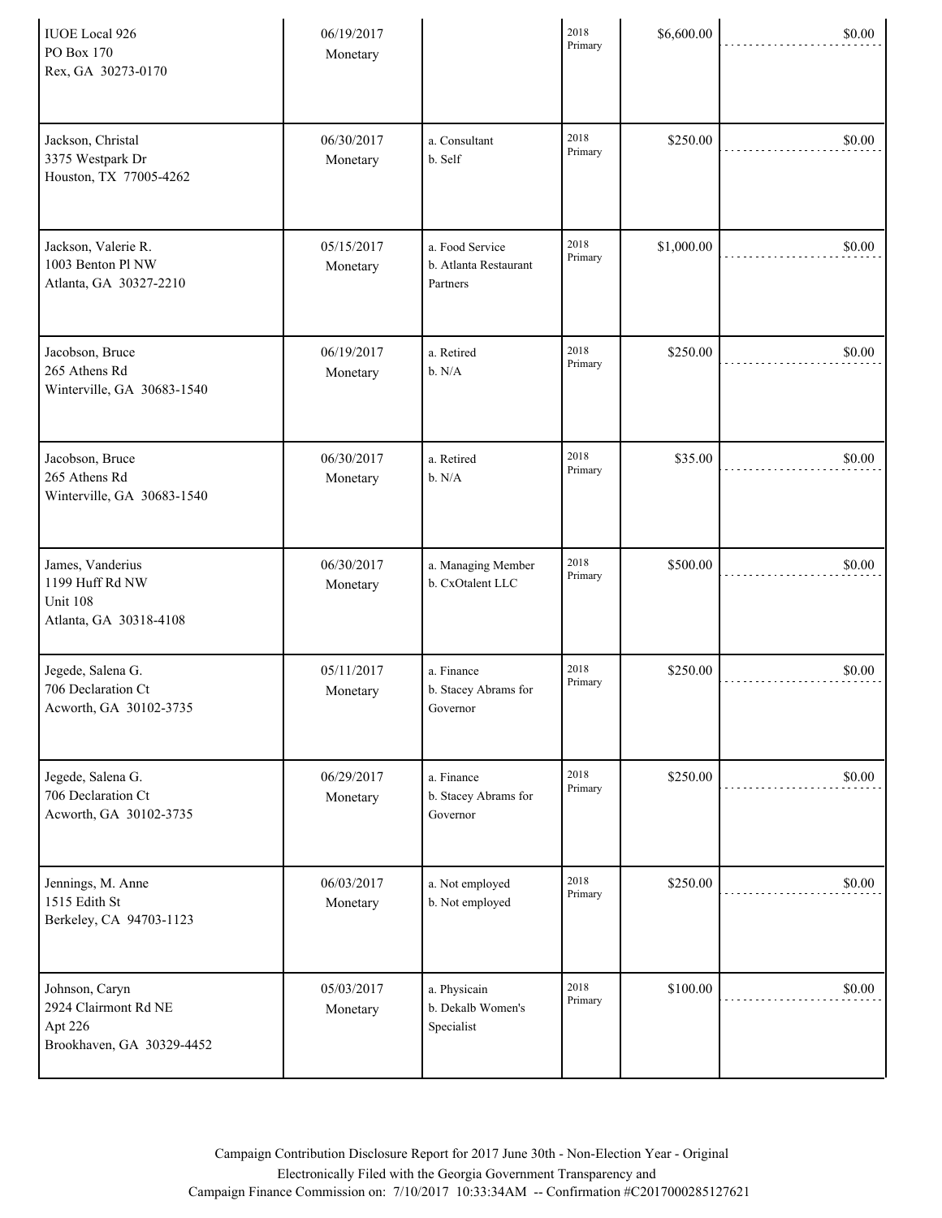| | | | | | |
|---|---|---|---|---|---|
| IUOE Local 926<br>PO Box 170<br>Rex, GA 30273-0170 | 06/19/2017<br>Monetary | | 2018 Primary | $6,600.00 | $0.00 |
| Jackson, Christal<br>3375 Westpark Dr<br>Houston, TX 77005-4262 | 06/30/2017<br>Monetary | a. Consultant<br>b. Self | 2018 Primary | $250.00 | $0.00 |
| Jackson, Valerie R.<br>1003 Benton Pl NW<br>Atlanta, GA 30327-2210 | 05/15/2017<br>Monetary | a. Food Service<br>b. Atlanta Restaurant Partners | 2018 Primary | $1,000.00 | $0.00 |
| Jacobson, Bruce<br>265 Athens Rd<br>Winterville, GA 30683-1540 | 06/19/2017<br>Monetary | a. Retired<br>b. N/A | 2018 Primary | $250.00 | $0.00 |
| Jacobson, Bruce<br>265 Athens Rd<br>Winterville, GA 30683-1540 | 06/30/2017<br>Monetary | a. Retired<br>b. N/A | 2018 Primary | $35.00 | $0.00 |
| James, Vanderius<br>1199 Huff Rd NW<br>Unit 108<br>Atlanta, GA 30318-4108 | 06/30/2017<br>Monetary | a. Managing Member<br>b. CxOtalent LLC | 2018 Primary | $500.00 | $0.00 |
| Jegede, Salena G.<br>706 Declaration Ct<br>Acworth, GA 30102-3735 | 05/11/2017<br>Monetary | a. Finance<br>b. Stacey Abrams for Governor | 2018 Primary | $250.00 | $0.00 |
| Jegede, Salena G.<br>706 Declaration Ct<br>Acworth, GA 30102-3735 | 06/29/2017<br>Monetary | a. Finance<br>b. Stacey Abrams for Governor | 2018 Primary | $250.00 | $0.00 |
| Jennings, M. Anne<br>1515 Edith St<br>Berkeley, CA 94703-1123 | 06/03/2017<br>Monetary | a. Not employed<br>b. Not employed | 2018 Primary | $250.00 | $0.00 |
| Johnson, Caryn<br>2924 Clairmont Rd NE<br>Apt 226<br>Brookhaven, GA 30329-4452 | 05/03/2017<br>Monetary | a. Physicain<br>b. Dekalb Women's Specialist | 2018 Primary | $100.00 | $0.00 |

Campaign Contribution Disclosure Report for 2017 June 30th - Non-Election Year - Original
Electronically Filed with the Georgia Government Transparency and
Campaign Finance Commission on: 7/10/2017 10:33:34AM -- Confirmation #C2017000285127621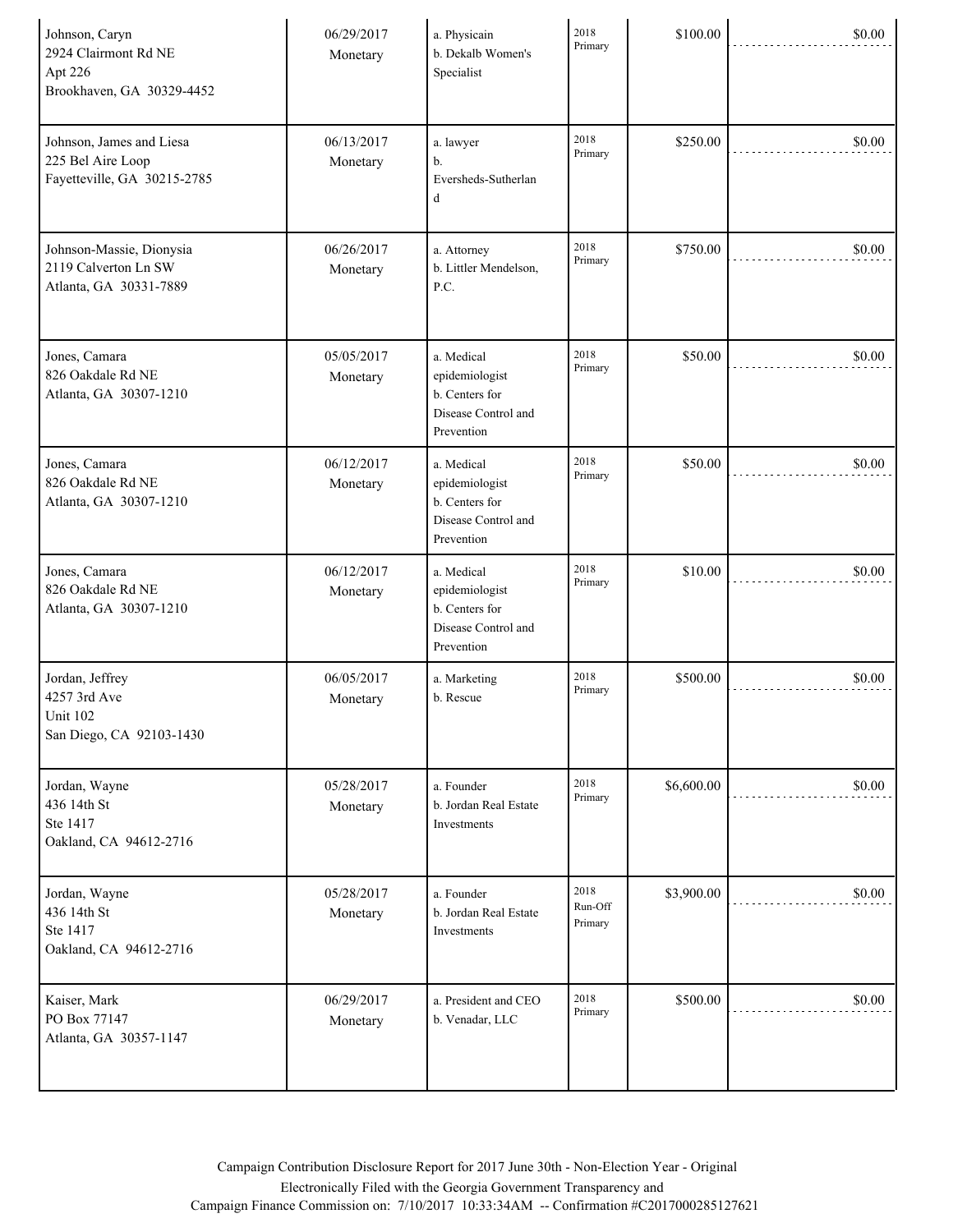| | | | | | |
|---|---|---|---|---|---|
| Johnson, Caryn<br>2924 Clairmont Rd NE<br>Apt 226<br>Brookhaven, GA 30329-4452 | 06/29/2017<br>Monetary | a. Physicain<br>b. Dekalb Women's Specialist | 2018 Primary | $100.00 | $0.00 |
| Johnson, James and Liesa<br>225 Bel Aire Loop<br>Fayetteville, GA 30215-2785 | 06/13/2017<br>Monetary | a. lawyer<br>b. Eversheds-Sutherland | 2018 Primary | $250.00 | $0.00 |
| Johnson-Massie, Dionysia<br>2119 Calverton Ln SW<br>Atlanta, GA 30331-7889 | 06/26/2017<br>Monetary | a. Attorney<br>b. Littler Mendelson, P.C. | 2018 Primary | $750.00 | $0.00 |
| Jones, Camara<br>826 Oakdale Rd NE<br>Atlanta, GA 30307-1210 | 05/05/2017<br>Monetary | a. Medical epidemiologist<br>b. Centers for Disease Control and Prevention | 2018 Primary | $50.00 | $0.00 |
| Jones, Camara<br>826 Oakdale Rd NE<br>Atlanta, GA 30307-1210 | 06/12/2017<br>Monetary | a. Medical epidemiologist<br>b. Centers for Disease Control and Prevention | 2018 Primary | $50.00 | $0.00 |
| Jones, Camara<br>826 Oakdale Rd NE<br>Atlanta, GA 30307-1210 | 06/12/2017<br>Monetary | a. Medical epidemiologist<br>b. Centers for Disease Control and Prevention | 2018 Primary | $10.00 | $0.00 |
| Jordan, Jeffrey<br>4257 3rd Ave<br>Unit 102<br>San Diego, CA 92103-1430 | 06/05/2017<br>Monetary | a. Marketing<br>b. Rescue | 2018 Primary | $500.00 | $0.00 |
| Jordan, Wayne<br>436 14th St<br>Ste 1417<br>Oakland, CA 94612-2716 | 05/28/2017<br>Monetary | a. Founder<br>b. Jordan Real Estate Investments | 2018 Primary | $6,600.00 | $0.00 |
| Jordan, Wayne<br>436 14th St<br>Ste 1417<br>Oakland, CA 94612-2716 | 05/28/2017<br>Monetary | a. Founder<br>b. Jordan Real Estate Investments | 2018 Run-Off Primary | $3,900.00 | $0.00 |
| Kaiser, Mark<br>PO Box 77147<br>Atlanta, GA 30357-1147 | 06/29/2017<br>Monetary | a. President and CEO<br>b. Venadar, LLC | 2018 Primary | $500.00 | $0.00 |

Campaign Contribution Disclosure Report for 2017 June 30th - Non-Election Year - Original
Electronically Filed with the Georgia Government Transparency and
Campaign Finance Commission on: 7/10/2017 10:33:34AM -- Confirmation #C2017000285127621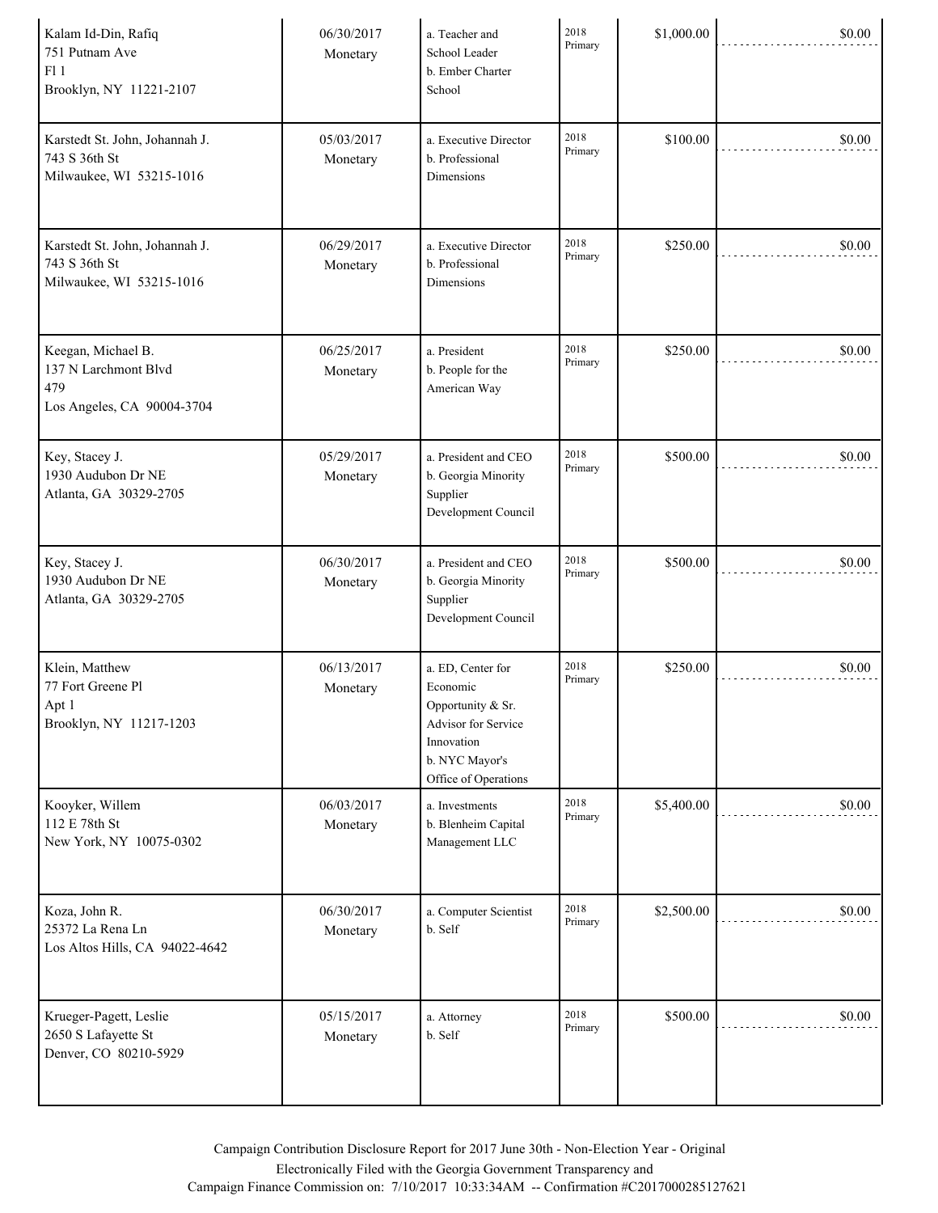| | | | | | |
|---|---|---|---|---|---|
| Kalam Id-Din, Rafiq<br>751 Putnam Ave<br>Fl 1<br>Brooklyn, NY 11221-2107 | 06/30/2017<br>Monetary | a. Teacher and School Leader<br>b. Ember Charter School | 2018 Primary | $1,000.00 | $0.00 |
| Karstedt St. John, Johannah J.<br>743 S 36th St<br>Milwaukee, WI 53215-1016 | 05/03/2017<br>Monetary | a. Executive Director<br>b. Professional Dimensions | 2018 Primary | $100.00 | $0.00 |
| Karstedt St. John, Johannah J.<br>743 S 36th St<br>Milwaukee, WI 53215-1016 | 06/29/2017<br>Monetary | a. Executive Director<br>b. Professional Dimensions | 2018 Primary | $250.00 | $0.00 |
| Keegan, Michael B.<br>137 N Larchmont Blvd<br>479<br>Los Angeles, CA 90004-3704 | 06/25/2017<br>Monetary | a. President<br>b. People for the American Way | 2018 Primary | $250.00 | $0.00 |
| Key, Stacey J.<br>1930 Audubon Dr NE<br>Atlanta, GA 30329-2705 | 05/29/2017<br>Monetary | a. President and CEO<br>b. Georgia Minority Supplier Development Council | 2018 Primary | $500.00 | $0.00 |
| Key, Stacey J.<br>1930 Audubon Dr NE<br>Atlanta, GA 30329-2705 | 06/30/2017<br>Monetary | a. President and CEO<br>b. Georgia Minority Supplier Development Council | 2018 Primary | $500.00 | $0.00 |
| Klein, Matthew<br>77 Fort Greene Pl<br>Apt 1<br>Brooklyn, NY 11217-1203 | 06/13/2017<br>Monetary | a. ED, Center for Economic Opportunity & Sr. Advisor for Service Innovation<br>b. NYC Mayor's Office of Operations | 2018 Primary | $250.00 | $0.00 |
| Kooyker, Willem<br>112 E 78th St<br>New York, NY 10075-0302 | 06/03/2017<br>Monetary | a. Investments<br>b. Blenheim Capital Management LLC | 2018 Primary | $5,400.00 | $0.00 |
| Koza, John R.<br>25372 La Rena Ln<br>Los Altos Hills, CA 94022-4642 | 06/30/2017<br>Monetary | a. Computer Scientist<br>b. Self | 2018 Primary | $2,500.00 | $0.00 |
| Krueger-Pagett, Leslie<br>2650 S Lafayette St<br>Denver, CO 80210-5929 | 05/15/2017<br>Monetary | a. Attorney<br>b. Self | 2018 Primary | $500.00 | $0.00 |

Campaign Contribution Disclosure Report for 2017 June 30th - Non-Election Year - Original
Electronically Filed with the Georgia Government Transparency and
Campaign Finance Commission on: 7/10/2017 10:33:34AM -- Confirmation #C2017000285127621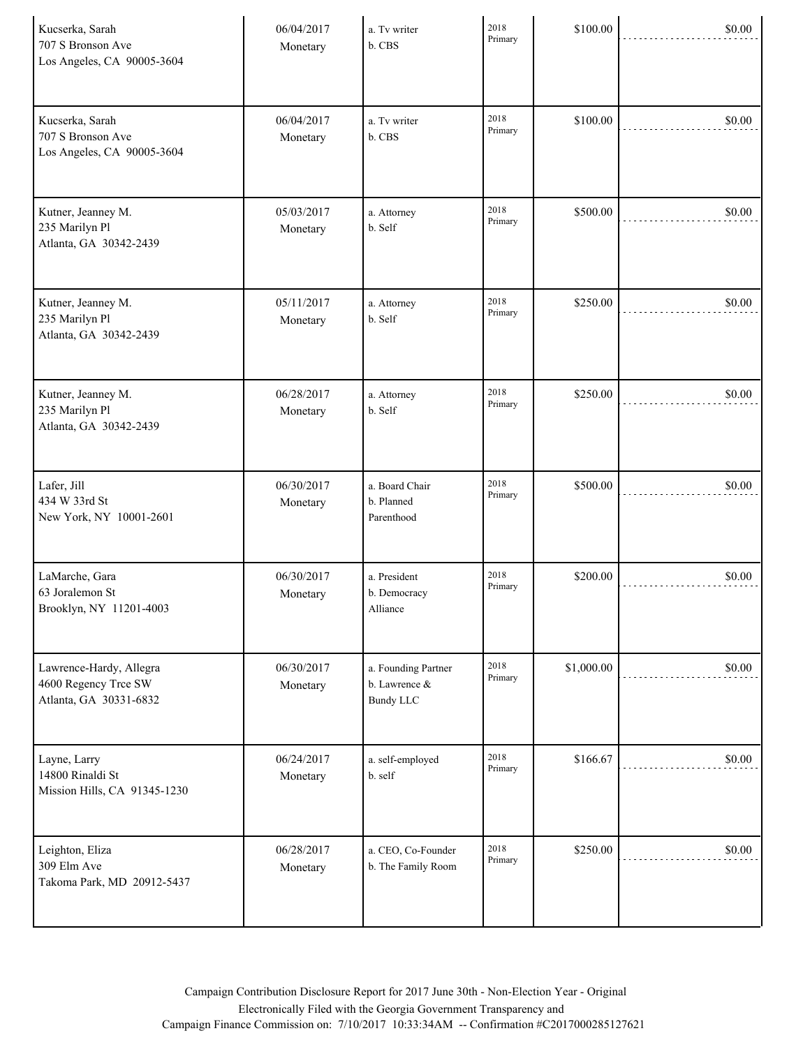| | | | | | |
|---|---|---|---|---|---|
| Kucserka, Sarah<br>707 S Bronson Ave<br>Los Angeles, CA 90005-3604 | 06/04/2017<br>Monetary | a. Tv writer<br>b. CBS | 2018<br>Primary | $100.00 | $0.00 |
| Kucserka, Sarah<br>707 S Bronson Ave<br>Los Angeles, CA 90005-3604 | 06/04/2017<br>Monetary | a. Tv writer<br>b. CBS | 2018<br>Primary | $100.00 | $0.00 |
| Kutner, Jeanney M.<br>235 Marilyn Pl<br>Atlanta, GA 30342-2439 | 05/03/2017<br>Monetary | a. Attorney<br>b. Self | 2018<br>Primary | $500.00 | $0.00 |
| Kutner, Jeanney M.<br>235 Marilyn Pl<br>Atlanta, GA 30342-2439 | 05/11/2017<br>Monetary | a. Attorney<br>b. Self | 2018<br>Primary | $250.00 | $0.00 |
| Kutner, Jeanney M.<br>235 Marilyn Pl<br>Atlanta, GA 30342-2439 | 06/28/2017<br>Monetary | a. Attorney<br>b. Self | 2018<br>Primary | $250.00 | $0.00 |
| Lafer, Jill<br>434 W 33rd St<br>New York, NY 10001-2601 | 06/30/2017<br>Monetary | a. Board Chair<br>b. Planned Parenthood | 2018<br>Primary | $500.00 | $0.00 |
| LaMarche, Gara<br>63 Joralemon St<br>Brooklyn, NY 11201-4003 | 06/30/2017<br>Monetary | a. President<br>b. Democracy Alliance | 2018<br>Primary | $200.00 | $0.00 |
| Lawrence-Hardy, Allegra<br>4600 Regency Trce SW<br>Atlanta, GA 30331-6832 | 06/30/2017<br>Monetary | a. Founding Partner<br>b. Lawrence & Bundy LLC | 2018<br>Primary | $1,000.00 | $0.00 |
| Layne, Larry<br>14800 Rinaldi St<br>Mission Hills, CA 91345-1230 | 06/24/2017<br>Monetary | a. self-employed<br>b. self | 2018<br>Primary | $166.67 | $0.00 |
| Leighton, Eliza<br>309 Elm Ave<br>Takoma Park, MD 20912-5437 | 06/28/2017<br>Monetary | a. CEO, Co-Founder<br>b. The Family Room | 2018<br>Primary | $250.00 | $0.00 |

Campaign Contribution Disclosure Report for 2017 June 30th - Non-Election Year - Original
Electronically Filed with the Georgia Government Transparency and
Campaign Finance Commission on: 7/10/2017 10:33:34AM -- Confirmation #C2017000285127621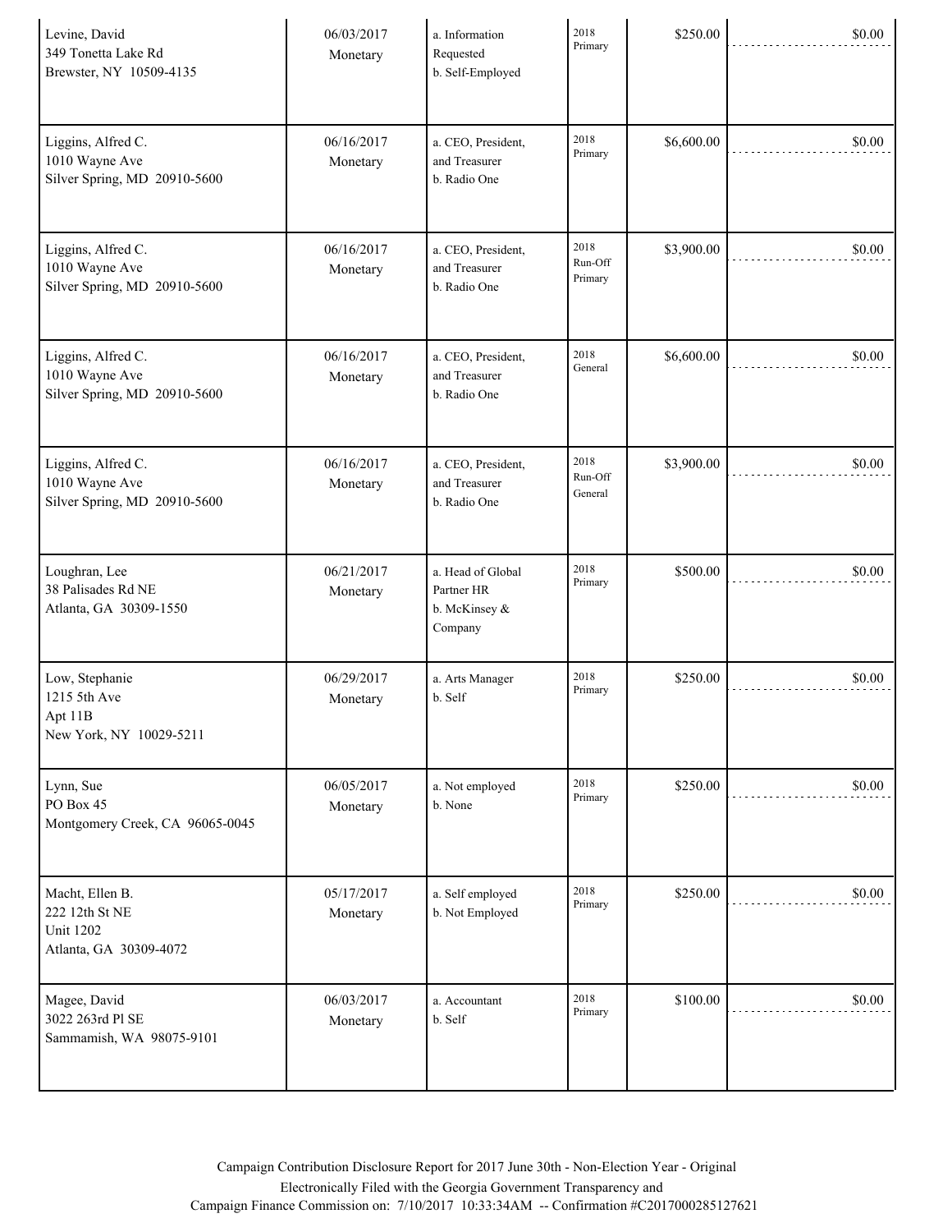| | | | | | |
|---|---|---|---|---|---|
| Levine, David<br>349 Tonetta Lake Rd<br>Brewster, NY 10509-4135 | 06/03/2017<br>Monetary | a. Information Requested<br>b. Self-Employed | 2018 Primary | $250.00 | $0.00 |
| Liggins, Alfred C.<br>1010 Wayne Ave<br>Silver Spring, MD 20910-5600 | 06/16/2017<br>Monetary | a. CEO, President, and Treasurer<br>b. Radio One | 2018 Primary | $6,600.00 | $0.00 |
| Liggins, Alfred C.<br>1010 Wayne Ave<br>Silver Spring, MD 20910-5600 | 06/16/2017<br>Monetary | a. CEO, President, and Treasurer<br>b. Radio One | 2018 Run-Off Primary | $3,900.00 | $0.00 |
| Liggins, Alfred C.<br>1010 Wayne Ave<br>Silver Spring, MD 20910-5600 | 06/16/2017<br>Monetary | a. CEO, President, and Treasurer<br>b. Radio One | 2018 General | $6,600.00 | $0.00 |
| Liggins, Alfred C.<br>1010 Wayne Ave<br>Silver Spring, MD 20910-5600 | 06/16/2017<br>Monetary | a. CEO, President, and Treasurer<br>b. Radio One | 2018 Run-Off General | $3,900.00 | $0.00 |
| Loughran, Lee<br>38 Palisades Rd NE<br>Atlanta, GA 30309-1550 | 06/21/2017<br>Monetary | a. Head of Global Partner HR<br>b. McKinsey & Company | 2018 Primary | $500.00 | $0.00 |
| Low, Stephanie<br>1215 5th Ave<br>Apt 11B<br>New York, NY 10029-5211 | 06/29/2017<br>Monetary | a. Arts Manager<br>b. Self | 2018 Primary | $250.00 | $0.00 |
| Lynn, Sue<br>PO Box 45<br>Montgomery Creek, CA 96065-0045 | 06/05/2017<br>Monetary | a. Not employed<br>b. None | 2018 Primary | $250.00 | $0.00 |
| Macht, Ellen B.<br>222 12th St NE<br>Unit 1202<br>Atlanta, GA 30309-4072 | 05/17/2017<br>Monetary | a. Self employed<br>b. Not Employed | 2018 Primary | $250.00 | $0.00 |
| Magee, David<br>3022 263rd Pl SE<br>Sammamish, WA 98075-9101 | 06/03/2017<br>Monetary | a. Accountant<br>b. Self | 2018 Primary | $100.00 | $0.00 |

Campaign Contribution Disclosure Report for 2017 June 30th - Non-Election Year - Original
Electronically Filed with the Georgia Government Transparency and
Campaign Finance Commission on: 7/10/2017 10:33:34AM -- Confirmation #C2017000285127621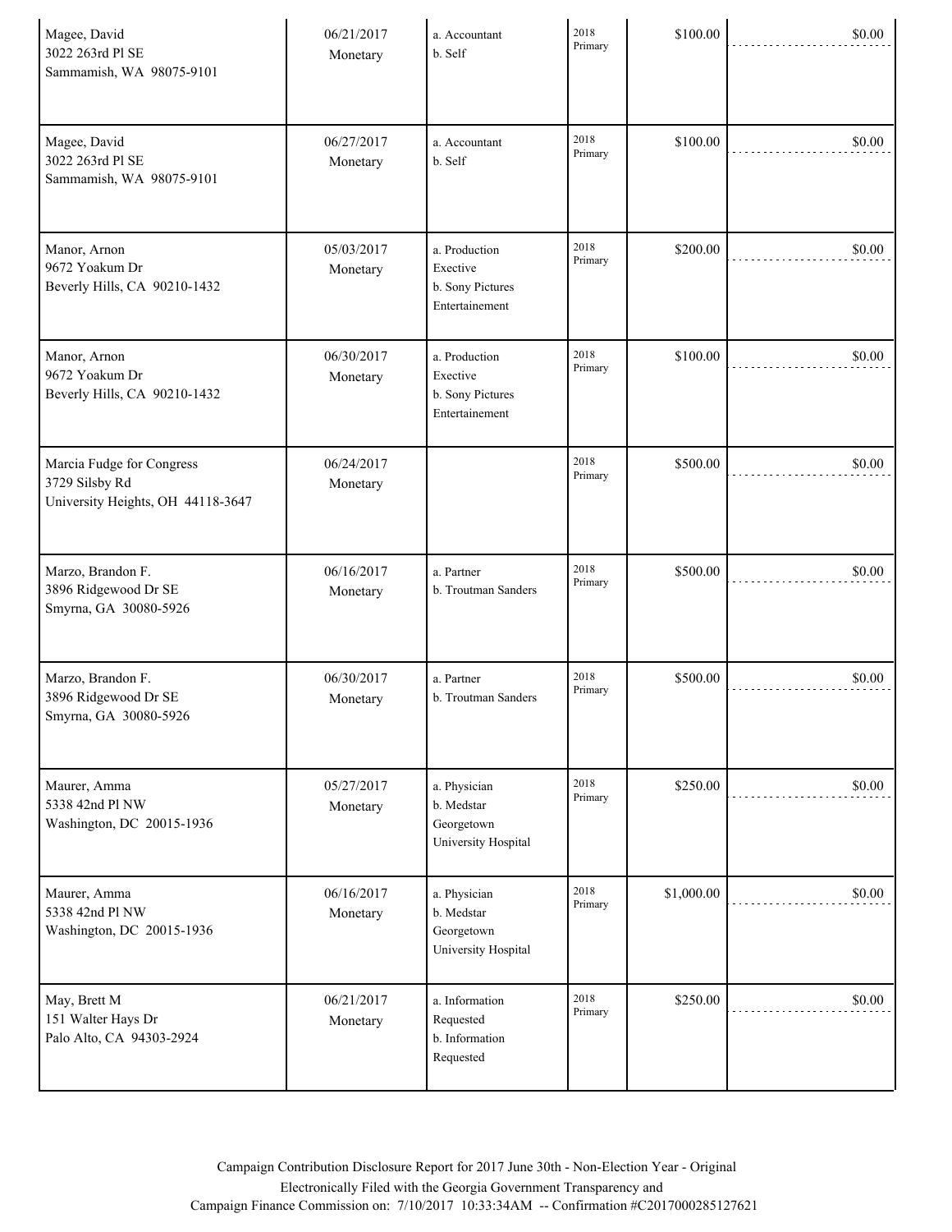| | | | | | |
|---|---|---|---|---|---|
| Magee, David<br>3022 263rd Pl SE<br>Sammamish, WA 98075-9101 | 06/21/2017<br>Monetary | a. Accountant<br>b. Self | 2018<br>Primary | $100.00 | $0.00 |
| Magee, David<br>3022 263rd Pl SE<br>Sammamish, WA 98075-9101 | 06/27/2017<br>Monetary | a. Accountant<br>b. Self | 2018<br>Primary | $100.00 | $0.00 |
| Manor, Arnon<br>9672 Yoakum Dr<br>Beverly Hills, CA 90210-1432 | 05/03/2017<br>Monetary | a. Production Exective<br>b. Sony Pictures Entertainement | 2018<br>Primary | $200.00 | $0.00 |
| Manor, Arnon<br>9672 Yoakum Dr<br>Beverly Hills, CA 90210-1432 | 06/30/2017<br>Monetary | a. Production Exective<br>b. Sony Pictures Entertainement | 2018<br>Primary | $100.00 | $0.00 |
| Marcia Fudge for Congress<br>3729 Silsby Rd<br>University Heights, OH 44118-3647 | 06/24/2017<br>Monetary | | 2018<br>Primary | $500.00 | $0.00 |
| Marzo, Brandon F.<br>3896 Ridgewood Dr SE<br>Smyrna, GA 30080-5926 | 06/16/2017<br>Monetary | a. Partner<br>b. Troutman Sanders | 2018<br>Primary | $500.00 | $0.00 |
| Marzo, Brandon F.<br>3896 Ridgewood Dr SE<br>Smyrna, GA 30080-5926 | 06/30/2017<br>Monetary | a. Partner<br>b. Troutman Sanders | 2018<br>Primary | $500.00 | $0.00 |
| Maurer, Amma<br>5338 42nd Pl NW<br>Washington, DC 20015-1936 | 05/27/2017<br>Monetary | a. Physician<br>b. Medstar Georgetown University Hospital | 2018<br>Primary | $250.00 | $0.00 |
| Maurer, Amma<br>5338 42nd Pl NW<br>Washington, DC 20015-1936 | 06/16/2017<br>Monetary | a. Physician<br>b. Medstar Georgetown University Hospital | 2018<br>Primary | $1,000.00 | $0.00 |
| May, Brett M<br>151 Walter Hays Dr<br>Palo Alto, CA 94303-2924 | 06/21/2017<br>Monetary | a. Information Requested<br>b. Information Requested | 2018<br>Primary | $250.00 | $0.00 |

Campaign Contribution Disclosure Report for 2017 June 30th - Non-Election Year - Original
Electronically Filed with the Georgia Government Transparency and
Campaign Finance Commission on: 7/10/2017 10:33:34AM -- Confirmation #C2017000285127621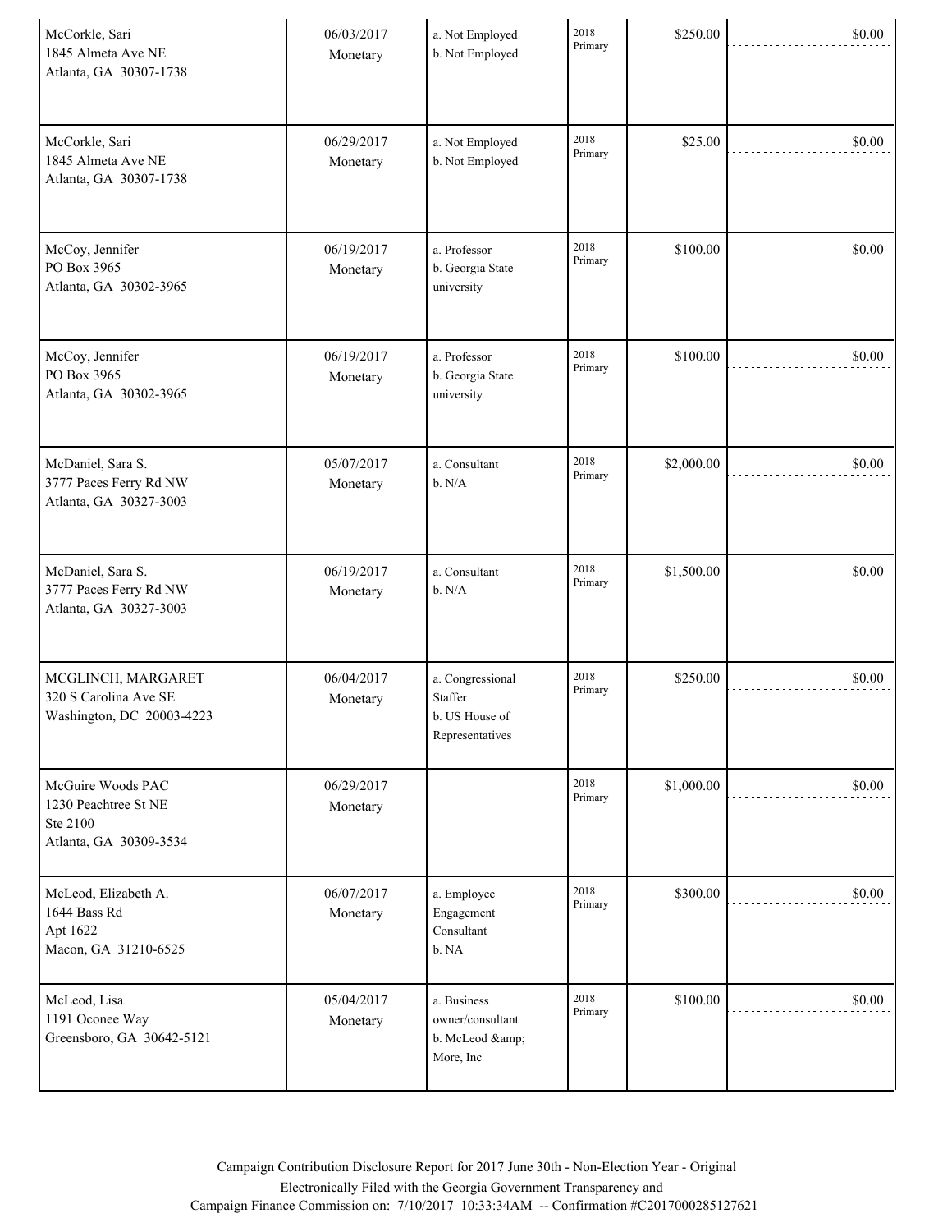| | | | | | |
|---|---|---|---|---|---|
| McCorkle, Sari<br>1845 Almeta Ave NE<br>Atlanta, GA 30307-1738 | 06/03/2017<br>Monetary | a. Not Employed<br>b. Not Employed | 2018 Primary | $250.00 | $0.00 |
| McCorkle, Sari<br>1845 Almeta Ave NE<br>Atlanta, GA 30307-1738 | 06/29/2017<br>Monetary | a. Not Employed<br>b. Not Employed | 2018 Primary | $25.00 | $0.00 |
| McCoy, Jennifer<br>PO Box 3965<br>Atlanta, GA 30302-3965 | 06/19/2017<br>Monetary | a. Professor<br>b. Georgia State university | 2018 Primary | $100.00 | $0.00 |
| McCoy, Jennifer<br>PO Box 3965<br>Atlanta, GA 30302-3965 | 06/19/2017<br>Monetary | a. Professor<br>b. Georgia State university | 2018 Primary | $100.00 | $0.00 |
| McDaniel, Sara S.<br>3777 Paces Ferry Rd NW<br>Atlanta, GA 30327-3003 | 05/07/2017<br>Monetary | a. Consultant<br>b. N/A | 2018 Primary | $2,000.00 | $0.00 |
| McDaniel, Sara S.<br>3777 Paces Ferry Rd NW<br>Atlanta, GA 30327-3003 | 06/19/2017<br>Monetary | a. Consultant<br>b. N/A | 2018 Primary | $1,500.00 | $0.00 |
| MCGLINCH, MARGARET<br>320 S Carolina Ave SE<br>Washington, DC 20003-4223 | 06/04/2017<br>Monetary | a. Congressional Staffer<br>b. US House of Representatives | 2018 Primary | $250.00 | $0.00 |
| McGuire Woods PAC<br>1230 Peachtree St NE<br>Ste 2100<br>Atlanta, GA 30309-3534 | 06/29/2017<br>Monetary | | 2018 Primary | $1,000.00 | $0.00 |
| McLeod, Elizabeth A.<br>1644 Bass Rd<br>Apt 1622<br>Macon, GA 31210-6525 | 06/07/2017<br>Monetary | a. Employee Engagement Consultant<br>b. NA | 2018 Primary | $300.00 | $0.00 |
| McLeod, Lisa<br>1191 Oconee Way<br>Greensboro, GA 30642-5121 | 05/04/2017<br>Monetary | a. Business owner/consultant<br>b. McLeod &amp; More, Inc | 2018 Primary | $100.00 | $0.00 |

Campaign Contribution Disclosure Report for 2017 June 30th - Non-Election Year - Original
Electronically Filed with the Georgia Government Transparency and
Campaign Finance Commission on: 7/10/2017 10:33:34AM -- Confirmation #C2017000285127621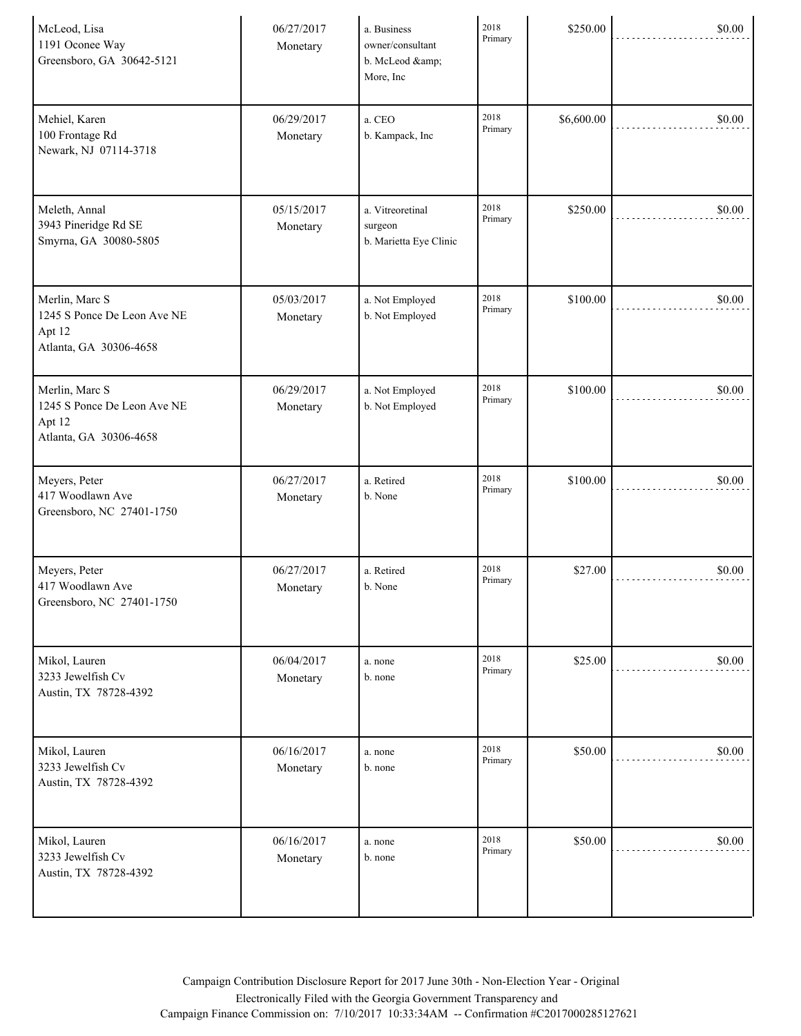| Name / Address | Date / Type | Occupation / Employer | Election | Amount | |
|---|---|---|---|---|---|
| McLeod, Lisa<br>1191 Oconee Way<br>Greensboro, GA 30642-5121 | 06/27/2017<br>Monetary | a. Business owner/consultant<br>b. McLeod &amp; More, Inc | 2018 Primary | $250.00 | $0.00 |
| Mehiel, Karen<br>100 Frontage Rd<br>Newark, NJ 07114-3718 | 06/29/2017<br>Monetary | a. CEO<br>b. Kampack, Inc | 2018 Primary | $6,600.00 | $0.00 |
| Meleth, Annal<br>3943 Pineridge Rd SE<br>Smyrna, GA 30080-5805 | 05/15/2017<br>Monetary | a. Vitreoretinal surgeon<br>b. Marietta Eye Clinic | 2018 Primary | $250.00 | $0.00 |
| Merlin, Marc S<br>1245 S Ponce De Leon Ave NE<br>Apt 12<br>Atlanta, GA 30306-4658 | 05/03/2017<br>Monetary | a. Not Employed<br>b. Not Employed | 2018 Primary | $100.00 | $0.00 |
| Merlin, Marc S<br>1245 S Ponce De Leon Ave NE<br>Apt 12<br>Atlanta, GA 30306-4658 | 06/29/2017<br>Monetary | a. Not Employed<br>b. Not Employed | 2018 Primary | $100.00 | $0.00 |
| Meyers, Peter<br>417 Woodlawn Ave<br>Greensboro, NC 27401-1750 | 06/27/2017<br>Monetary | a. Retired<br>b. None | 2018 Primary | $100.00 | $0.00 |
| Meyers, Peter<br>417 Woodlawn Ave<br>Greensboro, NC 27401-1750 | 06/27/2017<br>Monetary | a. Retired<br>b. None | 2018 Primary | $27.00 | $0.00 |
| Mikol, Lauren<br>3233 Jewelfish Cv<br>Austin, TX 78728-4392 | 06/04/2017<br>Monetary | a. none<br>b. none | 2018 Primary | $25.00 | $0.00 |
| Mikol, Lauren<br>3233 Jewelfish Cv<br>Austin, TX 78728-4392 | 06/16/2017<br>Monetary | a. none<br>b. none | 2018 Primary | $50.00 | $0.00 |
| Mikol, Lauren<br>3233 Jewelfish Cv<br>Austin, TX 78728-4392 | 06/16/2017<br>Monetary | a. none<br>b. none | 2018 Primary | $50.00 | $0.00 |

Campaign Contribution Disclosure Report for 2017 June 30th - Non-Election Year - Original
Electronically Filed with the Georgia Government Transparency and
Campaign Finance Commission on: 7/10/2017 10:33:34AM -- Confirmation #C2017000285127621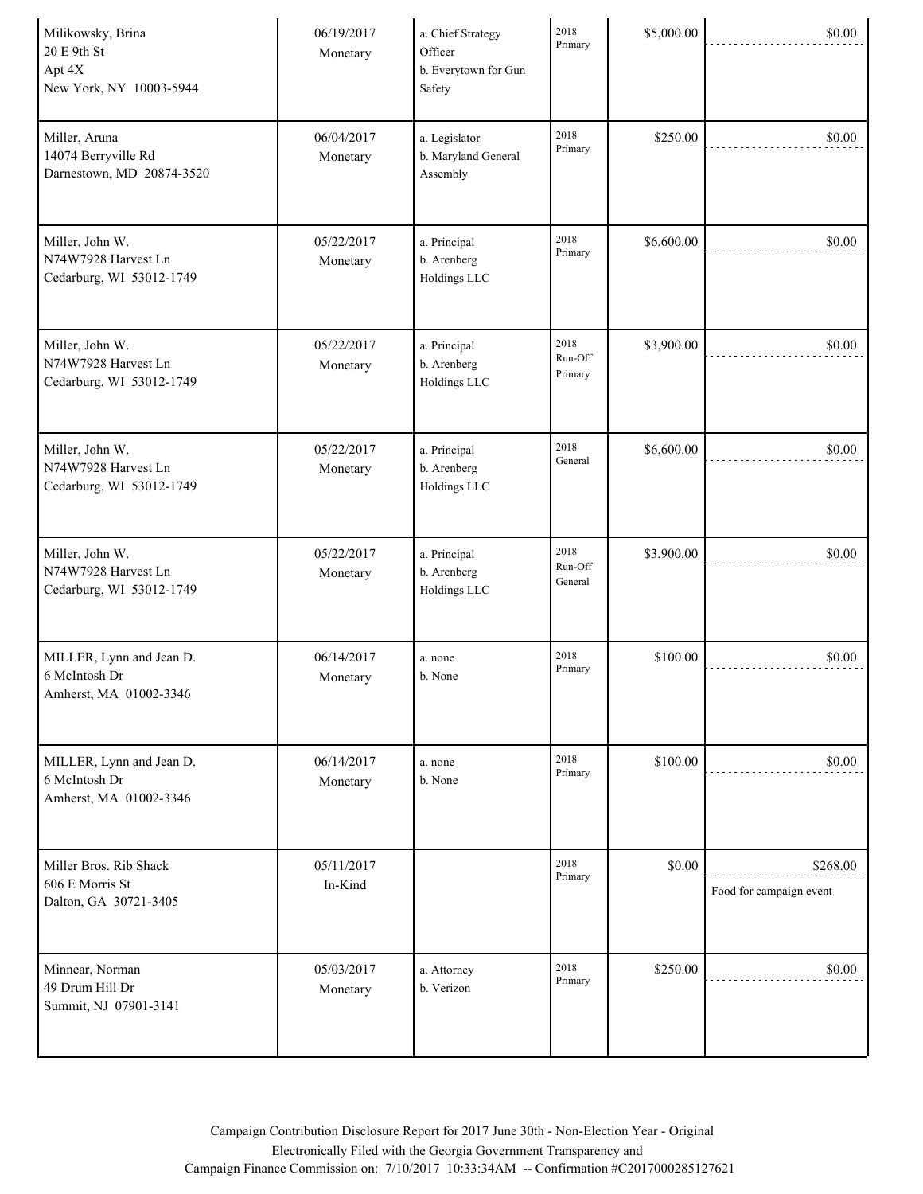| Name / Address | Date / Type | Occupation / Employer | Election | Amount | In-Kind Amount / Description |
|---|---|---|---|---|---|
| Milikowsky, Brina<br>20 E 9th St<br>Apt 4X<br>New York, NY 10003-5944 | 06/19/2017<br>Monetary | a. Chief Strategy Officer<br>b. Everytown for Gun Safety | 2018 Primary | $5,000.00 | $0.00 |
| Miller, Aruna<br>14074 Berryville Rd<br>Darnestown, MD 20874-3520 | 06/04/2017<br>Monetary | a. Legislator<br>b. Maryland General Assembly | 2018 Primary | $250.00 | $0.00 |
| Miller, John W.<br>N74W7928 Harvest Ln<br>Cedarburg, WI 53012-1749 | 05/22/2017<br>Monetary | a. Principal<br>b. Arenberg Holdings LLC | 2018 Primary | $6,600.00 | $0.00 |
| Miller, John W.<br>N74W7928 Harvest Ln<br>Cedarburg, WI 53012-1749 | 05/22/2017<br>Monetary | a. Principal<br>b. Arenberg Holdings LLC | 2018 Run-Off Primary | $3,900.00 | $0.00 |
| Miller, John W.<br>N74W7928 Harvest Ln<br>Cedarburg, WI 53012-1749 | 05/22/2017<br>Monetary | a. Principal<br>b. Arenberg Holdings LLC | 2018 General | $6,600.00 | $0.00 |
| Miller, John W.<br>N74W7928 Harvest Ln<br>Cedarburg, WI 53012-1749 | 05/22/2017<br>Monetary | a. Principal<br>b. Arenberg Holdings LLC | 2018 Run-Off General | $3,900.00 | $0.00 |
| MILLER, Lynn and Jean D.<br>6 McIntosh Dr<br>Amherst, MA 01002-3346 | 06/14/2017<br>Monetary | a. none<br>b. None | 2018 Primary | $100.00 | $0.00 |
| MILLER, Lynn and Jean D.<br>6 McIntosh Dr<br>Amherst, MA 01002-3346 | 06/14/2017<br>Monetary | a. none<br>b. None | 2018 Primary | $100.00 | $0.00 |
| Miller Bros. Rib Shack<br>606 E Morris St<br>Dalton, GA 30721-3405 | 05/11/2017<br>In-Kind | | 2018 Primary | $0.00 | $268.00<br>Food for campaign event |
| Minnear, Norman<br>49 Drum Hill Dr<br>Summit, NJ 07901-3141 | 05/03/2017<br>Monetary | a. Attorney<br>b. Verizon | 2018 Primary | $250.00 | $0.00 |

Campaign Contribution Disclosure Report for 2017 June 30th - Non-Election Year - Original
Electronically Filed with the Georgia Government Transparency and
Campaign Finance Commission on: 7/10/2017 10:33:34AM -- Confirmation #C2017000285127621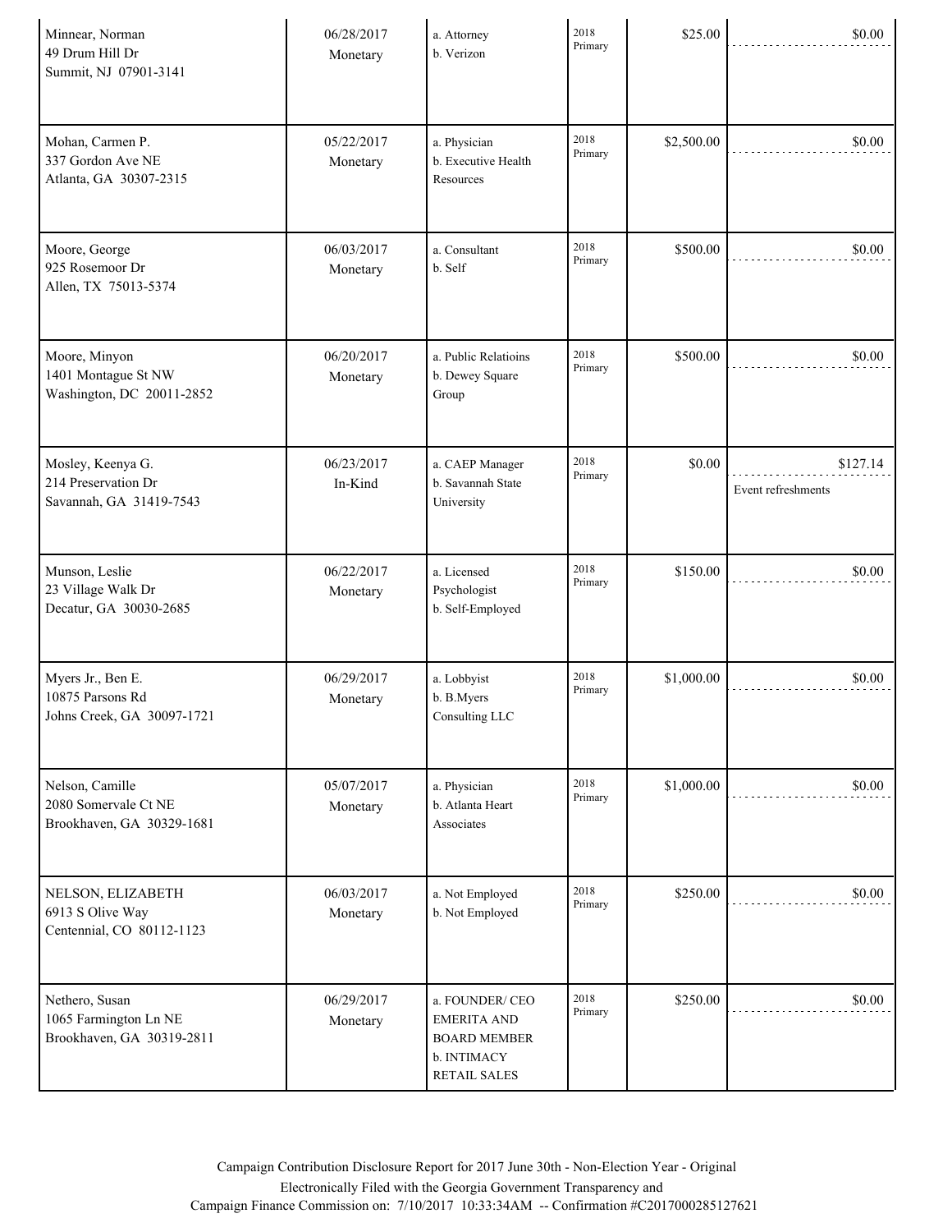| Contributor | Date / Type | Occupation / Employer | Election | Amount | In-Kind |
|---|---|---|---|---|---|
| Minnear, Norman<br>49 Drum Hill Dr<br>Summit, NJ 07901-3141 | 06/28/2017<br>Monetary | a. Attorney<br>b. Verizon | 2018 Primary | $25.00 | $0.00 |
| Mohan, Carmen P.<br>337 Gordon Ave NE<br>Atlanta, GA 30307-2315 | 05/22/2017<br>Monetary | a. Physician<br>b. Executive Health Resources | 2018 Primary | $2,500.00 | $0.00 |
| Moore, George<br>925 Rosemoor Dr<br>Allen, TX 75013-5374 | 06/03/2017<br>Monetary | a. Consultant<br>b. Self | 2018 Primary | $500.00 | $0.00 |
| Moore, Minyon<br>1401 Montague St NW<br>Washington, DC 20011-2852 | 06/20/2017<br>Monetary | a. Public Relatioins<br>b. Dewey Square Group | 2018 Primary | $500.00 | $0.00 |
| Mosley, Keenya G.<br>214 Preservation Dr<br>Savannah, GA 31419-7543 | 06/23/2017<br>In-Kind | a. CAEP Manager<br>b. Savannah State University | 2018 Primary | $0.00 | $127.14<br>Event refreshments |
| Munson, Leslie<br>23 Village Walk Dr<br>Decatur, GA 30030-2685 | 06/22/2017<br>Monetary | a. Licensed Psychologist<br>b. Self-Employed | 2018 Primary | $150.00 | $0.00 |
| Myers Jr., Ben E.<br>10875 Parsons Rd<br>Johns Creek, GA 30097-1721 | 06/29/2017<br>Monetary | a. Lobbyist<br>b. B.Myers Consulting LLC | 2018 Primary | $1,000.00 | $0.00 |
| Nelson, Camille<br>2080 Somervale Ct NE<br>Brookhaven, GA 30329-1681 | 05/07/2017<br>Monetary | a. Physician<br>b. Atlanta Heart Associates | 2018 Primary | $1,000.00 | $0.00 |
| NELSON, ELIZABETH<br>6913 S Olive Way<br>Centennial, CO 80112-1123 | 06/03/2017<br>Monetary | a. Not Employed<br>b. Not Employed | 2018 Primary | $250.00 | $0.00 |
| Nethero, Susan<br>1065 Farmington Ln NE<br>Brookhaven, GA 30319-2811 | 06/29/2017<br>Monetary | a. FOUNDER/ CEO EMERITA AND BOARD MEMBER<br>b. INTIMACY RETAIL SALES | 2018 Primary | $250.00 | $0.00 |

Campaign Contribution Disclosure Report for 2017 June 30th - Non-Election Year - Original
Electronically Filed with the Georgia Government Transparency and
Campaign Finance Commission on: 7/10/2017 10:33:34AM -- Confirmation #C2017000285127621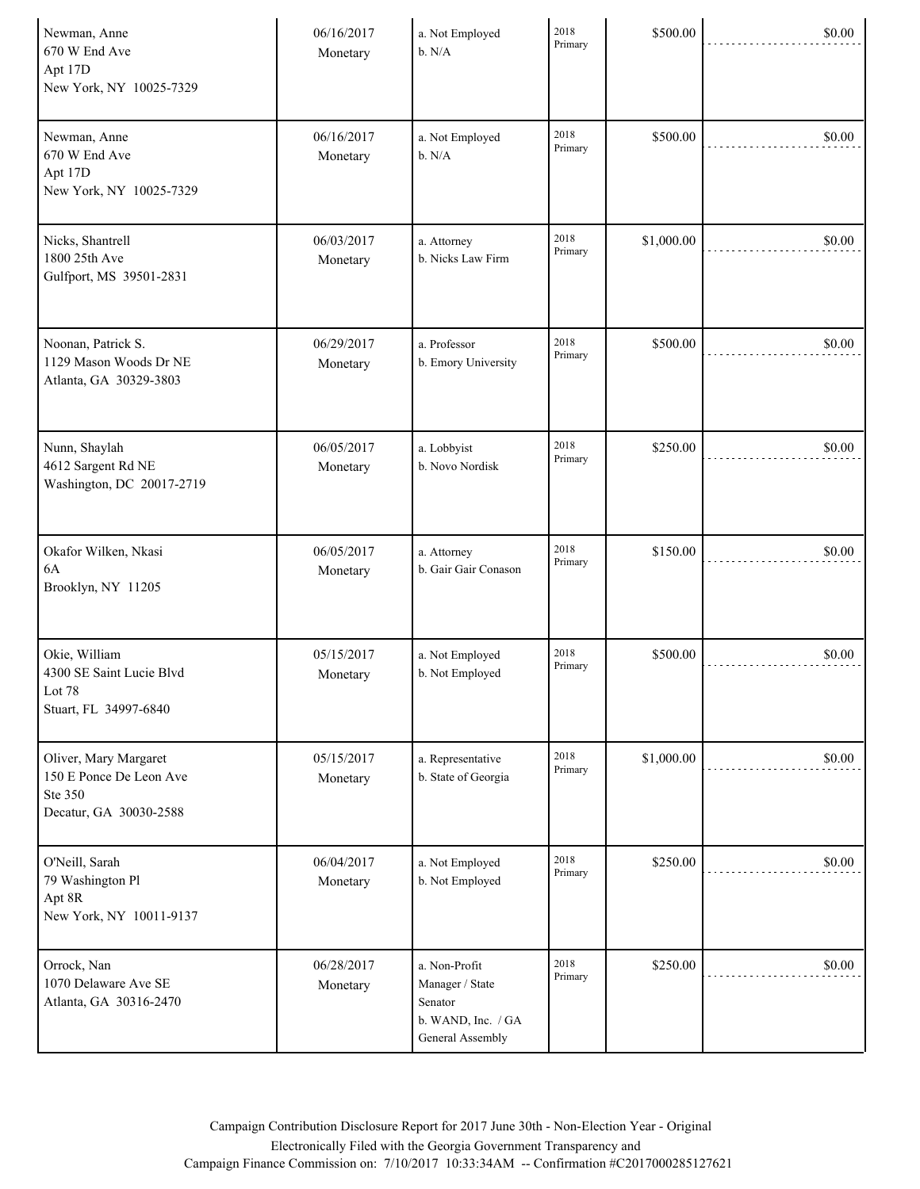| | | | | | |
|---|---|---|---|---|---|
| Newman, Anne<br>670 W End Ave<br>Apt 17D<br>New York, NY 10025-7329 | 06/16/2017<br>Monetary | a. Not Employed<br>b. N/A | 2018<br>Primary | $500.00 | $0.00 |
| Newman, Anne<br>670 W End Ave<br>Apt 17D<br>New York, NY 10025-7329 | 06/16/2017<br>Monetary | a. Not Employed<br>b. N/A | 2018<br>Primary | $500.00 | $0.00 |
| Nicks, Shantrell<br>1800 25th Ave<br>Gulfport, MS 39501-2831 | 06/03/2017<br>Monetary | a. Attorney<br>b. Nicks Law Firm | 2018<br>Primary | $1,000.00 | $0.00 |
| Noonan, Patrick S.<br>1129 Mason Woods Dr NE<br>Atlanta, GA 30329-3803 | 06/29/2017<br>Monetary | a. Professor<br>b. Emory University | 2018<br>Primary | $500.00 | $0.00 |
| Nunn, Shaylah<br>4612 Sargent Rd NE<br>Washington, DC 20017-2719 | 06/05/2017<br>Monetary | a. Lobbyist<br>b. Novo Nordisk | 2018<br>Primary | $250.00 | $0.00 |
| Okafor Wilken, Nkasi<br>6A<br>Brooklyn, NY 11205 | 06/05/2017<br>Monetary | a. Attorney<br>b. Gair Gair Conason | 2018<br>Primary | $150.00 | $0.00 |
| Okie, William<br>4300 SE Saint Lucie Blvd<br>Lot 78<br>Stuart, FL 34997-6840 | 05/15/2017<br>Monetary | a. Not Employed<br>b. Not Employed | 2018<br>Primary | $500.00 | $0.00 |
| Oliver, Mary Margaret<br>150 E Ponce De Leon Ave<br>Ste 350<br>Decatur, GA 30030-2588 | 05/15/2017<br>Monetary | a. Representative<br>b. State of Georgia | 2018<br>Primary | $1,000.00 | $0.00 |
| O'Neill, Sarah<br>79 Washington Pl<br>Apt 8R<br>New York, NY 10011-9137 | 06/04/2017<br>Monetary | a. Not Employed<br>b. Not Employed | 2018<br>Primary | $250.00 | $0.00 |
| Orrock, Nan<br>1070 Delaware Ave SE<br>Atlanta, GA 30316-2470 | 06/28/2017<br>Monetary | a. Non-Profit Manager / State Senator<br>b. WAND, Inc. / GA General Assembly | 2018<br>Primary | $250.00 | $0.00 |

Campaign Contribution Disclosure Report for 2017 June 30th - Non-Election Year - Original
Electronically Filed with the Georgia Government Transparency and
Campaign Finance Commission on: 7/10/2017 10:33:34AM -- Confirmation #C2017000285127621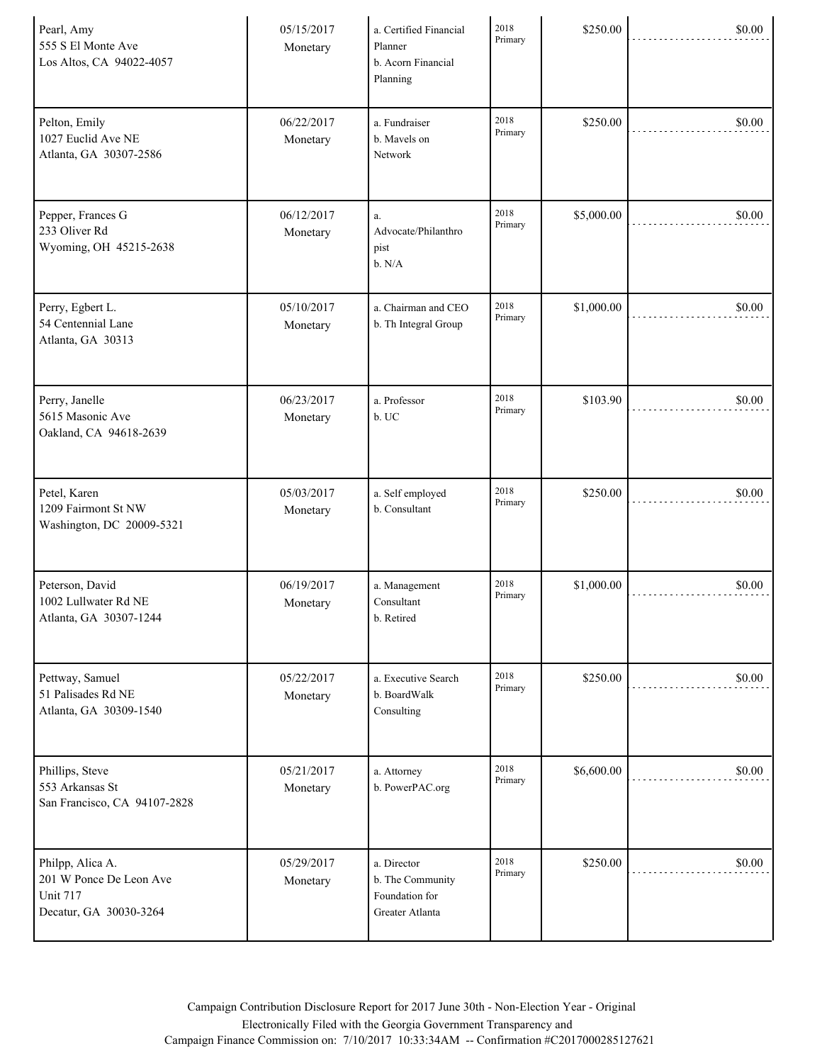| | | | | | |
|---|---|---|---|---|---|
| Pearl, Amy<br>555 S El Monte Ave<br>Los Altos, CA 94022-4057 | 05/15/2017<br>Monetary | a. Certified Financial Planner<br>b. Acorn Financial Planning | 2018 Primary | $250.00 | $0.00 |
| Pelton, Emily<br>1027 Euclid Ave NE<br>Atlanta, GA 30307-2586 | 06/22/2017<br>Monetary | a. Fundraiser<br>b. Mavels on Network | 2018 Primary | $250.00 | $0.00 |
| Pepper, Frances G<br>233 Oliver Rd<br>Wyoming, OH 45215-2638 | 06/12/2017<br>Monetary | a. Advocate/Philanthropist<br>b. N/A | 2018 Primary | $5,000.00 | $0.00 |
| Perry, Egbert L.<br>54 Centennial Lane<br>Atlanta, GA 30313 | 05/10/2017<br>Monetary | a. Chairman and CEO<br>b. Th Integral Group | 2018 Primary | $1,000.00 | $0.00 |
| Perry, Janelle<br>5615 Masonic Ave<br>Oakland, CA 94618-2639 | 06/23/2017<br>Monetary | a. Professor<br>b. UC | 2018 Primary | $103.90 | $0.00 |
| Petel, Karen<br>1209 Fairmont St NW<br>Washington, DC 20009-5321 | 05/03/2017<br>Monetary | a. Self employed<br>b. Consultant | 2018 Primary | $250.00 | $0.00 |
| Peterson, David<br>1002 Lullwater Rd NE<br>Atlanta, GA 30307-1244 | 06/19/2017<br>Monetary | a. Management Consultant<br>b. Retired | 2018 Primary | $1,000.00 | $0.00 |
| Pettway, Samuel<br>51 Palisades Rd NE<br>Atlanta, GA 30309-1540 | 05/22/2017<br>Monetary | a. Executive Search<br>b. BoardWalk Consulting | 2018 Primary | $250.00 | $0.00 |
| Phillips, Steve<br>553 Arkansas St<br>San Francisco, CA 94107-2828 | 05/21/2017<br>Monetary | a. Attorney<br>b. PowerPAC.org | 2018 Primary | $6,600.00 | $0.00 |
| Philpp, Alica A.<br>201 W Ponce De Leon Ave<br>Unit 717<br>Decatur, GA 30030-3264 | 05/29/2017<br>Monetary | a. Director<br>b. The Community Foundation for Greater Atlanta | 2018 Primary | $250.00 | $0.00 |

Campaign Contribution Disclosure Report for 2017 June 30th - Non-Election Year - Original
Electronically Filed with the Georgia Government Transparency and
Campaign Finance Commission on: 7/10/2017 10:33:34AM -- Confirmation #C2017000285127621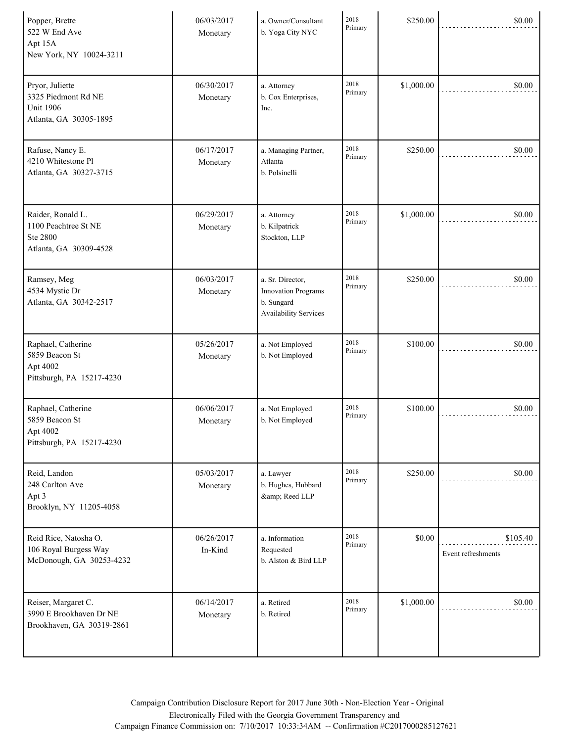| | | | | | |
|---|---|---|---|---|---|
| Popper, Brette<br>522 W End Ave<br>Apt 15A<br>New York, NY 10024-3211 | 06/03/2017<br>Monetary | a. Owner/Consultant<br>b. Yoga City NYC | 2018 Primary | $250.00 | $0.00 |
| Pryor, Juliette<br>3325 Piedmont Rd NE<br>Unit 1906<br>Atlanta, GA 30305-1895 | 06/30/2017<br>Monetary | a. Attorney<br>b. Cox Enterprises, Inc. | 2018 Primary | $1,000.00 | $0.00 |
| Rafuse, Nancy E.<br>4210 Whitestone Pl<br>Atlanta, GA 30327-3715 | 06/17/2017<br>Monetary | a. Managing Partner, Atlanta<br>b. Polsinelli | 2018 Primary | $250.00 | $0.00 |
| Raider, Ronald L.<br>1100 Peachtree St NE<br>Ste 2800<br>Atlanta, GA 30309-4528 | 06/29/2017<br>Monetary | a. Attorney<br>b. Kilpatrick Stockton, LLP | 2018 Primary | $1,000.00 | $0.00 |
| Ramsey, Meg<br>4534 Mystic Dr<br>Atlanta, GA 30342-2517 | 06/03/2017<br>Monetary | a. Sr. Director, Innovation Programs<br>b. Sungard Availability Services | 2018 Primary | $250.00 | $0.00 |
| Raphael, Catherine<br>5859 Beacon St<br>Apt 4002<br>Pittsburgh, PA 15217-4230 | 05/26/2017<br>Monetary | a. Not Employed<br>b. Not Employed | 2018 Primary | $100.00 | $0.00 |
| Raphael, Catherine<br>5859 Beacon St<br>Apt 4002<br>Pittsburgh, PA 15217-4230 | 06/06/2017<br>Monetary | a. Not Employed<br>b. Not Employed | 2018 Primary | $100.00 | $0.00 |
| Reid, Landon<br>248 Carlton Ave<br>Apt 3<br>Brooklyn, NY 11205-4058 | 05/03/2017<br>Monetary | a. Lawyer<br>b. Hughes, Hubbard &amp; Reed LLP | 2018 Primary | $250.00 | $0.00 |
| Reid Rice, Natosha O.<br>106 Royal Burgess Way<br>McDonough, GA 30253-4232 | 06/26/2017<br>In-Kind | a. Information Requested<br>b. Alston & Bird LLP | 2018 Primary | $0.00 | $105.40<br>Event refreshments |
| Reiser, Margaret C.<br>3990 E Brookhaven Dr NE<br>Brookhaven, GA 30319-2861 | 06/14/2017<br>Monetary | a. Retired<br>b. Retired | 2018 Primary | $1,000.00 | $0.00 |

Campaign Contribution Disclosure Report for 2017 June 30th - Non-Election Year - Original
Electronically Filed with the Georgia Government Transparency and
Campaign Finance Commission on: 7/10/2017 10:33:34AM -- Confirmation #C2017000285127621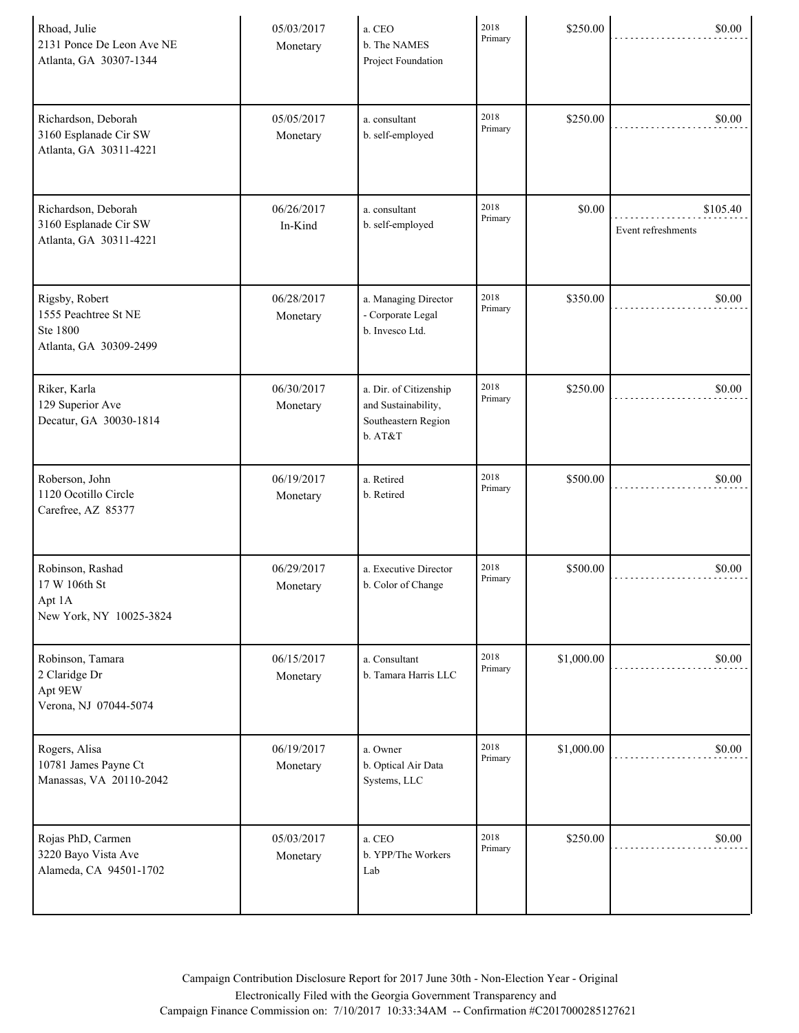| | | | | | |
|---|---|---|---|---|---|
| Rhoad, Julie<br>2131 Ponce De Leon Ave NE<br>Atlanta, GA 30307-1344 | 05/03/2017<br>Monetary | a. CEO<br>b. The NAMES Project Foundation | 2018 Primary | $250.00 | $0.00 |
| Richardson, Deborah<br>3160 Esplanade Cir SW<br>Atlanta, GA 30311-4221 | 05/05/2017<br>Monetary | a. consultant<br>b. self-employed | 2018 Primary | $250.00 | $0.00 |
| Richardson, Deborah<br>3160 Esplanade Cir SW<br>Atlanta, GA 30311-4221 | 06/26/2017<br>In-Kind | a. consultant<br>b. self-employed | 2018 Primary | $0.00 | $105.40<br>Event refreshments |
| Rigsby, Robert<br>1555 Peachtree St NE<br>Ste 1800<br>Atlanta, GA 30309-2499 | 06/28/2017<br>Monetary | a. Managing Director - Corporate Legal<br>b. Invesco Ltd. | 2018 Primary | $350.00 | $0.00 |
| Riker, Karla<br>129 Superior Ave<br>Decatur, GA 30030-1814 | 06/30/2017<br>Monetary | a. Dir. of Citizenship and Sustainability, Southeastern Region<br>b. AT&T | 2018 Primary | $250.00 | $0.00 |
| Roberson, John<br>1120 Ocotillo Circle<br>Carefree, AZ 85377 | 06/19/2017<br>Monetary | a. Retired<br>b. Retired | 2018 Primary | $500.00 | $0.00 |
| Robinson, Rashad<br>17 W 106th St<br>Apt 1A<br>New York, NY 10025-3824 | 06/29/2017<br>Monetary | a. Executive Director<br>b. Color of Change | 2018 Primary | $500.00 | $0.00 |
| Robinson, Tamara<br>2 Claridge Dr<br>Apt 9EW<br>Verona, NJ 07044-5074 | 06/15/2017<br>Monetary | a. Consultant<br>b. Tamara Harris LLC | 2018 Primary | $1,000.00 | $0.00 |
| Rogers, Alisa<br>10781 James Payne Ct<br>Manassas, VA 20110-2042 | 06/19/2017<br>Monetary | a. Owner<br>b. Optical Air Data Systems, LLC | 2018 Primary | $1,000.00 | $0.00 |
| Rojas PhD, Carmen<br>3220 Bayo Vista Ave<br>Alameda, CA 94501-1702 | 05/03/2017<br>Monetary | a. CEO<br>b. YPP/The Workers Lab | 2018 Primary | $250.00 | $0.00 |

Campaign Contribution Disclosure Report for 2017 June 30th - Non-Election Year - Original
Electronically Filed with the Georgia Government Transparency and
Campaign Finance Commission on: 7/10/2017 10:33:34AM -- Confirmation #C2017000285127621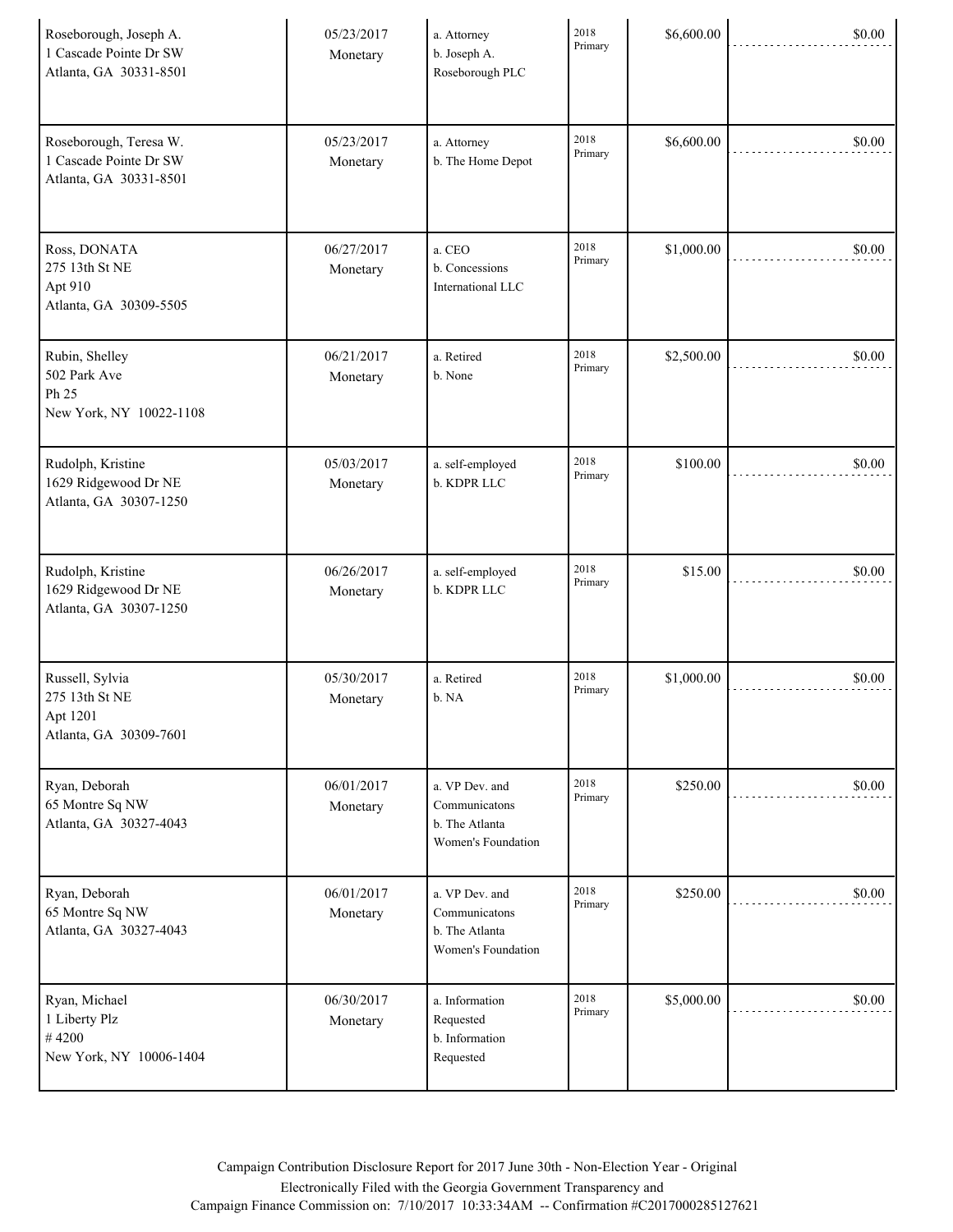| | | | | | |
|---|---|---|---|---|---|
| Roseborough, Joseph A.<br>1 Cascade Pointe Dr SW<br>Atlanta, GA 30331-8501 | 05/23/2017<br>Monetary | a. Attorney<br>b. Joseph A. Roseborough PLC | 2018 Primary | $6,600.00 | $0.00 |
| Roseborough, Teresa W.<br>1 Cascade Pointe Dr SW<br>Atlanta, GA 30331-8501 | 05/23/2017<br>Monetary | a. Attorney<br>b. The Home Depot | 2018 Primary | $6,600.00 | $0.00 |
| Ross, DONATA<br>275 13th St NE<br>Apt 910<br>Atlanta, GA 30309-5505 | 06/27/2017<br>Monetary | a. CEO<br>b. Concessions International LLC | 2018 Primary | $1,000.00 | $0.00 |
| Rubin, Shelley<br>502 Park Ave<br>Ph 25<br>New York, NY 10022-1108 | 06/21/2017<br>Monetary | a. Retired<br>b. None | 2018 Primary | $2,500.00 | $0.00 |
| Rudolph, Kristine<br>1629 Ridgewood Dr NE<br>Atlanta, GA 30307-1250 | 05/03/2017<br>Monetary | a. self-employed<br>b. KDPR LLC | 2018 Primary | $100.00 | $0.00 |
| Rudolph, Kristine<br>1629 Ridgewood Dr NE<br>Atlanta, GA 30307-1250 | 06/26/2017<br>Monetary | a. self-employed<br>b. KDPR LLC | 2018 Primary | $15.00 | $0.00 |
| Russell, Sylvia<br>275 13th St NE<br>Apt 1201<br>Atlanta, GA 30309-7601 | 05/30/2017<br>Monetary | a. Retired<br>b. NA | 2018 Primary | $1,000.00 | $0.00 |
| Ryan, Deborah<br>65 Montre Sq NW<br>Atlanta, GA 30327-4043 | 06/01/2017<br>Monetary | a. VP Dev. and Communicatons<br>b. The Atlanta Women's Foundation | 2018 Primary | $250.00 | $0.00 |
| Ryan, Deborah<br>65 Montre Sq NW<br>Atlanta, GA 30327-4043 | 06/01/2017<br>Monetary | a. VP Dev. and Communicatons<br>b. The Atlanta Women's Foundation | 2018 Primary | $250.00 | $0.00 |
| Ryan, Michael<br>1 Liberty Plz<br># 4200<br>New York, NY 10006-1404 | 06/30/2017<br>Monetary | a. Information Requested<br>b. Information Requested | 2018 Primary | $5,000.00 | $0.00 |

Campaign Contribution Disclosure Report for 2017 June 30th - Non-Election Year - Original
Electronically Filed with the Georgia Government Transparency and Campaign Finance Commission on: 7/10/2017 10:33:34AM -- Confirmation #C2017000285127621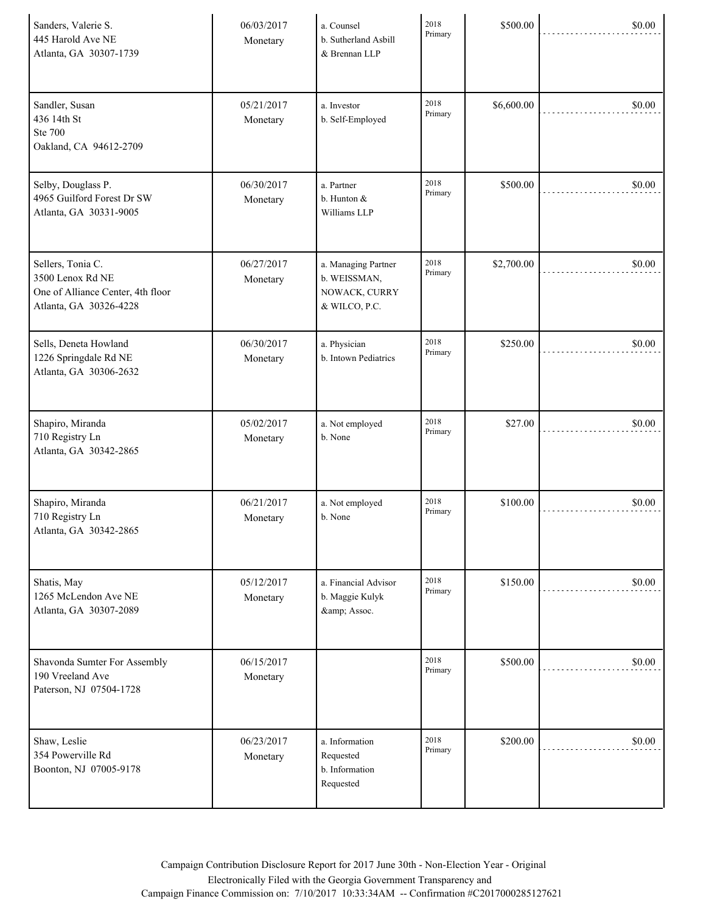| | | | | | |
|---|---|---|---|---|---|
| Sanders, Valerie S.<br>445 Harold Ave NE<br>Atlanta, GA 30307-1739 | 06/03/2017<br>Monetary | a. Counsel<br>b. Sutherland Asbill & Brennan LLP | 2018 Primary | $500.00 | $0.00 |
| Sandler, Susan<br>436 14th St<br>Ste 700<br>Oakland, CA 94612-2709 | 05/21/2017<br>Monetary | a. Investor<br>b. Self-Employed | 2018 Primary | $6,600.00 | $0.00 |
| Selby, Douglass P.<br>4965 Guilford Forest Dr SW<br>Atlanta, GA 30331-9005 | 06/30/2017<br>Monetary | a. Partner<br>b. Hunton & Williams LLP | 2018 Primary | $500.00 | $0.00 |
| Sellers, Tonia C.<br>3500 Lenox Rd NE<br>One of Alliance Center, 4th floor<br>Atlanta, GA 30326-4228 | 06/27/2017<br>Monetary | a. Managing Partner<br>b. WEISSMAN, NOWACK, CURRY & WILCO, P.C. | 2018 Primary | $2,700.00 | $0.00 |
| Sells, Deneta Howland<br>1226 Springdale Rd NE<br>Atlanta, GA 30306-2632 | 06/30/2017<br>Monetary | a. Physician<br>b. Intown Pediatrics | 2018 Primary | $250.00 | $0.00 |
| Shapiro, Miranda<br>710 Registry Ln<br>Atlanta, GA 30342-2865 | 05/02/2017<br>Monetary | a. Not employed<br>b. None | 2018 Primary | $27.00 | $0.00 |
| Shapiro, Miranda<br>710 Registry Ln<br>Atlanta, GA 30342-2865 | 06/21/2017<br>Monetary | a. Not employed<br>b. None | 2018 Primary | $100.00 | $0.00 |
| Shatis, May<br>1265 McLendon Ave NE<br>Atlanta, GA 30307-2089 | 05/12/2017<br>Monetary | a. Financial Advisor<br>b. Maggie Kulyk &amp; Assoc. | 2018 Primary | $150.00 | $0.00 |
| Shavonda Sumter For Assembly<br>190 Vreeland Ave<br>Paterson, NJ 07504-1728 | 06/15/2017<br>Monetary | | 2018 Primary | $500.00 | $0.00 |
| Shaw, Leslie<br>354 Powerville Rd<br>Boonton, NJ 07005-9178 | 06/23/2017<br>Monetary | a. Information Requested<br>b. Information Requested | 2018 Primary | $200.00 | $0.00 |

Campaign Contribution Disclosure Report for 2017 June 30th - Non-Election Year - Original
Electronically Filed with the Georgia Government Transparency and
Campaign Finance Commission on: 7/10/2017 10:33:34AM -- Confirmation #C2017000285127621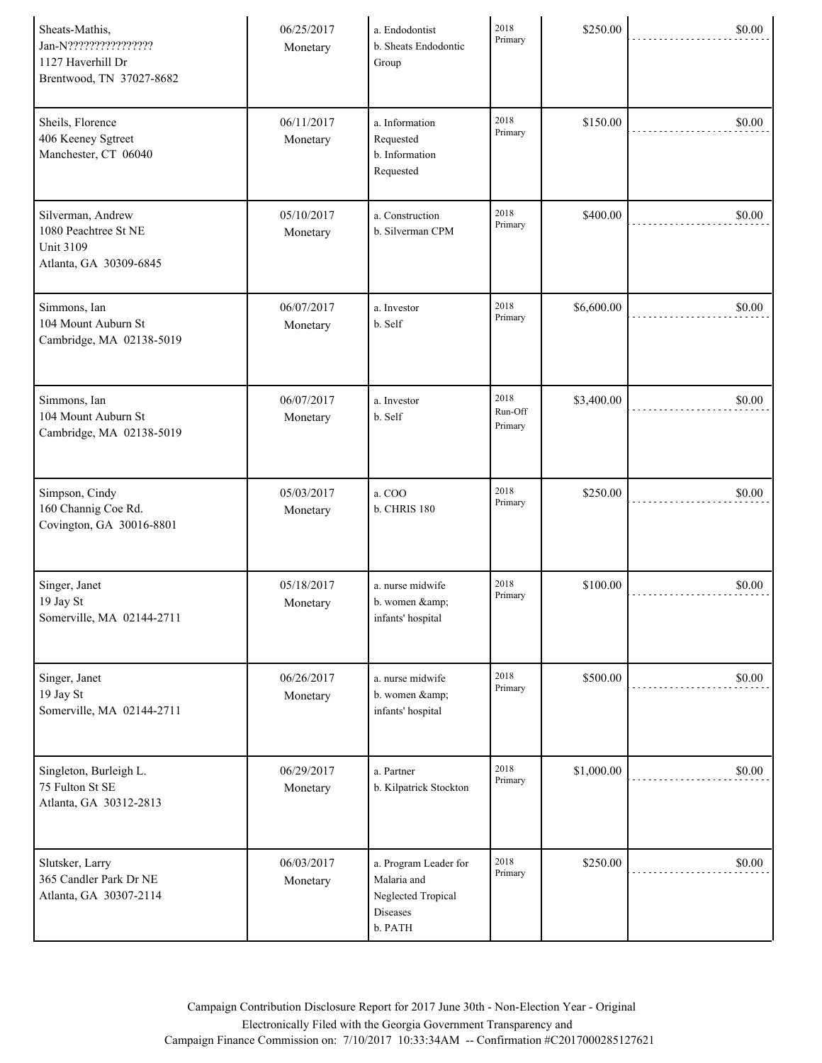| | | | | | |
|---|---|---|---|---|---|
| Sheats-Mathis, Jan-N????????????????<br>1127 Haverhill Dr<br>Brentwood, TN 37027-8682 | 06/25/2017<br>Monetary | a. Endodontist<br>b. Sheats Endodontic Group | 2018 Primary | $250.00 | $0.00 |
| Sheils, Florence<br>406 Keeney Sgtreet<br>Manchester, CT 06040 | 06/11/2017<br>Monetary | a. Information Requested<br>b. Information Requested | 2018 Primary | $150.00 | $0.00 |
| Silverman, Andrew<br>1080 Peachtree St NE<br>Unit 3109<br>Atlanta, GA 30309-6845 | 05/10/2017<br>Monetary | a. Construction<br>b. Silverman CPM | 2018 Primary | $400.00 | $0.00 |
| Simmons, Ian<br>104 Mount Auburn St<br>Cambridge, MA 02138-5019 | 06/07/2017<br>Monetary | a. Investor<br>b. Self | 2018 Primary | $6,600.00 | $0.00 |
| Simmons, Ian<br>104 Mount Auburn St<br>Cambridge, MA 02138-5019 | 06/07/2017<br>Monetary | a. Investor<br>b. Self | 2018 Run-Off Primary | $3,400.00 | $0.00 |
| Simpson, Cindy<br>160 Channig Coe Rd.<br>Covington, GA 30016-8801 | 05/03/2017<br>Monetary | a. COO<br>b. CHRIS 180 | 2018 Primary | $250.00 | $0.00 |
| Singer, Janet<br>19 Jay St<br>Somerville, MA 02144-2711 | 05/18/2017<br>Monetary | a. nurse midwife<br>b. women &amp; infants' hospital | 2018 Primary | $100.00 | $0.00 |
| Singer, Janet<br>19 Jay St<br>Somerville, MA 02144-2711 | 06/26/2017<br>Monetary | a. nurse midwife<br>b. women &amp; infants' hospital | 2018 Primary | $500.00 | $0.00 |
| Singleton, Burleigh L.<br>75 Fulton St SE<br>Atlanta, GA 30312-2813 | 06/29/2017<br>Monetary | a. Partner<br>b. Kilpatrick Stockton | 2018 Primary | $1,000.00 | $0.00 |
| Slutsker, Larry<br>365 Candler Park Dr NE<br>Atlanta, GA 30307-2114 | 06/03/2017<br>Monetary | a. Program Leader for Malaria and Neglected Tropical Diseases<br>b. PATH | 2018 Primary | $250.00 | $0.00 |

Campaign Contribution Disclosure Report for 2017 June 30th - Non-Election Year - Original
Electronically Filed with the Georgia Government Transparency and
Campaign Finance Commission on: 7/10/2017 10:33:34AM -- Confirmation #C2017000285127621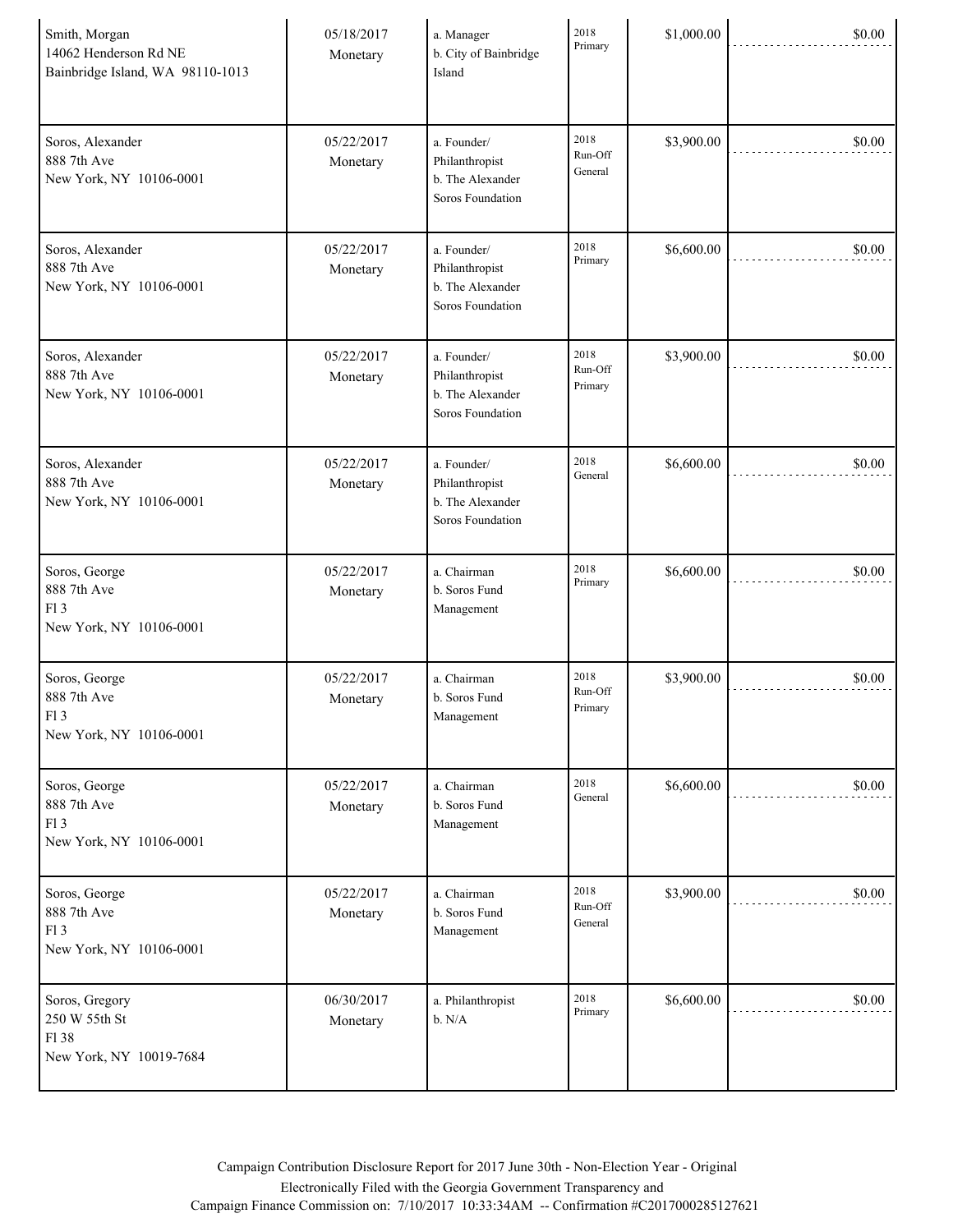| | | | | | |
|---|---|---|---|---|---|
| Smith, Morgan<br>14062 Henderson Rd NE<br>Bainbridge Island, WA 98110-1013 | 05/18/2017<br>Monetary | a. Manager<br>b. City of Bainbridge Island | 2018 Primary | $1,000.00 | $0.00 |
| Soros, Alexander<br>888 7th Ave<br>New York, NY 10106-0001 | 05/22/2017<br>Monetary | a. Founder/ Philanthropist<br>b. The Alexander Soros Foundation | 2018 Run-Off General | $3,900.00 | $0.00 |
| Soros, Alexander<br>888 7th Ave<br>New York, NY 10106-0001 | 05/22/2017<br>Monetary | a. Founder/ Philanthropist<br>b. The Alexander Soros Foundation | 2018 Primary | $6,600.00 | $0.00 |
| Soros, Alexander<br>888 7th Ave<br>New York, NY 10106-0001 | 05/22/2017<br>Monetary | a. Founder/ Philanthropist<br>b. The Alexander Soros Foundation | 2018 Run-Off Primary | $3,900.00 | $0.00 |
| Soros, Alexander<br>888 7th Ave<br>New York, NY 10106-0001 | 05/22/2017<br>Monetary | a. Founder/ Philanthropist<br>b. The Alexander Soros Foundation | 2018 General | $6,600.00 | $0.00 |
| Soros, George<br>888 7th Ave<br>Fl 3<br>New York, NY 10106-0001 | 05/22/2017<br>Monetary | a. Chairman<br>b. Soros Fund Management | 2018 Primary | $6,600.00 | $0.00 |
| Soros, George<br>888 7th Ave<br>Fl 3<br>New York, NY 10106-0001 | 05/22/2017<br>Monetary | a. Chairman<br>b. Soros Fund Management | 2018 Run-Off Primary | $3,900.00 | $0.00 |
| Soros, George<br>888 7th Ave<br>Fl 3<br>New York, NY 10106-0001 | 05/22/2017<br>Monetary | a. Chairman<br>b. Soros Fund Management | 2018 General | $6,600.00 | $0.00 |
| Soros, George<br>888 7th Ave<br>Fl 3<br>New York, NY 10106-0001 | 05/22/2017<br>Monetary | a. Chairman<br>b. Soros Fund Management | 2018 Run-Off General | $3,900.00 | $0.00 |
| Soros, Gregory<br>250 W 55th St<br>Fl 38<br>New York, NY 10019-7684 | 06/30/2017<br>Monetary | a. Philanthropist<br>b. N/A | 2018 Primary | $6,600.00 | $0.00 |

Campaign Contribution Disclosure Report for 2017 June 30th - Non-Election Year - Original
Electronically Filed with the Georgia Government Transparency and
Campaign Finance Commission on: 7/10/2017 10:33:34AM -- Confirmation #C2017000285127621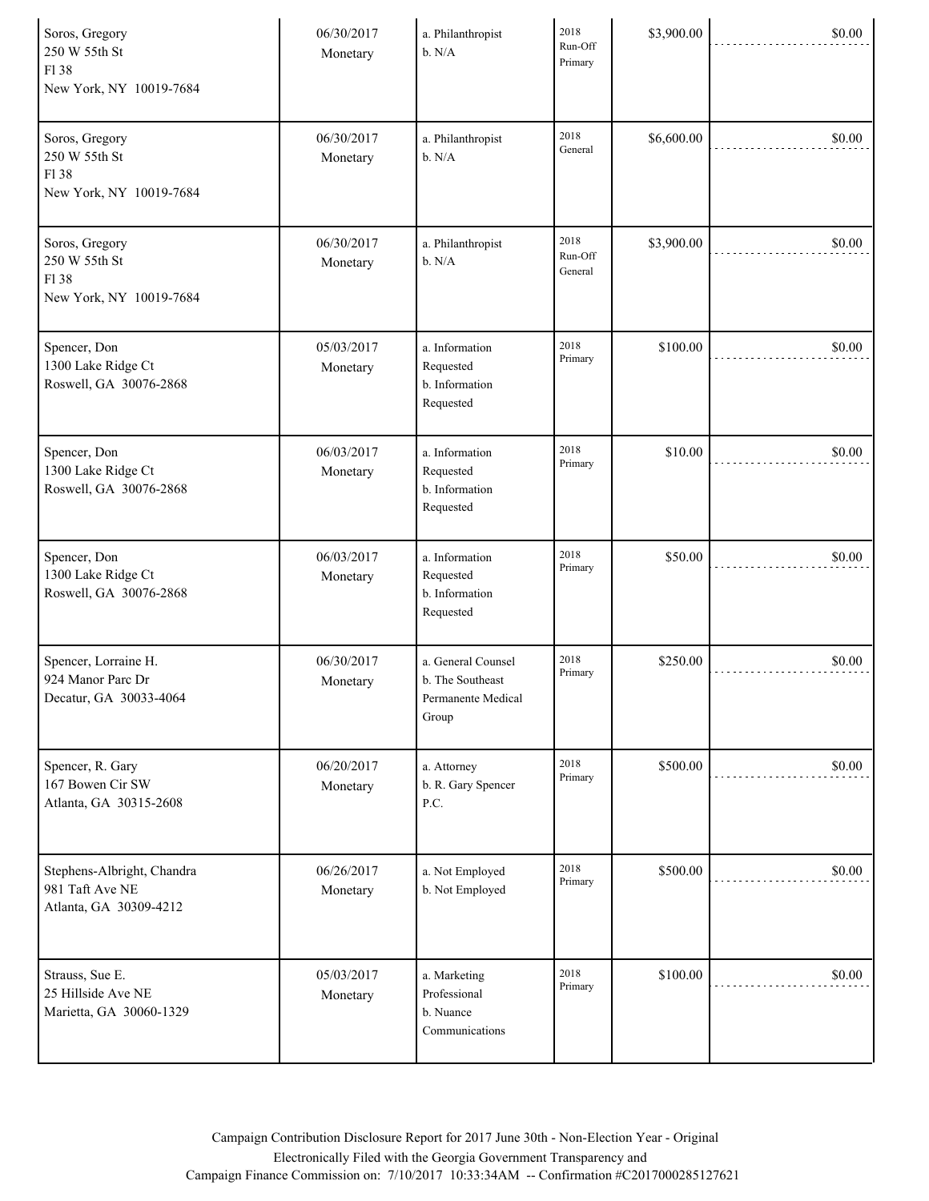| | | | | | |
|---|---|---|---|---|---|
| Soros, Gregory<br>250 W 55th St<br>Fl 38<br>New York, NY 10019-7684 | 06/30/2017<br>Monetary | a. Philanthropist<br>b. N/A | 2018<br>Run-Off<br>Primary | $3,900.00 | $0.00 |
| Soros, Gregory<br>250 W 55th St<br>Fl 38<br>New York, NY 10019-7684 | 06/30/2017<br>Monetary | a. Philanthropist<br>b. N/A | 2018<br>General | $6,600.00 | $0.00 |
| Soros, Gregory<br>250 W 55th St<br>Fl 38<br>New York, NY 10019-7684 | 06/30/2017<br>Monetary | a. Philanthropist<br>b. N/A | 2018<br>Run-Off<br>General | $3,900.00 | $0.00 |
| Spencer, Don<br>1300 Lake Ridge Ct<br>Roswell, GA 30076-2868 | 05/03/2017<br>Monetary | a. Information Requested<br>b. Information Requested | 2018<br>Primary | $100.00 | $0.00 |
| Spencer, Don<br>1300 Lake Ridge Ct<br>Roswell, GA 30076-2868 | 06/03/2017<br>Monetary | a. Information Requested<br>b. Information Requested | 2018<br>Primary | $10.00 | $0.00 |
| Spencer, Don<br>1300 Lake Ridge Ct<br>Roswell, GA 30076-2868 | 06/03/2017<br>Monetary | a. Information Requested<br>b. Information Requested | 2018<br>Primary | $50.00 | $0.00 |
| Spencer, Lorraine H.<br>924 Manor Parc Dr<br>Decatur, GA 30033-4064 | 06/30/2017<br>Monetary | a. General Counsel<br>b. The Southeast Permanente Medical Group | 2018<br>Primary | $250.00 | $0.00 |
| Spencer, R. Gary<br>167 Bowen Cir SW<br>Atlanta, GA 30315-2608 | 06/20/2017<br>Monetary | a. Attorney<br>b. R. Gary Spencer P.C. | 2018<br>Primary | $500.00 | $0.00 |
| Stephens-Albright, Chandra<br>981 Taft Ave NE<br>Atlanta, GA 30309-4212 | 06/26/2017<br>Monetary | a. Not Employed<br>b. Not Employed | 2018<br>Primary | $500.00 | $0.00 |
| Strauss, Sue E.<br>25 Hillside Ave NE<br>Marietta, GA 30060-1329 | 05/03/2017<br>Monetary | a. Marketing Professional<br>b. Nuance Communications | 2018<br>Primary | $100.00 | $0.00 |

Campaign Contribution Disclosure Report for 2017 June 30th - Non-Election Year - Original
Electronically Filed with the Georgia Government Transparency and
Campaign Finance Commission on: 7/10/2017 10:33:34AM -- Confirmation #C2017000285127621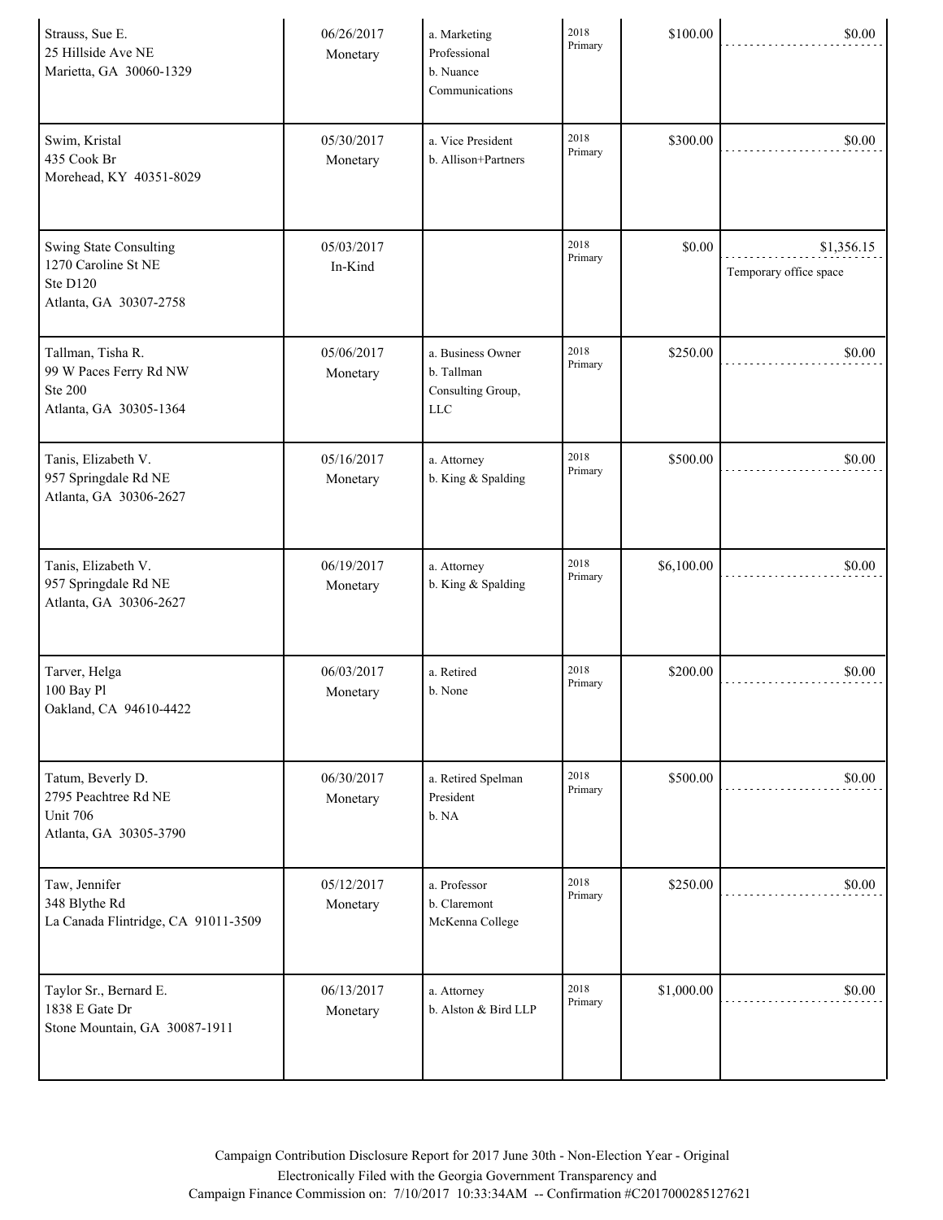| Name / Address | Date / Type | Occupation / Employer | Election | Amount | In-Kind / Description |
|---|---|---|---|---|---|
| Strauss, Sue E.<br>25 Hillside Ave NE<br>Marietta, GA 30060-1329 | 06/26/2017<br>Monetary | a. Marketing Professional<br>b. Nuance Communications | 2018 Primary | $100.00 | $0.00 |
| Swim, Kristal<br>435 Cook Br<br>Morehead, KY 40351-8029 | 05/30/2017<br>Monetary | a. Vice President<br>b. Allison+Partners | 2018 Primary | $300.00 | $0.00 |
| Swing State Consulting<br>1270 Caroline St NE<br>Ste D120<br>Atlanta, GA 30307-2758 | 05/03/2017<br>In-Kind | | 2018 Primary | $0.00 | $1,356.15<br>Temporary office space |
| Tallman, Tisha R.<br>99 W Paces Ferry Rd NW<br>Ste 200<br>Atlanta, GA 30305-1364 | 05/06/2017<br>Monetary | a. Business Owner<br>b. Tallman Consulting Group, LLC | 2018 Primary | $250.00 | $0.00 |
| Tanis, Elizabeth V.<br>957 Springdale Rd NE<br>Atlanta, GA 30306-2627 | 05/16/2017<br>Monetary | a. Attorney<br>b. King & Spalding | 2018 Primary | $500.00 | $0.00 |
| Tanis, Elizabeth V.<br>957 Springdale Rd NE<br>Atlanta, GA 30306-2627 | 06/19/2017<br>Monetary | a. Attorney<br>b. King & Spalding | 2018 Primary | $6,100.00 | $0.00 |
| Tarver, Helga<br>100 Bay Pl<br>Oakland, CA 94610-4422 | 06/03/2017<br>Monetary | a. Retired<br>b. None | 2018 Primary | $200.00 | $0.00 |
| Tatum, Beverly D.<br>2795 Peachtree Rd NE<br>Unit 706<br>Atlanta, GA 30305-3790 | 06/30/2017<br>Monetary | a. Retired Spelman President<br>b. NA | 2018 Primary | $500.00 | $0.00 |
| Taw, Jennifer<br>348 Blythe Rd<br>La Canada Flintridge, CA 91011-3509 | 05/12/2017<br>Monetary | a. Professor<br>b. Claremont McKenna College | 2018 Primary | $250.00 | $0.00 |
| Taylor Sr., Bernard E.<br>1838 E Gate Dr<br>Stone Mountain, GA 30087-1911 | 06/13/2017<br>Monetary | a. Attorney<br>b. Alston & Bird LLP | 2018 Primary | $1,000.00 | $0.00 |

Campaign Contribution Disclosure Report for 2017 June 30th - Non-Election Year - Original
Electronically Filed with the Georgia Government Transparency and
Campaign Finance Commission on: 7/10/2017 10:33:34AM -- Confirmation #C2017000285127621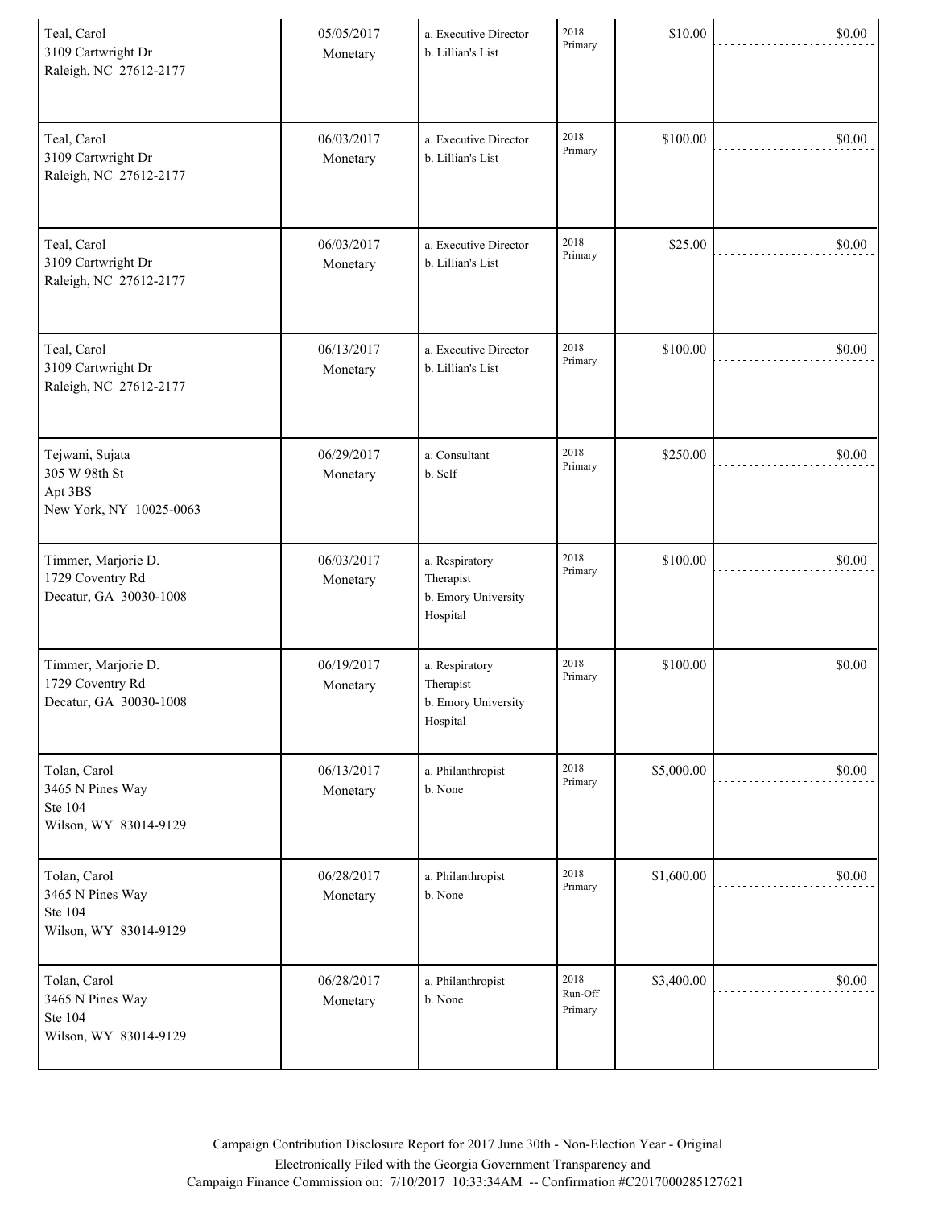| | | | | | |
|---|---|---|---|---|---|
| Teal, Carol<br>3109 Cartwright Dr<br>Raleigh, NC 27612-2177 | 05/05/2017<br>Monetary | a. Executive Director<br>b. Lillian's List | 2018 Primary | $10.00 | $0.00 |
| Teal, Carol<br>3109 Cartwright Dr<br>Raleigh, NC 27612-2177 | 06/03/2017<br>Monetary | a. Executive Director<br>b. Lillian's List | 2018 Primary | $100.00 | $0.00 |
| Teal, Carol<br>3109 Cartwright Dr<br>Raleigh, NC 27612-2177 | 06/03/2017<br>Monetary | a. Executive Director<br>b. Lillian's List | 2018 Primary | $25.00 | $0.00 |
| Teal, Carol<br>3109 Cartwright Dr<br>Raleigh, NC 27612-2177 | 06/13/2017<br>Monetary | a. Executive Director<br>b. Lillian's List | 2018 Primary | $100.00 | $0.00 |
| Tejwani, Sujata<br>305 W 98th St<br>Apt 3BS<br>New York, NY 10025-0063 | 06/29/2017<br>Monetary | a. Consultant<br>b. Self | 2018 Primary | $250.00 | $0.00 |
| Timmer, Marjorie D.<br>1729 Coventry Rd<br>Decatur, GA 30030-1008 | 06/03/2017<br>Monetary | a. Respiratory Therapist<br>b. Emory University Hospital | 2018 Primary | $100.00 | $0.00 |
| Timmer, Marjorie D.<br>1729 Coventry Rd<br>Decatur, GA 30030-1008 | 06/19/2017<br>Monetary | a. Respiratory Therapist<br>b. Emory University Hospital | 2018 Primary | $100.00 | $0.00 |
| Tolan, Carol<br>3465 N Pines Way<br>Ste 104<br>Wilson, WY 83014-9129 | 06/13/2017<br>Monetary | a. Philanthropist<br>b. None | 2018 Primary | $5,000.00 | $0.00 |
| Tolan, Carol<br>3465 N Pines Way<br>Ste 104<br>Wilson, WY 83014-9129 | 06/28/2017<br>Monetary | a. Philanthropist<br>b. None | 2018 Primary | $1,600.00 | $0.00 |
| Tolan, Carol<br>3465 N Pines Way<br>Ste 104<br>Wilson, WY 83014-9129 | 06/28/2017<br>Monetary | a. Philanthropist<br>b. None | 2018 Run-Off Primary | $3,400.00 | $0.00 |

Campaign Contribution Disclosure Report for 2017 June 30th - Non-Election Year - Original
Electronically Filed with the Georgia Government Transparency and
Campaign Finance Commission on: 7/10/2017 10:33:34AM -- Confirmation #C2017000285127621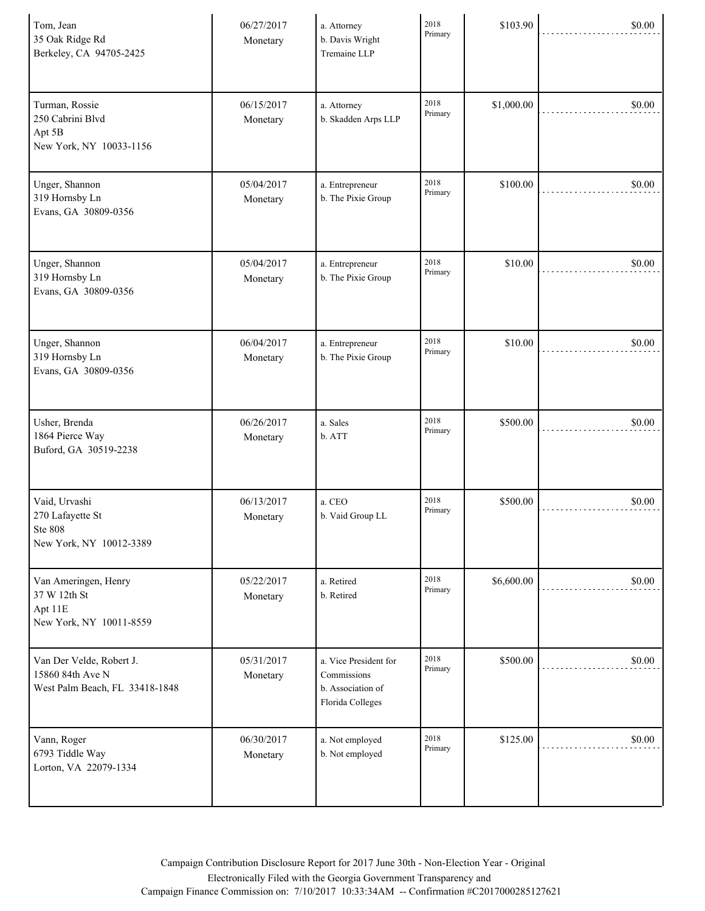| | | | | | |
|---|---|---|---|---|---|
| Tom, Jean<br>35 Oak Ridge Rd<br>Berkeley, CA 94705-2425 | 06/27/2017<br>Monetary | a. Attorney<br>b. Davis Wright Tremaine LLP | 2018 Primary | $103.90 | $0.00 |
| Turman, Rossie<br>250 Cabrini Blvd<br>Apt 5B<br>New York, NY 10033-1156 | 06/15/2017<br>Monetary | a. Attorney<br>b. Skadden Arps LLP | 2018 Primary | $1,000.00 | $0.00 |
| Unger, Shannon<br>319 Hornsby Ln<br>Evans, GA 30809-0356 | 05/04/2017<br>Monetary | a. Entrepreneur<br>b. The Pixie Group | 2018 Primary | $100.00 | $0.00 |
| Unger, Shannon<br>319 Hornsby Ln<br>Evans, GA 30809-0356 | 05/04/2017<br>Monetary | a. Entrepreneur<br>b. The Pixie Group | 2018 Primary | $10.00 | $0.00 |
| Unger, Shannon<br>319 Hornsby Ln<br>Evans, GA 30809-0356 | 06/04/2017<br>Monetary | a. Entrepreneur<br>b. The Pixie Group | 2018 Primary | $10.00 | $0.00 |
| Usher, Brenda<br>1864 Pierce Way<br>Buford, GA 30519-2238 | 06/26/2017<br>Monetary | a. Sales<br>b. ATT | 2018 Primary | $500.00 | $0.00 |
| Vaid, Urvashi<br>270 Lafayette St<br>Ste 808<br>New York, NY 10012-3389 | 06/13/2017<br>Monetary | a. CEO<br>b. Vaid Group LL | 2018 Primary | $500.00 | $0.00 |
| Van Ameringen, Henry<br>37 W 12th St<br>Apt 11E<br>New York, NY 10011-8559 | 05/22/2017<br>Monetary | a. Retired<br>b. Retired | 2018 Primary | $6,600.00 | $0.00 |
| Van Der Velde, Robert J.<br>15860 84th Ave N<br>West Palm Beach, FL 33418-1848 | 05/31/2017<br>Monetary | a. Vice President for Commissions<br>b. Association of Florida Colleges | 2018 Primary | $500.00 | $0.00 |
| Vann, Roger<br>6793 Tiddle Way<br>Lorton, VA 22079-1334 | 06/30/2017<br>Monetary | a. Not employed<br>b. Not employed | 2018 Primary | $125.00 | $0.00 |

Campaign Contribution Disclosure Report for 2017 June 30th - Non-Election Year - Original
Electronically Filed with the Georgia Government Transparency and
Campaign Finance Commission on: 7/10/2017 10:33:34AM -- Confirmation #C2017000285127621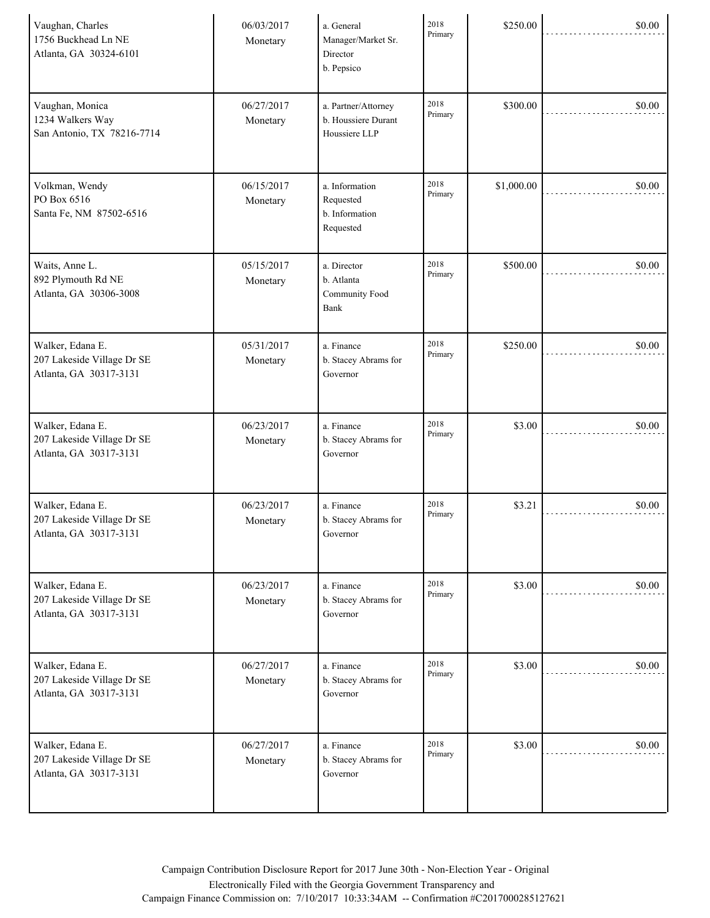| | | | | | |
|---|---|---|---|---|---|
| Vaughan, Charles<br>1756 Buckhead Ln NE<br>Atlanta, GA 30324-6101 | 06/03/2017<br>Monetary | a. General Manager/Market Sr. Director<br>b. Pepsico | 2018 Primary | $250.00 | $0.00 |
| Vaughan, Monica<br>1234 Walkers Way<br>San Antonio, TX 78216-7714 | 06/27/2017<br>Monetary | a. Partner/Attorney<br>b. Houssiere Durant Houssiere LLP | 2018 Primary | $300.00 | $0.00 |
| Volkman, Wendy<br>PO Box 6516<br>Santa Fe, NM 87502-6516 | 06/15/2017<br>Monetary | a. Information Requested<br>b. Information Requested | 2018 Primary | $1,000.00 | $0.00 |
| Waits, Anne L.<br>892 Plymouth Rd NE<br>Atlanta, GA 30306-3008 | 05/15/2017<br>Monetary | a. Director<br>b. Atlanta Community Food Bank | 2018 Primary | $500.00 | $0.00 |
| Walker, Edana E.<br>207 Lakeside Village Dr SE<br>Atlanta, GA 30317-3131 | 05/31/2017<br>Monetary | a. Finance<br>b. Stacey Abrams for Governor | 2018 Primary | $250.00 | $0.00 |
| Walker, Edana E.<br>207 Lakeside Village Dr SE<br>Atlanta, GA 30317-3131 | 06/23/2017<br>Monetary | a. Finance<br>b. Stacey Abrams for Governor | 2018 Primary | $3.00 | $0.00 |
| Walker, Edana E.<br>207 Lakeside Village Dr SE<br>Atlanta, GA 30317-3131 | 06/23/2017<br>Monetary | a. Finance<br>b. Stacey Abrams for Governor | 2018 Primary | $3.21 | $0.00 |
| Walker, Edana E.<br>207 Lakeside Village Dr SE<br>Atlanta, GA 30317-3131 | 06/23/2017<br>Monetary | a. Finance<br>b. Stacey Abrams for Governor | 2018 Primary | $3.00 | $0.00 |
| Walker, Edana E.<br>207 Lakeside Village Dr SE<br>Atlanta, GA 30317-3131 | 06/27/2017<br>Monetary | a. Finance<br>b. Stacey Abrams for Governor | 2018 Primary | $3.00 | $0.00 |
| Walker, Edana E.<br>207 Lakeside Village Dr SE<br>Atlanta, GA 30317-3131 | 06/27/2017<br>Monetary | a. Finance<br>b. Stacey Abrams for Governor | 2018 Primary | $3.00 | $0.00 |

Campaign Contribution Disclosure Report for 2017 June 30th - Non-Election Year - Original
Electronically Filed with the Georgia Government Transparency and
Campaign Finance Commission on: 7/10/2017 10:33:34AM -- Confirmation #C2017000285127621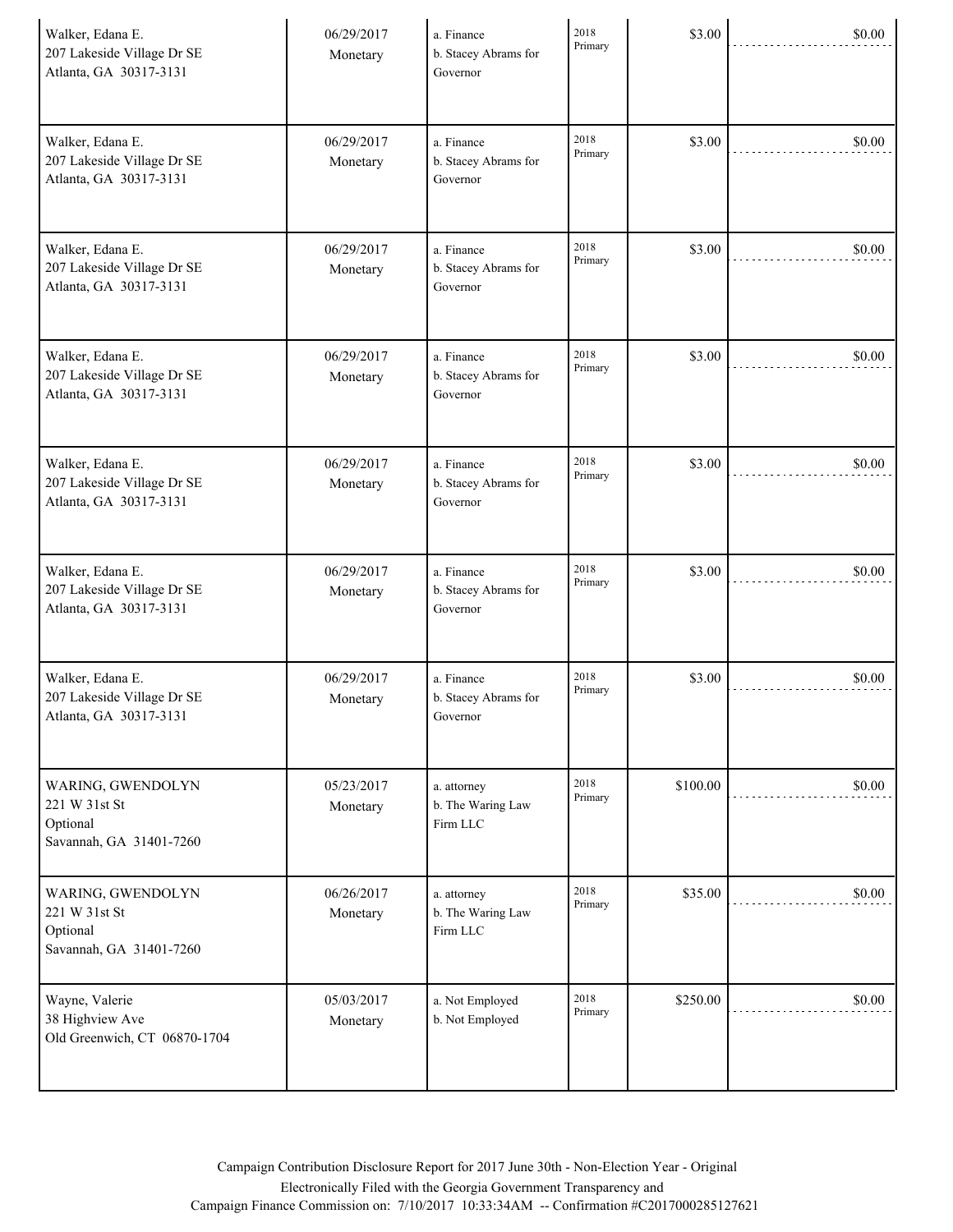| | | | | | |
|---|---|---|---|---|---|
| Walker, Edana E.<br>207 Lakeside Village Dr SE<br>Atlanta, GA 30317-3131 | 06/29/2017<br>Monetary | a. Finance<br>b. Stacey Abrams for Governor | 2018 Primary | $3.00 | $0.00 |
| Walker, Edana E.<br>207 Lakeside Village Dr SE<br>Atlanta, GA 30317-3131 | 06/29/2017<br>Monetary | a. Finance<br>b. Stacey Abrams for Governor | 2018 Primary | $3.00 | $0.00 |
| Walker, Edana E.<br>207 Lakeside Village Dr SE<br>Atlanta, GA 30317-3131 | 06/29/2017<br>Monetary | a. Finance<br>b. Stacey Abrams for Governor | 2018 Primary | $3.00 | $0.00 |
| Walker, Edana E.<br>207 Lakeside Village Dr SE<br>Atlanta, GA 30317-3131 | 06/29/2017<br>Monetary | a. Finance<br>b. Stacey Abrams for Governor | 2018 Primary | $3.00 | $0.00 |
| Walker, Edana E.<br>207 Lakeside Village Dr SE<br>Atlanta, GA 30317-3131 | 06/29/2017<br>Monetary | a. Finance<br>b. Stacey Abrams for Governor | 2018 Primary | $3.00 | $0.00 |
| Walker, Edana E.<br>207 Lakeside Village Dr SE<br>Atlanta, GA 30317-3131 | 06/29/2017<br>Monetary | a. Finance<br>b. Stacey Abrams for Governor | 2018 Primary | $3.00 | $0.00 |
| Walker, Edana E.<br>207 Lakeside Village Dr SE<br>Atlanta, GA 30317-3131 | 06/29/2017<br>Monetary | a. Finance<br>b. Stacey Abrams for Governor | 2018 Primary | $3.00 | $0.00 |
| WARING, GWENDOLYN<br>221 W 31st St<br>Optional<br>Savannah, GA 31401-7260 | 05/23/2017<br>Monetary | a. attorney<br>b. The Waring Law Firm LLC | 2018 Primary | $100.00 | $0.00 |
| WARING, GWENDOLYN<br>221 W 31st St<br>Optional<br>Savannah, GA 31401-7260 | 06/26/2017<br>Monetary | a. attorney<br>b. The Waring Law Firm LLC | 2018 Primary | $35.00 | $0.00 |
| Wayne, Valerie<br>38 Highview Ave<br>Old Greenwich, CT 06870-1704 | 05/03/2017<br>Monetary | a. Not Employed<br>b. Not Employed | 2018 Primary | $250.00 | $0.00 |

Campaign Contribution Disclosure Report for 2017 June 30th - Non-Election Year - Original
Electronically Filed with the Georgia Government Transparency and
Campaign Finance Commission on: 7/10/2017 10:33:34AM -- Confirmation #C2017000285127621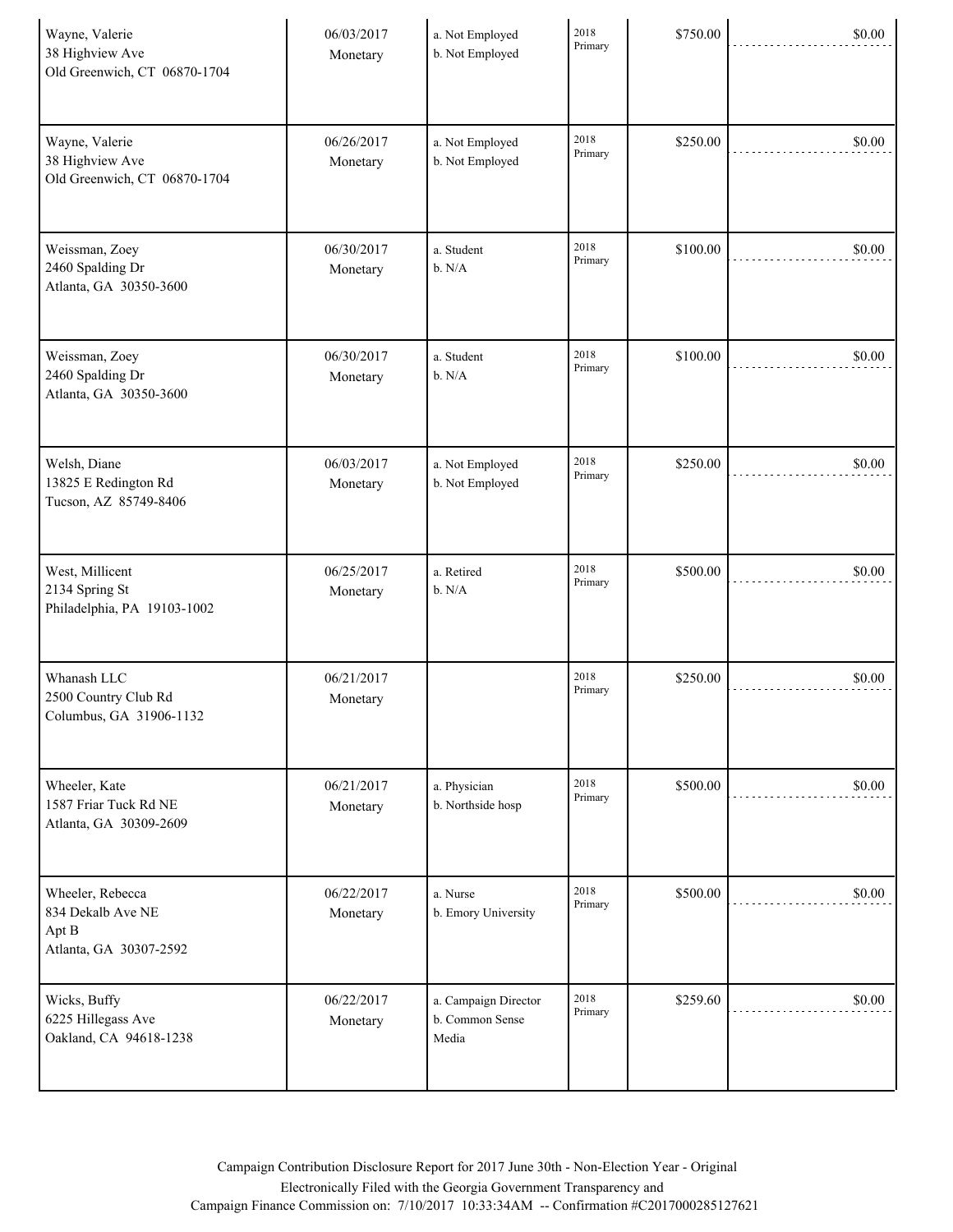| | | | | | |
|---|---|---|---|---|---|
| Wayne, Valerie<br>38 Highview Ave<br>Old Greenwich, CT 06870-1704 | 06/03/2017<br>Monetary | a. Not Employed<br>b. Not Employed | 2018 Primary | $750.00 | $0.00 |
| Wayne, Valerie<br>38 Highview Ave<br>Old Greenwich, CT 06870-1704 | 06/26/2017<br>Monetary | a. Not Employed<br>b. Not Employed | 2018 Primary | $250.00 | $0.00 |
| Weissman, Zoey<br>2460 Spalding Dr<br>Atlanta, GA 30350-3600 | 06/30/2017<br>Monetary | a. Student<br>b. N/A | 2018 Primary | $100.00 | $0.00 |
| Weissman, Zoey<br>2460 Spalding Dr<br>Atlanta, GA 30350-3600 | 06/30/2017<br>Monetary | a. Student<br>b. N/A | 2018 Primary | $100.00 | $0.00 |
| Welsh, Diane<br>13825 E Redington Rd<br>Tucson, AZ 85749-8406 | 06/03/2017<br>Monetary | a. Not Employed<br>b. Not Employed | 2018 Primary | $250.00 | $0.00 |
| West, Millicent<br>2134 Spring St<br>Philadelphia, PA 19103-1002 | 06/25/2017<br>Monetary | a. Retired<br>b. N/A | 2018 Primary | $500.00 | $0.00 |
| Whanash LLC<br>2500 Country Club Rd<br>Columbus, GA 31906-1132 | 06/21/2017<br>Monetary | | 2018 Primary | $250.00 | $0.00 |
| Wheeler, Kate<br>1587 Friar Tuck Rd NE<br>Atlanta, GA 30309-2609 | 06/21/2017<br>Monetary | a. Physician<br>b. Northside hosp | 2018 Primary | $500.00 | $0.00 |
| Wheeler, Rebecca<br>834 Dekalb Ave NE<br>Apt B<br>Atlanta, GA 30307-2592 | 06/22/2017<br>Monetary | a. Nurse<br>b. Emory University | 2018 Primary | $500.00 | $0.00 |
| Wicks, Buffy<br>6225 Hillegass Ave<br>Oakland, CA 94618-1238 | 06/22/2017<br>Monetary | a. Campaign Director<br>b. Common Sense Media | 2018 Primary | $259.60 | $0.00 |

Campaign Contribution Disclosure Report for 2017 June 30th - Non-Election Year - Original
Electronically Filed with the Georgia Government Transparency and
Campaign Finance Commission on: 7/10/2017 10:33:34AM -- Confirmation #C2017000285127621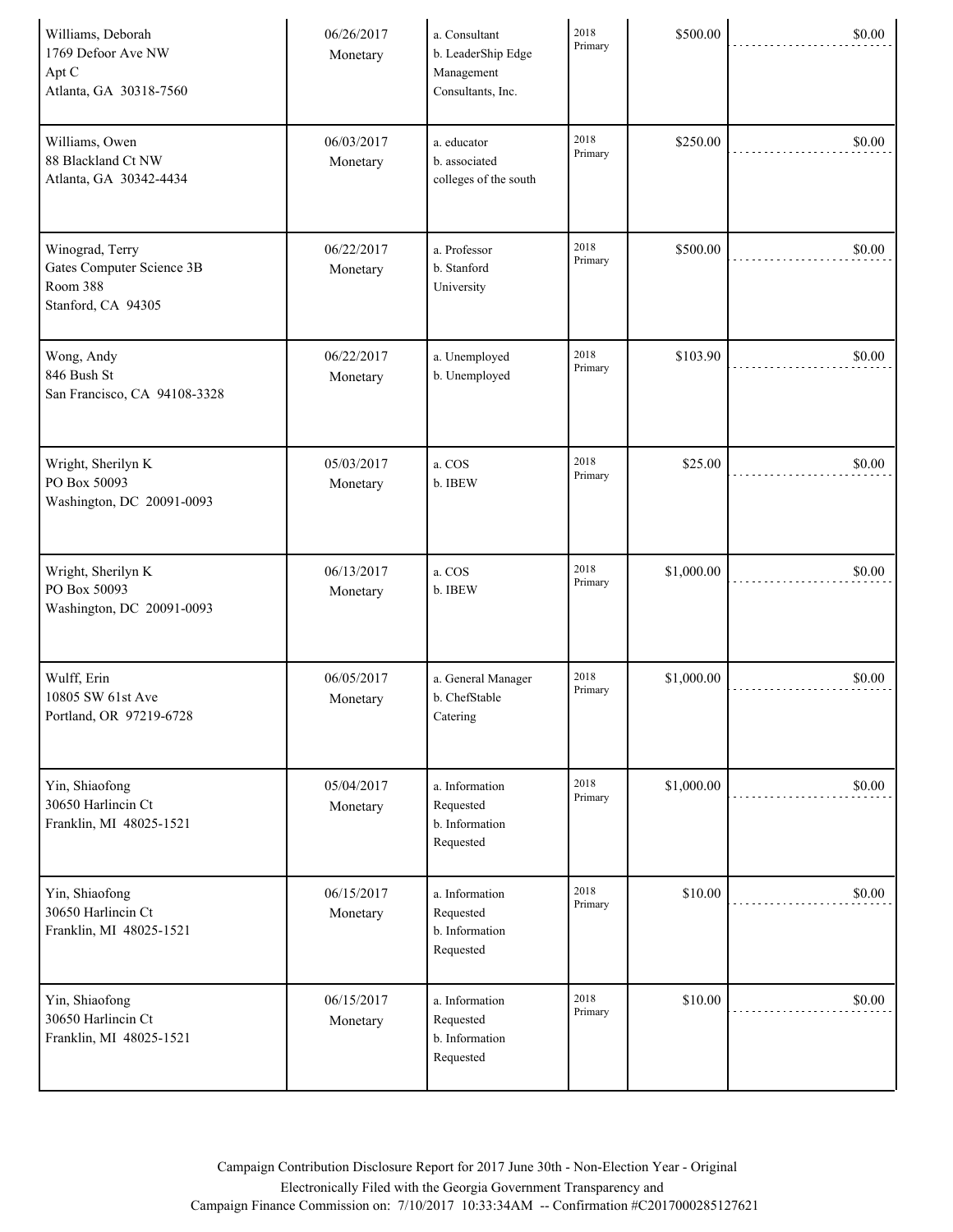| | | | | | |
|---|---|---|---|---|---|
| Williams, Deborah<br>1769 Defoor Ave NW<br>Apt C<br>Atlanta, GA 30318-7560 | 06/26/2017<br>Monetary | a. Consultant<br>b. LeaderShip Edge Management Consultants, Inc. | 2018 Primary | $500.00 | $0.00 |
| Williams, Owen<br>88 Blackland Ct NW<br>Atlanta, GA 30342-4434 | 06/03/2017<br>Monetary | a. educator<br>b. associated colleges of the south | 2018 Primary | $250.00 | $0.00 |
| Winograd, Terry<br>Gates Computer Science 3B<br>Room 388<br>Stanford, CA 94305 | 06/22/2017<br>Monetary | a. Professor<br>b. Stanford University | 2018 Primary | $500.00 | $0.00 |
| Wong, Andy<br>846 Bush St<br>San Francisco, CA 94108-3328 | 06/22/2017<br>Monetary | a. Unemployed<br>b. Unemployed | 2018 Primary | $103.90 | $0.00 |
| Wright, Sherilyn K<br>PO Box 50093<br>Washington, DC 20091-0093 | 05/03/2017<br>Monetary | a. COS<br>b. IBEW | 2018 Primary | $25.00 | $0.00 |
| Wright, Sherilyn K<br>PO Box 50093<br>Washington, DC 20091-0093 | 06/13/2017<br>Monetary | a. COS<br>b. IBEW | 2018 Primary | $1,000.00 | $0.00 |
| Wulff, Erin<br>10805 SW 61st Ave<br>Portland, OR 97219-6728 | 06/05/2017<br>Monetary | a. General Manager<br>b. ChefStable Catering | 2018 Primary | $1,000.00 | $0.00 |
| Yin, Shiaofong<br>30650 Harlincin Ct<br>Franklin, MI 48025-1521 | 05/04/2017<br>Monetary | a. Information Requested<br>b. Information Requested | 2018 Primary | $1,000.00 | $0.00 |
| Yin, Shiaofong<br>30650 Harlincin Ct<br>Franklin, MI 48025-1521 | 06/15/2017<br>Monetary | a. Information Requested<br>b. Information Requested | 2018 Primary | $10.00 | $0.00 |
| Yin, Shiaofong<br>30650 Harlincin Ct<br>Franklin, MI 48025-1521 | 06/15/2017<br>Monetary | a. Information Requested<br>b. Information Requested | 2018 Primary | $10.00 | $0.00 |

Campaign Contribution Disclosure Report for 2017 June 30th - Non-Election Year - Original
Electronically Filed with the Georgia Government Transparency and
Campaign Finance Commission on: 7/10/2017 10:33:34AM -- Confirmation #C2017000285127621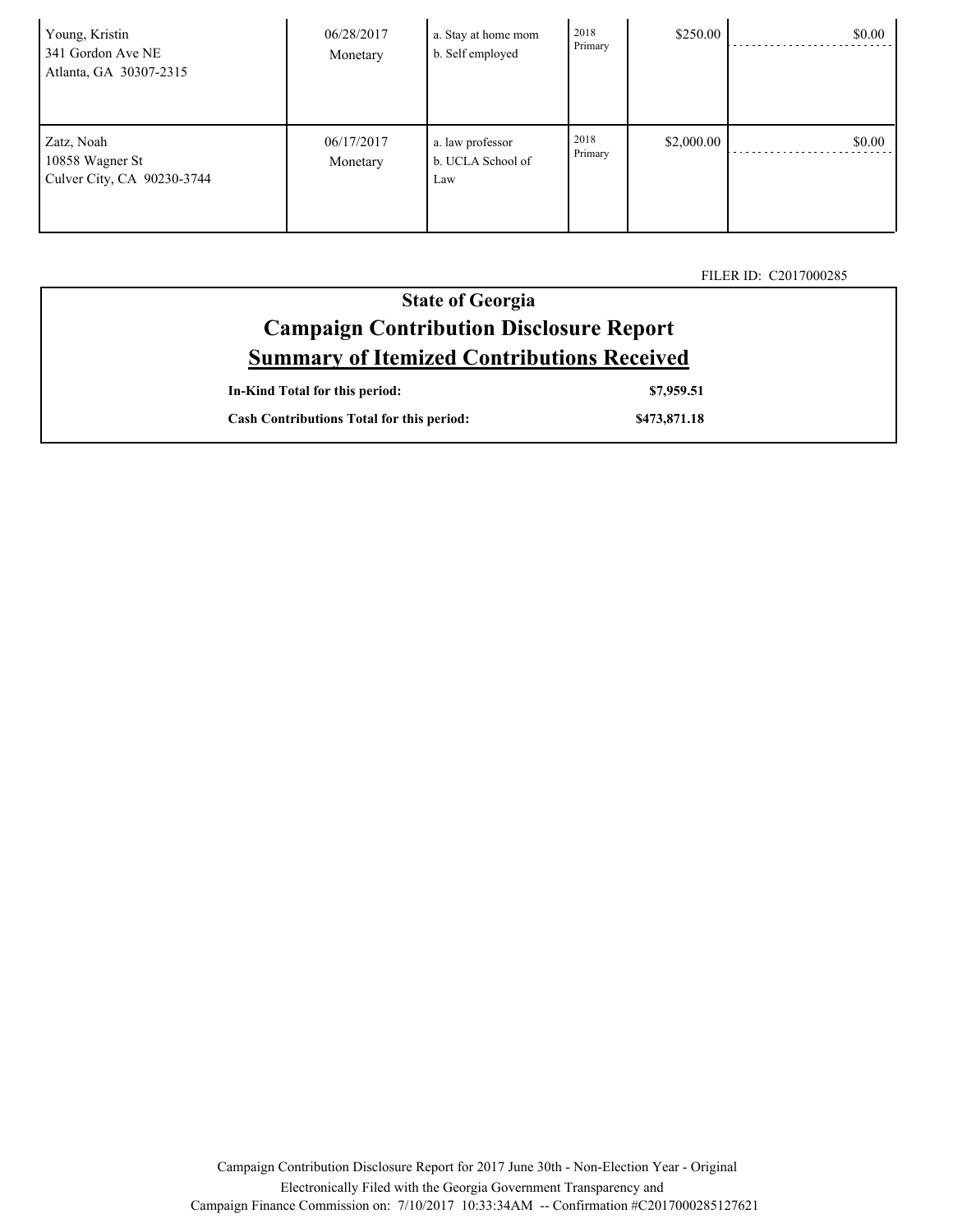| | | | | | |
|---|---|---|---|---|---|
| Young, Kristin<br>341 Gordon Ave NE<br>Atlanta, GA 30307-2315 | 06/28/2017<br>Monetary | a. Stay at home mom<br>b. Self employed | 2018 Primary | $250.00 | $0.00 |
| Zatz, Noah<br>10858 Wagner St<br>Culver City, CA 90230-3744 | 06/17/2017<br>Monetary | a. law professor<br>b. UCLA School of Law | 2018 Primary | $2,000.00 | $0.00 |

FILER ID: C2017000285

## State of Georgia
## Campaign Contribution Disclosure Report
## Summary of Itemized Contributions Received

| | |
|---|---|
| **In-Kind Total for this period:** | **$7,959.51** |
| **Cash Contributions Total for this period:** | **$473,871.18** |

Campaign Contribution Disclosure Report for 2017 June 30th - Non-Election Year - Original
Electronically Filed with the Georgia Government Transparency and
Campaign Finance Commission on: 7/10/2017 10:33:34AM -- Confirmation #C2017000285127621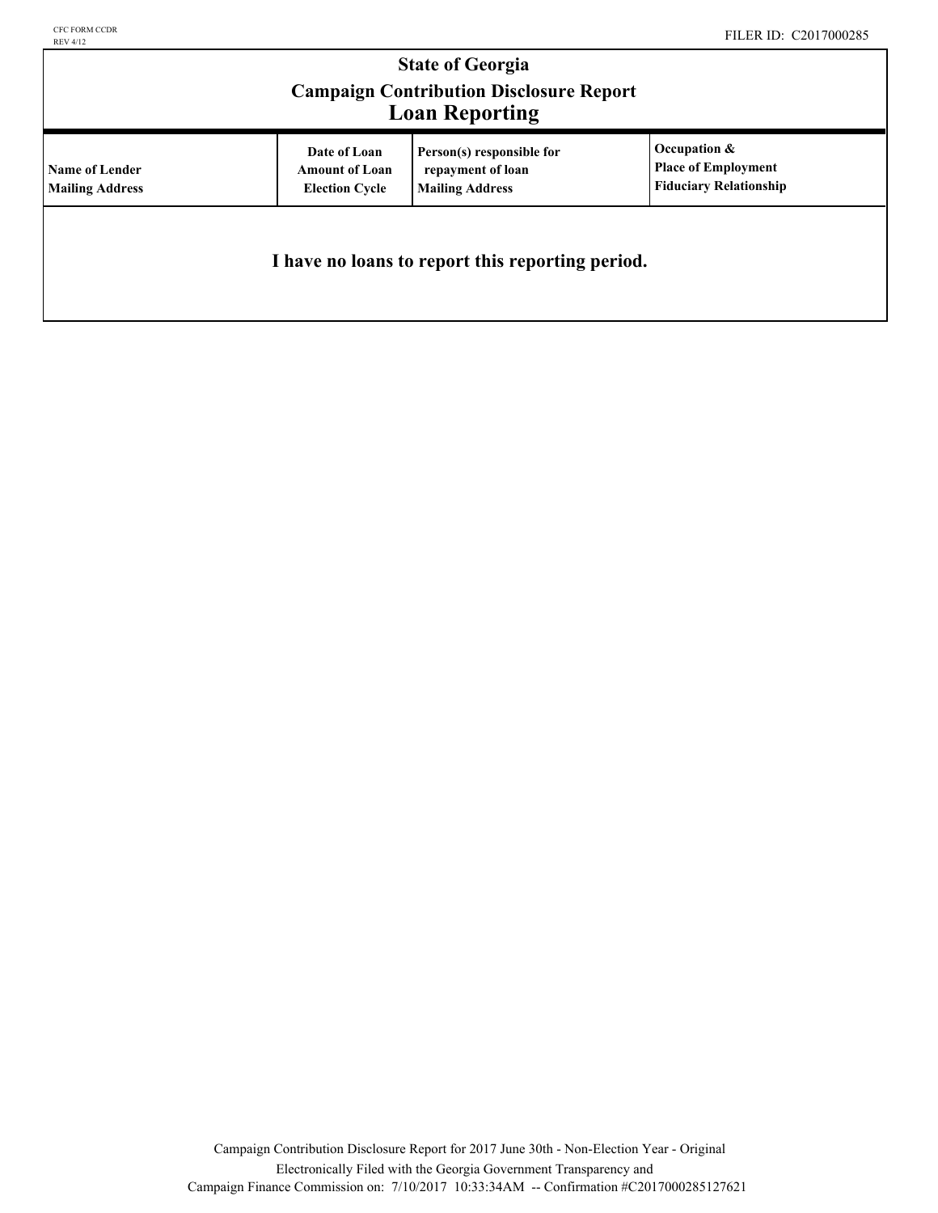CFC FORM CCDR
REV 4/12

FILER ID: C2017000285

# State of Georgia
## Campaign Contribution Disclosure Report
## Loan Reporting

| Name of Lender<br>Mailing Address | Date of Loan<br>Amount of Loan<br>Election Cycle | Person(s) responsible for repayment of loan<br>Mailing Address | Occupation &<br>Place of Employment<br>Fiduciary Relationship |
|---|---|---|---|

**I have no loans to report this reporting period.**

Campaign Contribution Disclosure Report for 2017 June 30th - Non-Election Year - Original
Electronically Filed with the Georgia Government Transparency and
Campaign Finance Commission on: 7/10/2017 10:33:34AM -- Confirmation #C2017000285127621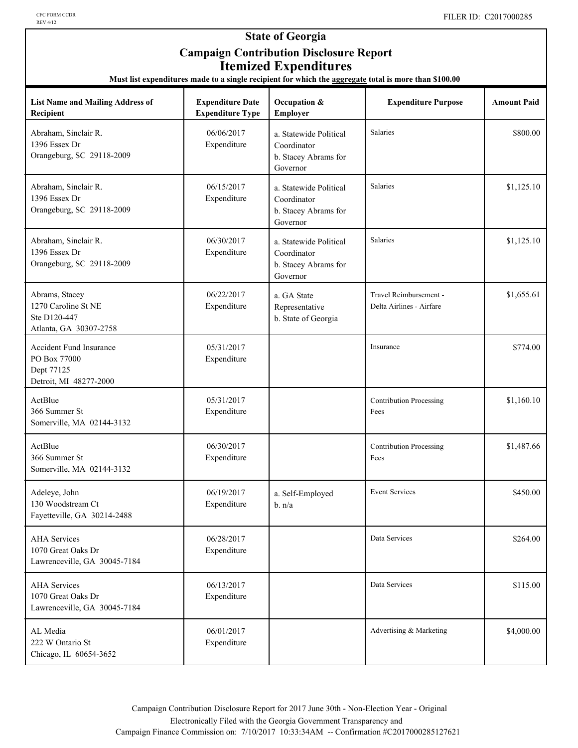CFC FORM CCDR
REV 4/12

FILER ID: C2017000285

# State of Georgia

## Campaign Contribution Disclosure Report

## Itemized Expenditures

**Must list expenditures made to a single recipient for which the aggregate total is more than $100.00**

| List Name and Mailing Address of Recipient | Expenditure Date Expenditure Type | Occupation & Employer | Expenditure Purpose | Amount Paid |
|---|---|---|---|---|
| Abraham, Sinclair R.<br>1396 Essex Dr<br>Orangeburg, SC 29118-2009 | 06/06/2017<br>Expenditure | a. Statewide Political Coordinator<br>b. Stacey Abrams for Governor | Salaries | $800.00 |
| Abraham, Sinclair R.<br>1396 Essex Dr<br>Orangeburg, SC 29118-2009 | 06/15/2017<br>Expenditure | a. Statewide Political Coordinator<br>b. Stacey Abrams for Governor | Salaries | $1,125.10 |
| Abraham, Sinclair R.<br>1396 Essex Dr<br>Orangeburg, SC 29118-2009 | 06/30/2017<br>Expenditure | a. Statewide Political Coordinator<br>b. Stacey Abrams for Governor | Salaries | $1,125.10 |
| Abrams, Stacey<br>1270 Caroline St NE<br>Ste D120-447<br>Atlanta, GA 30307-2758 | 06/22/2017<br>Expenditure | a. GA State Representative<br>b. State of Georgia | Travel Reimbursement - Delta Airlines - Airfare | $1,655.61 |
| Accident Fund Insurance<br>PO Box 77000<br>Dept 77125<br>Detroit, MI 48277-2000 | 05/31/2017<br>Expenditure | | Insurance | $774.00 |
| ActBlue<br>366 Summer St<br>Somerville, MA 02144-3132 | 05/31/2017<br>Expenditure | | Contribution Processing Fees | $1,160.10 |
| ActBlue<br>366 Summer St<br>Somerville, MA 02144-3132 | 06/30/2017<br>Expenditure | | Contribution Processing Fees | $1,487.66 |
| Adeleye, John<br>130 Woodstream Ct<br>Fayetteville, GA 30214-2488 | 06/19/2017<br>Expenditure | a. Self-Employed<br>b. n/a | Event Services | $450.00 |
| AHA Services<br>1070 Great Oaks Dr<br>Lawrenceville, GA 30045-7184 | 06/28/2017<br>Expenditure | | Data Services | $264.00 |
| AHA Services<br>1070 Great Oaks Dr<br>Lawrenceville, GA 30045-7184 | 06/13/2017<br>Expenditure | | Data Services | $115.00 |
| AL Media<br>222 W Ontario St<br>Chicago, IL 60654-3652 | 06/01/2017<br>Expenditure | | Advertising & Marketing | $4,000.00 |

Campaign Contribution Disclosure Report for 2017 June 30th - Non-Election Year - Original
Electronically Filed with the Georgia Government Transparency and
Campaign Finance Commission on: 7/10/2017 10:33:34AM -- Confirmation #C2017000285127621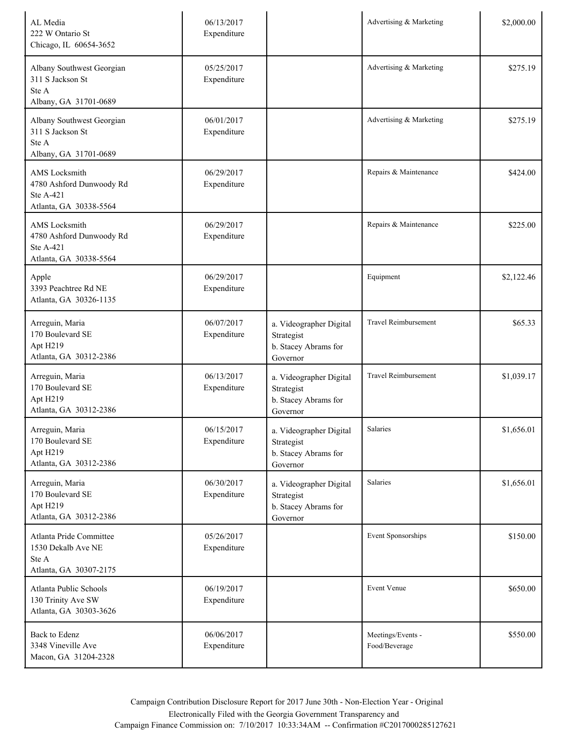| | | | | |
|---|---|---|---|---|
| AL Media<br>222 W Ontario St<br>Chicago, IL 60654-3652 | 06/13/2017<br>Expenditure | | Advertising & Marketing | $2,000.00 |
| Albany Southwest Georgian<br>311 S Jackson St<br>Ste A<br>Albany, GA 31701-0689 | 05/25/2017<br>Expenditure | | Advertising & Marketing | $275.19 |
| Albany Southwest Georgian<br>311 S Jackson St<br>Ste A<br>Albany, GA 31701-0689 | 06/01/2017<br>Expenditure | | Advertising & Marketing | $275.19 |
| AMS Locksmith<br>4780 Ashford Dunwoody Rd<br>Ste A-421<br>Atlanta, GA 30338-5564 | 06/29/2017<br>Expenditure | | Repairs & Maintenance | $424.00 |
| AMS Locksmith<br>4780 Ashford Dunwoody Rd<br>Ste A-421<br>Atlanta, GA 30338-5564 | 06/29/2017<br>Expenditure | | Repairs & Maintenance | $225.00 |
| Apple<br>3393 Peachtree Rd NE<br>Atlanta, GA 30326-1135 | 06/29/2017<br>Expenditure | | Equipment | $2,122.46 |
| Arreguin, Maria<br>170 Boulevard SE<br>Apt H219<br>Atlanta, GA 30312-2386 | 06/07/2017<br>Expenditure | a. Videographer Digital Strategist<br>b. Stacey Abrams for Governor | Travel Reimbursement | $65.33 |
| Arreguin, Maria<br>170 Boulevard SE<br>Apt H219<br>Atlanta, GA 30312-2386 | 06/13/2017<br>Expenditure | a. Videographer Digital Strategist<br>b. Stacey Abrams for Governor | Travel Reimbursement | $1,039.17 |
| Arreguin, Maria<br>170 Boulevard SE<br>Apt H219<br>Atlanta, GA 30312-2386 | 06/15/2017<br>Expenditure | a. Videographer Digital Strategist<br>b. Stacey Abrams for Governor | Salaries | $1,656.01 |
| Arreguin, Maria<br>170 Boulevard SE<br>Apt H219<br>Atlanta, GA 30312-2386 | 06/30/2017<br>Expenditure | a. Videographer Digital Strategist<br>b. Stacey Abrams for Governor | Salaries | $1,656.01 |
| Atlanta Pride Committee<br>1530 Dekalb Ave NE<br>Ste A<br>Atlanta, GA 30307-2175 | 05/26/2017<br>Expenditure | | Event Sponsorships | $150.00 |
| Atlanta Public Schools<br>130 Trinity Ave SW<br>Atlanta, GA 30303-3626 | 06/19/2017<br>Expenditure | | Event Venue | $650.00 |
| Back to Edenz<br>3348 Vineville Ave<br>Macon, GA 31204-2328 | 06/06/2017<br>Expenditure | | Meetings/Events - Food/Beverage | $550.00 |

Campaign Contribution Disclosure Report for 2017 June 30th - Non-Election Year - Original
Electronically Filed with the Georgia Government Transparency and
Campaign Finance Commission on: 7/10/2017 10:33:34AM -- Confirmation #C2017000285127621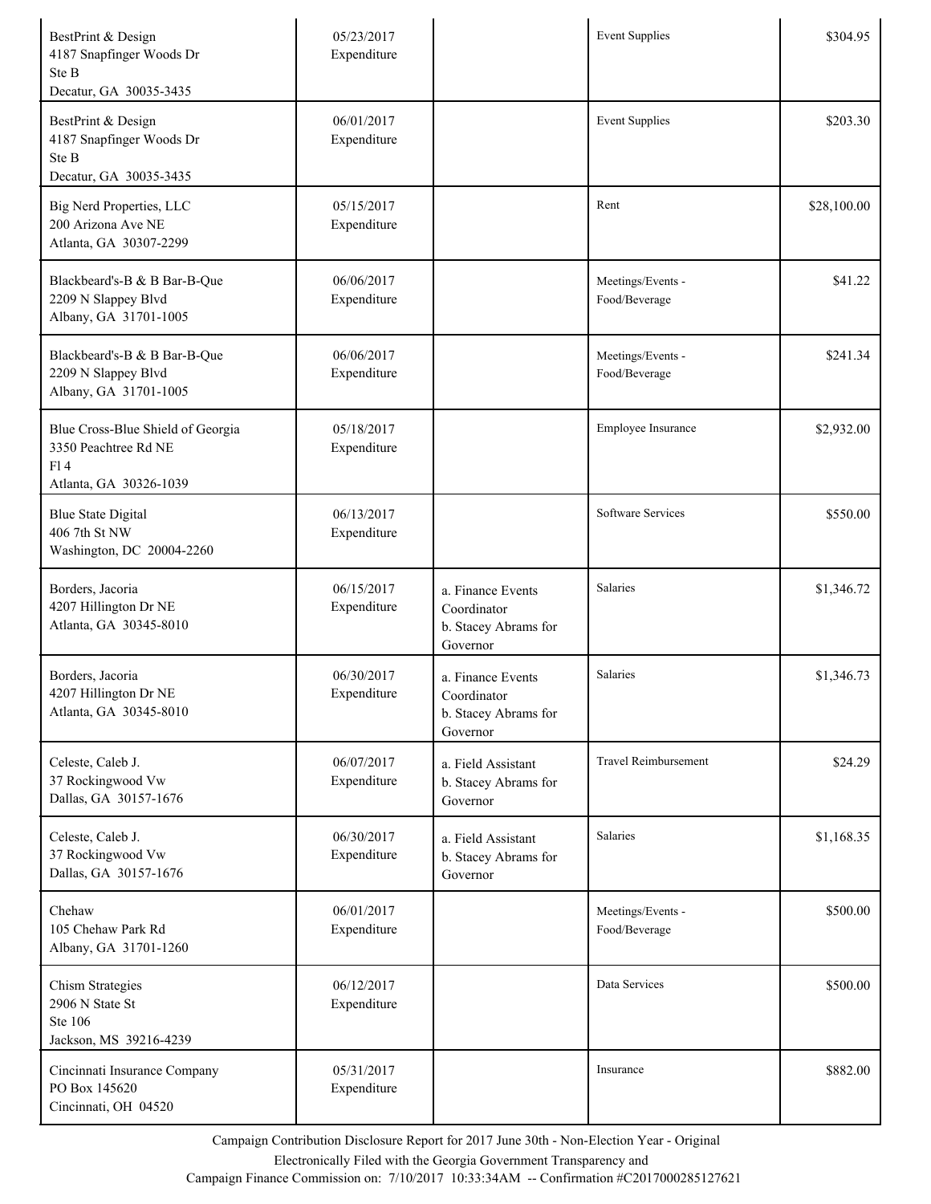| | | | | |
|---|---|---|---|---|
| BestPrint & Design<br>4187 Snapfinger Woods Dr<br>Ste B<br>Decatur, GA 30035-3435 | 05/23/2017<br>Expenditure | | Event Supplies | $304.95 |
| BestPrint & Design<br>4187 Snapfinger Woods Dr<br>Ste B<br>Decatur, GA 30035-3435 | 06/01/2017<br>Expenditure | | Event Supplies | $203.30 |
| Big Nerd Properties, LLC<br>200 Arizona Ave NE<br>Atlanta, GA 30307-2299 | 05/15/2017<br>Expenditure | | Rent | $28,100.00 |
| Blackbeard's-B & B Bar-B-Que<br>2209 N Slappey Blvd<br>Albany, GA 31701-1005 | 06/06/2017<br>Expenditure | | Meetings/Events - Food/Beverage | $41.22 |
| Blackbeard's-B & B Bar-B-Que<br>2209 N Slappey Blvd<br>Albany, GA 31701-1005 | 06/06/2017<br>Expenditure | | Meetings/Events - Food/Beverage | $241.34 |
| Blue Cross-Blue Shield of Georgia<br>3350 Peachtree Rd NE<br>Fl 4<br>Atlanta, GA 30326-1039 | 05/18/2017<br>Expenditure | | Employee Insurance | $2,932.00 |
| Blue State Digital<br>406 7th St NW<br>Washington, DC 20004-2260 | 06/13/2017<br>Expenditure | | Software Services | $550.00 |
| Borders, Jacoria<br>4207 Hillington Dr NE<br>Atlanta, GA 30345-8010 | 06/15/2017<br>Expenditure | a. Finance Events Coordinator<br>b. Stacey Abrams for Governor | Salaries | $1,346.72 |
| Borders, Jacoria<br>4207 Hillington Dr NE<br>Atlanta, GA 30345-8010 | 06/30/2017<br>Expenditure | a. Finance Events Coordinator<br>b. Stacey Abrams for Governor | Salaries | $1,346.73 |
| Celeste, Caleb J.<br>37 Rockingwood Vw<br>Dallas, GA 30157-1676 | 06/07/2017<br>Expenditure | a. Field Assistant<br>b. Stacey Abrams for Governor | Travel Reimbursement | $24.29 |
| Celeste, Caleb J.<br>37 Rockingwood Vw<br>Dallas, GA 30157-1676 | 06/30/2017<br>Expenditure | a. Field Assistant<br>b. Stacey Abrams for Governor | Salaries | $1,168.35 |
| Chehaw<br>105 Chehaw Park Rd<br>Albany, GA 31701-1260 | 06/01/2017<br>Expenditure | | Meetings/Events - Food/Beverage | $500.00 |
| Chism Strategies<br>2906 N State St<br>Ste 106<br>Jackson, MS 39216-4239 | 06/12/2017<br>Expenditure | | Data Services | $500.00 |
| Cincinnati Insurance Company<br>PO Box 145620<br>Cincinnati, OH 04520 | 05/31/2017<br>Expenditure | | Insurance | $882.00 |

Campaign Contribution Disclosure Report for 2017 June 30th - Non-Election Year - Original
Electronically Filed with the Georgia Government Transparency and
Campaign Finance Commission on: 7/10/2017 10:33:34AM -- Confirmation #C2017000285127621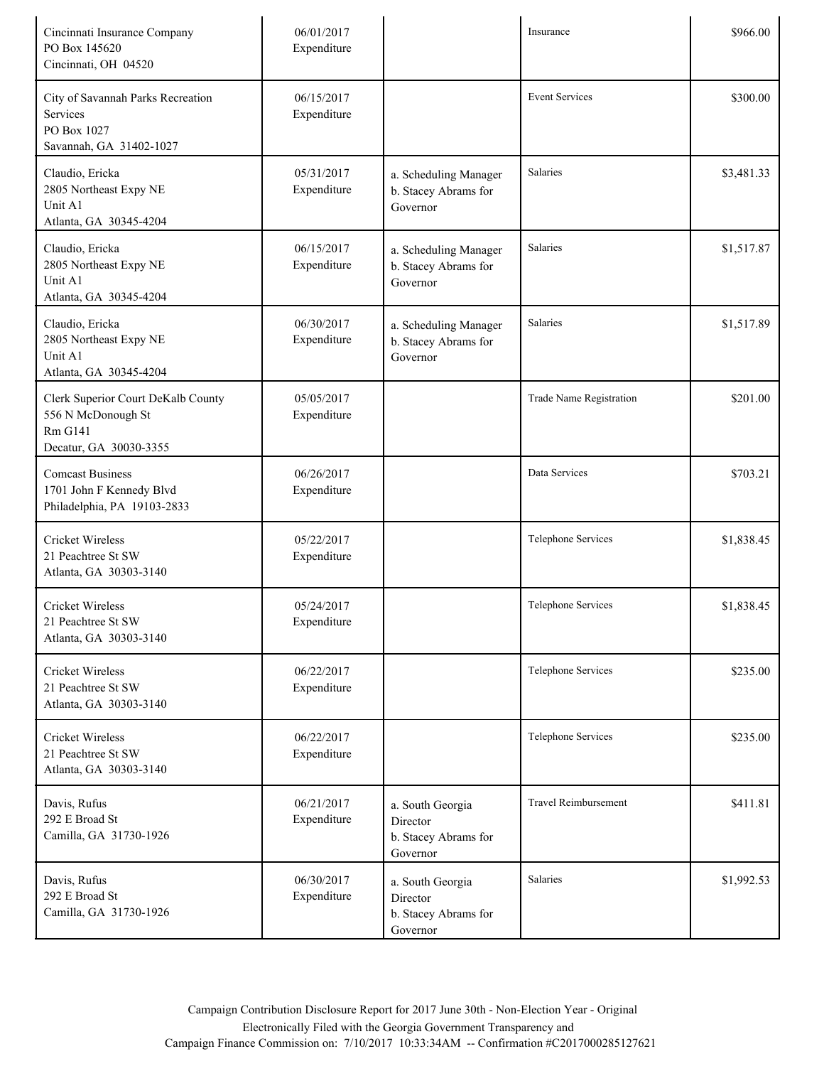| | | | | |
|---|---|---|---|---|
| Cincinnati Insurance Company<br>PO Box 145620<br>Cincinnati, OH 04520 | 06/01/2017<br>Expenditure | | Insurance | $966.00 |
| City of Savannah Parks Recreation Services<br>PO Box 1027<br>Savannah, GA 31402-1027 | 06/15/2017<br>Expenditure | | Event Services | $300.00 |
| Claudio, Ericka<br>2805 Northeast Expy NE<br>Unit A1<br>Atlanta, GA 30345-4204 | 05/31/2017<br>Expenditure | a. Scheduling Manager<br>b. Stacey Abrams for Governor | Salaries | $3,481.33 |
| Claudio, Ericka<br>2805 Northeast Expy NE<br>Unit A1<br>Atlanta, GA 30345-4204 | 06/15/2017<br>Expenditure | a. Scheduling Manager<br>b. Stacey Abrams for Governor | Salaries | $1,517.87 |
| Claudio, Ericka<br>2805 Northeast Expy NE<br>Unit A1<br>Atlanta, GA 30345-4204 | 06/30/2017<br>Expenditure | a. Scheduling Manager<br>b. Stacey Abrams for Governor | Salaries | $1,517.89 |
| Clerk Superior Court DeKalb County<br>556 N McDonough St<br>Rm G141<br>Decatur, GA 30030-3355 | 05/05/2017<br>Expenditure | | Trade Name Registration | $201.00 |
| Comcast Business<br>1701 John F Kennedy Blvd<br>Philadelphia, PA 19103-2833 | 06/26/2017<br>Expenditure | | Data Services | $703.21 |
| Cricket Wireless<br>21 Peachtree St SW<br>Atlanta, GA 30303-3140 | 05/22/2017<br>Expenditure | | Telephone Services | $1,838.45 |
| Cricket Wireless<br>21 Peachtree St SW<br>Atlanta, GA 30303-3140 | 05/24/2017<br>Expenditure | | Telephone Services | $1,838.45 |
| Cricket Wireless<br>21 Peachtree St SW<br>Atlanta, GA 30303-3140 | 06/22/2017<br>Expenditure | | Telephone Services | $235.00 |
| Cricket Wireless<br>21 Peachtree St SW<br>Atlanta, GA 30303-3140 | 06/22/2017<br>Expenditure | | Telephone Services | $235.00 |
| Davis, Rufus<br>292 E Broad St<br>Camilla, GA 31730-1926 | 06/21/2017<br>Expenditure | a. South Georgia Director<br>b. Stacey Abrams for Governor | Travel Reimbursement | $411.81 |
| Davis, Rufus<br>292 E Broad St<br>Camilla, GA 31730-1926 | 06/30/2017<br>Expenditure | a. South Georgia Director<br>b. Stacey Abrams for Governor | Salaries | $1,992.53 |

Campaign Contribution Disclosure Report for 2017 June 30th - Non-Election Year - Original
Electronically Filed with the Georgia Government Transparency and
Campaign Finance Commission on: 7/10/2017 10:33:34AM -- Confirmation #C2017000285127621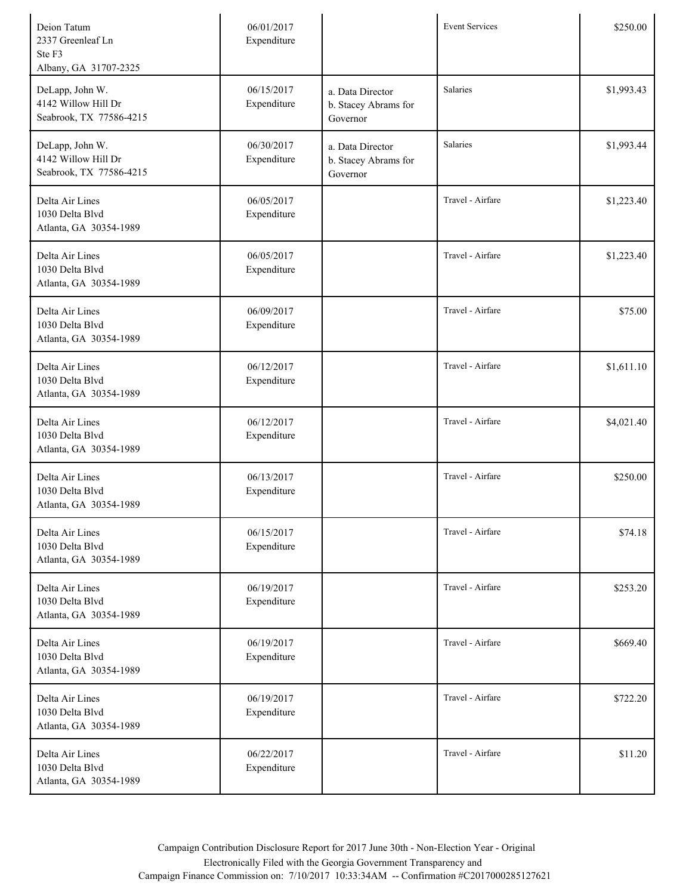| | | | | |
|---|---|---|---|---|
| Deion Tatum<br>2337 Greenleaf Ln<br>Ste F3<br>Albany, GA 31707-2325 | 06/01/2017<br>Expenditure | | Event Services | $250.00 |
| DeLapp, John W.<br>4142 Willow Hill Dr<br>Seabrook, TX 77586-4215 | 06/15/2017<br>Expenditure | a. Data Director<br>b. Stacey Abrams for Governor | Salaries | $1,993.43 |
| DeLapp, John W.<br>4142 Willow Hill Dr<br>Seabrook, TX 77586-4215 | 06/30/2017<br>Expenditure | a. Data Director<br>b. Stacey Abrams for Governor | Salaries | $1,993.44 |
| Delta Air Lines<br>1030 Delta Blvd<br>Atlanta, GA 30354-1989 | 06/05/2017<br>Expenditure | | Travel - Airfare | $1,223.40 |
| Delta Air Lines<br>1030 Delta Blvd<br>Atlanta, GA 30354-1989 | 06/05/2017<br>Expenditure | | Travel - Airfare | $1,223.40 |
| Delta Air Lines<br>1030 Delta Blvd<br>Atlanta, GA 30354-1989 | 06/09/2017<br>Expenditure | | Travel - Airfare | $75.00 |
| Delta Air Lines<br>1030 Delta Blvd<br>Atlanta, GA 30354-1989 | 06/12/2017<br>Expenditure | | Travel - Airfare | $1,611.10 |
| Delta Air Lines<br>1030 Delta Blvd<br>Atlanta, GA 30354-1989 | 06/12/2017<br>Expenditure | | Travel - Airfare | $4,021.40 |
| Delta Air Lines<br>1030 Delta Blvd<br>Atlanta, GA 30354-1989 | 06/13/2017<br>Expenditure | | Travel - Airfare | $250.00 |
| Delta Air Lines<br>1030 Delta Blvd<br>Atlanta, GA 30354-1989 | 06/15/2017<br>Expenditure | | Travel - Airfare | $74.18 |
| Delta Air Lines<br>1030 Delta Blvd<br>Atlanta, GA 30354-1989 | 06/19/2017<br>Expenditure | | Travel - Airfare | $253.20 |
| Delta Air Lines<br>1030 Delta Blvd<br>Atlanta, GA 30354-1989 | 06/19/2017<br>Expenditure | | Travel - Airfare | $669.40 |
| Delta Air Lines<br>1030 Delta Blvd<br>Atlanta, GA 30354-1989 | 06/19/2017<br>Expenditure | | Travel - Airfare | $722.20 |
| Delta Air Lines<br>1030 Delta Blvd<br>Atlanta, GA 30354-1989 | 06/22/2017<br>Expenditure | | Travel - Airfare | $11.20 |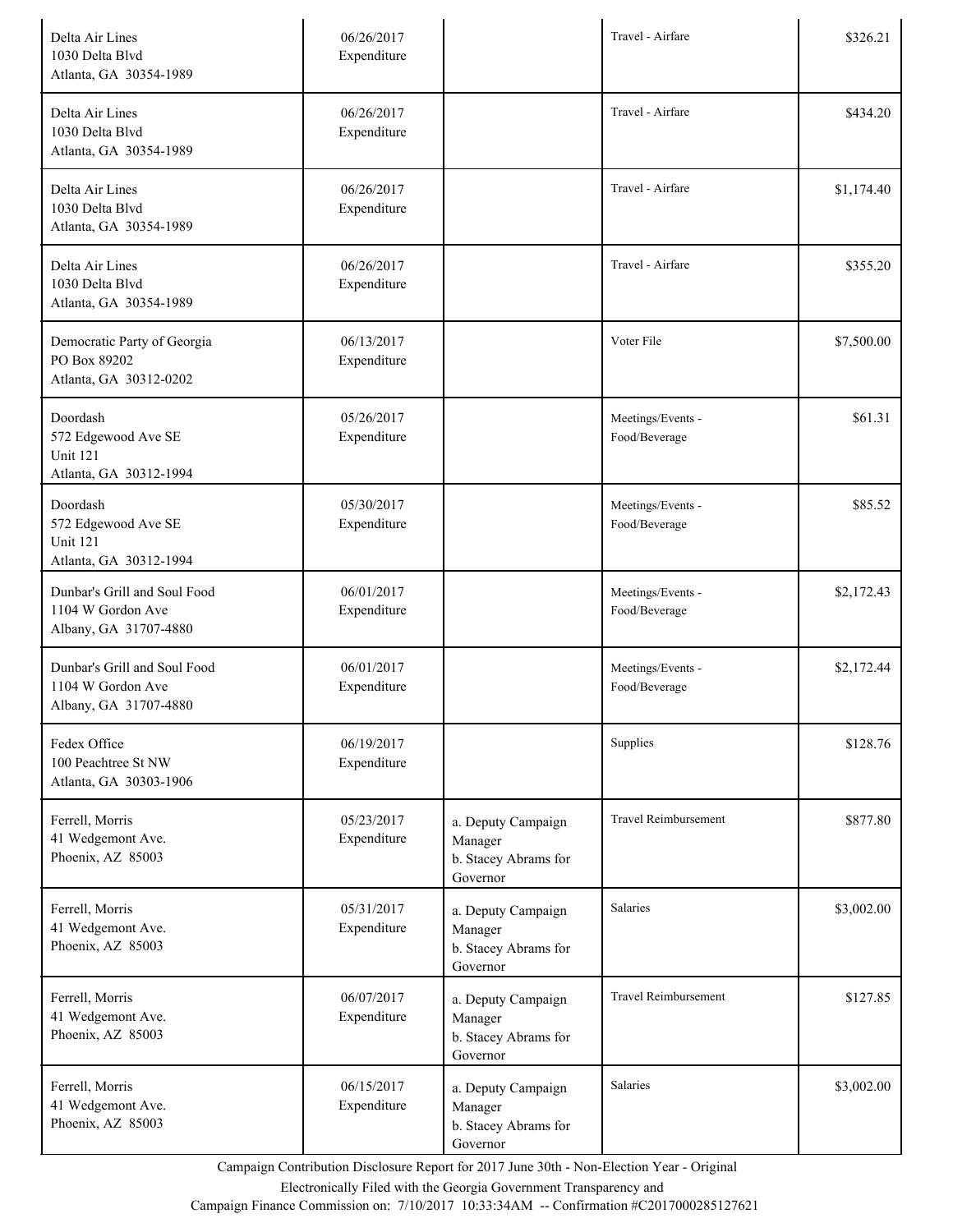| | | | | |
|---|---|---|---|---|
| Delta Air Lines<br>1030 Delta Blvd<br>Atlanta, GA 30354-1989 | 06/26/2017<br>Expenditure | | Travel - Airfare | $326.21 |
| Delta Air Lines<br>1030 Delta Blvd<br>Atlanta, GA 30354-1989 | 06/26/2017<br>Expenditure | | Travel - Airfare | $434.20 |
| Delta Air Lines<br>1030 Delta Blvd<br>Atlanta, GA 30354-1989 | 06/26/2017<br>Expenditure | | Travel - Airfare | $1,174.40 |
| Delta Air Lines<br>1030 Delta Blvd<br>Atlanta, GA 30354-1989 | 06/26/2017<br>Expenditure | | Travel - Airfare | $355.20 |
| Democratic Party of Georgia<br>PO Box 89202<br>Atlanta, GA 30312-0202 | 06/13/2017<br>Expenditure | | Voter File | $7,500.00 |
| Doordash<br>572 Edgewood Ave SE<br>Unit 121<br>Atlanta, GA 30312-1994 | 05/26/2017<br>Expenditure | | Meetings/Events - Food/Beverage | $61.31 |
| Doordash<br>572 Edgewood Ave SE<br>Unit 121<br>Atlanta, GA 30312-1994 | 05/30/2017<br>Expenditure | | Meetings/Events - Food/Beverage | $85.52 |
| Dunbar's Grill and Soul Food<br>1104 W Gordon Ave<br>Albany, GA 31707-4880 | 06/01/2017<br>Expenditure | | Meetings/Events - Food/Beverage | $2,172.43 |
| Dunbar's Grill and Soul Food<br>1104 W Gordon Ave<br>Albany, GA 31707-4880 | 06/01/2017<br>Expenditure | | Meetings/Events - Food/Beverage | $2,172.44 |
| Fedex Office<br>100 Peachtree St NW<br>Atlanta, GA 30303-1906 | 06/19/2017<br>Expenditure | | Supplies | $128.76 |
| Ferrell, Morris<br>41 Wedgemont Ave.<br>Phoenix, AZ 85003 | 05/23/2017<br>Expenditure | a. Deputy Campaign Manager<br>b. Stacey Abrams for Governor | Travel Reimbursement | $877.80 |
| Ferrell, Morris<br>41 Wedgemont Ave.<br>Phoenix, AZ 85003 | 05/31/2017<br>Expenditure | a. Deputy Campaign Manager<br>b. Stacey Abrams for Governor | Salaries | $3,002.00 |
| Ferrell, Morris<br>41 Wedgemont Ave.<br>Phoenix, AZ 85003 | 06/07/2017<br>Expenditure | a. Deputy Campaign Manager<br>b. Stacey Abrams for Governor | Travel Reimbursement | $127.85 |
| Ferrell, Morris<br>41 Wedgemont Ave.<br>Phoenix, AZ 85003 | 06/15/2017<br>Expenditure | a. Deputy Campaign Manager<br>b. Stacey Abrams for Governor | Salaries | $3,002.00 |

Campaign Contribution Disclosure Report for 2017 June 30th - Non-Election Year - Original
Electronically Filed with the Georgia Government Transparency and
Campaign Finance Commission on: 7/10/2017 10:33:34AM -- Confirmation #C2017000285127621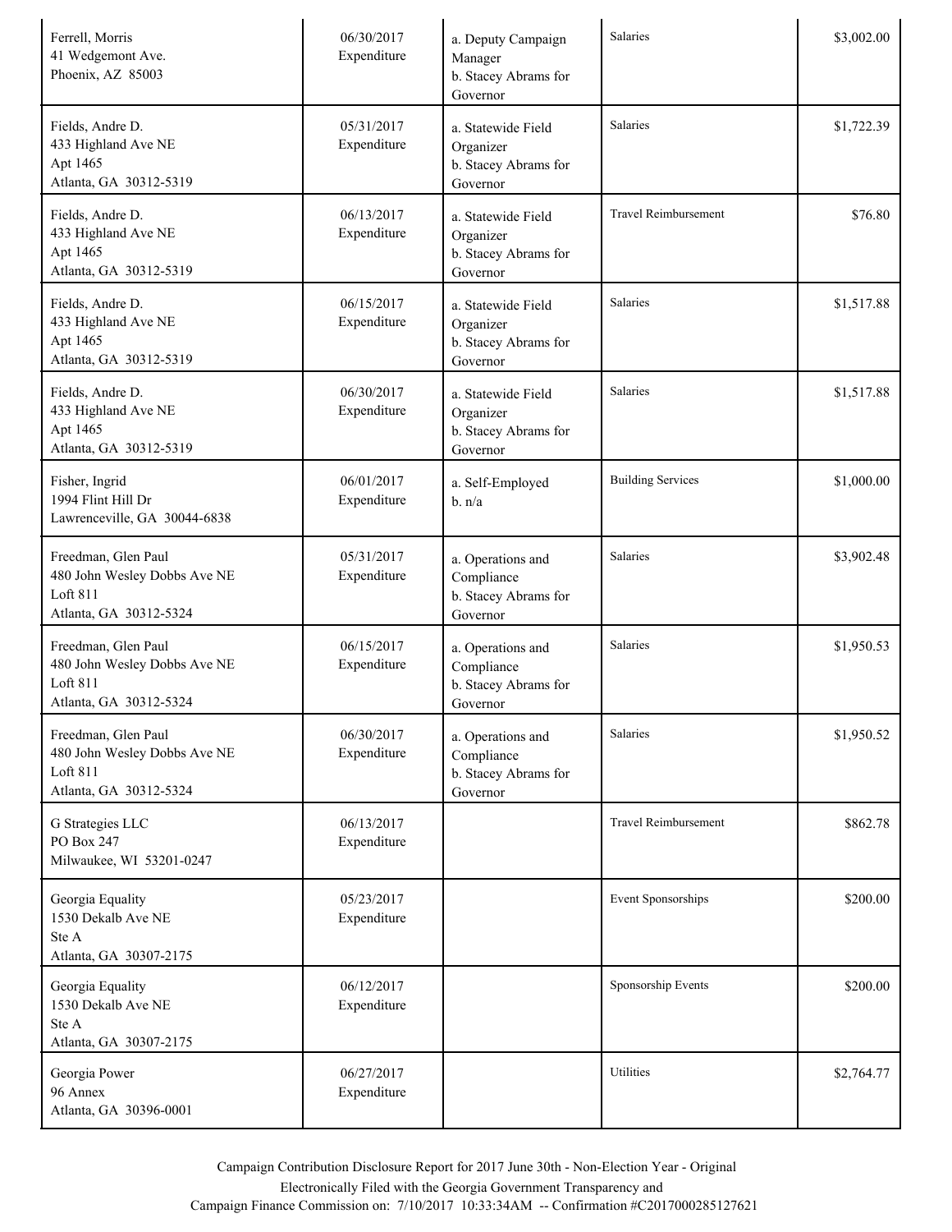| | | | | |
|---|---|---|---|---|
| Ferrell, Morris<br>41 Wedgemont Ave.<br>Phoenix, AZ 85003 | 06/30/2017<br>Expenditure | a. Deputy Campaign Manager<br>b. Stacey Abrams for Governor | Salaries | $3,002.00 |
| Fields, Andre D.<br>433 Highland Ave NE<br>Apt 1465<br>Atlanta, GA 30312-5319 | 05/31/2017<br>Expenditure | a. Statewide Field Organizer<br>b. Stacey Abrams for Governor | Salaries | $1,722.39 |
| Fields, Andre D.<br>433 Highland Ave NE<br>Apt 1465<br>Atlanta, GA 30312-5319 | 06/13/2017<br>Expenditure | a. Statewide Field Organizer<br>b. Stacey Abrams for Governor | Travel Reimbursement | $76.80 |
| Fields, Andre D.<br>433 Highland Ave NE<br>Apt 1465<br>Atlanta, GA 30312-5319 | 06/15/2017<br>Expenditure | a. Statewide Field Organizer<br>b. Stacey Abrams for Governor | Salaries | $1,517.88 |
| Fields, Andre D.<br>433 Highland Ave NE<br>Apt 1465<br>Atlanta, GA 30312-5319 | 06/30/2017<br>Expenditure | a. Statewide Field Organizer<br>b. Stacey Abrams for Governor | Salaries | $1,517.88 |
| Fisher, Ingrid<br>1994 Flint Hill Dr<br>Lawrenceville, GA 30044-6838 | 06/01/2017<br>Expenditure | a. Self-Employed<br>b. n/a | Building Services | $1,000.00 |
| Freedman, Glen Paul<br>480 John Wesley Dobbs Ave NE<br>Loft 811<br>Atlanta, GA 30312-5324 | 05/31/2017<br>Expenditure | a. Operations and Compliance<br>b. Stacey Abrams for Governor | Salaries | $3,902.48 |
| Freedman, Glen Paul<br>480 John Wesley Dobbs Ave NE<br>Loft 811<br>Atlanta, GA 30312-5324 | 06/15/2017<br>Expenditure | a. Operations and Compliance<br>b. Stacey Abrams for Governor | Salaries | $1,950.53 |
| Freedman, Glen Paul<br>480 John Wesley Dobbs Ave NE<br>Loft 811<br>Atlanta, GA 30312-5324 | 06/30/2017<br>Expenditure | a. Operations and Compliance<br>b. Stacey Abrams for Governor | Salaries | $1,950.52 |
| G Strategies LLC<br>PO Box 247<br>Milwaukee, WI 53201-0247 | 06/13/2017<br>Expenditure | | Travel Reimbursement | $862.78 |
| Georgia Equality<br>1530 Dekalb Ave NE<br>Ste A<br>Atlanta, GA 30307-2175 | 05/23/2017<br>Expenditure | | Event Sponsorships | $200.00 |
| Georgia Equality<br>1530 Dekalb Ave NE<br>Ste A<br>Atlanta, GA 30307-2175 | 06/12/2017<br>Expenditure | | Sponsorship Events | $200.00 |
| Georgia Power<br>96 Annex<br>Atlanta, GA 30396-0001 | 06/27/2017<br>Expenditure | | Utilities | $2,764.77 |

Campaign Contribution Disclosure Report for 2017 June 30th - Non-Election Year - Original
Electronically Filed with the Georgia Government Transparency and
Campaign Finance Commission on: 7/10/2017 10:33:34AM -- Confirmation #C2017000285127621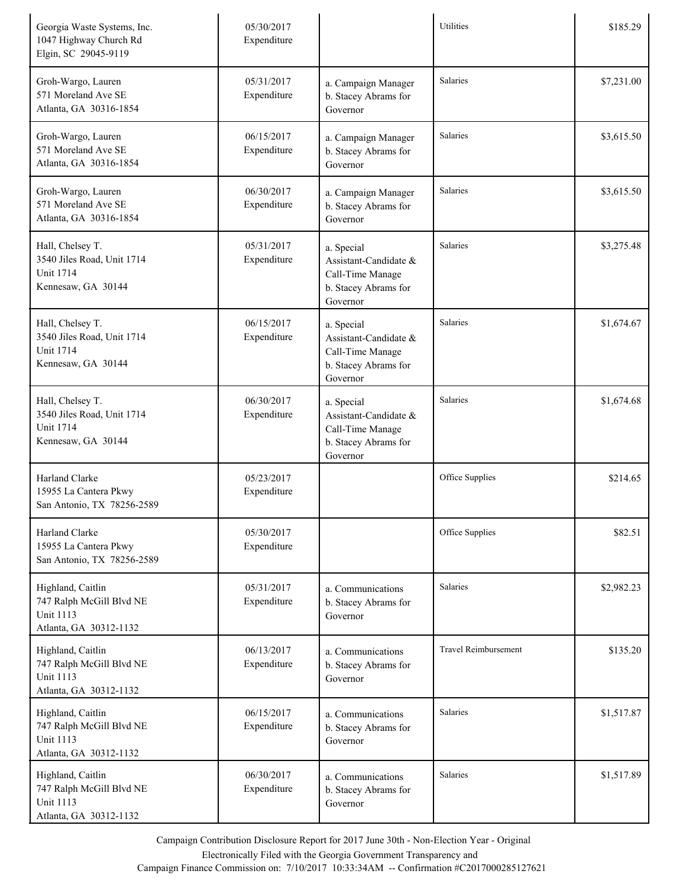| | | | | |
|---|---|---|---|---|
| Georgia Waste Systems, Inc.<br>1047 Highway Church Rd<br>Elgin, SC 29045-9119 | 05/30/2017<br>Expenditure | | Utilities | $185.29 |
| Groh-Wargo, Lauren<br>571 Moreland Ave SE<br>Atlanta, GA 30316-1854 | 05/31/2017<br>Expenditure | a. Campaign Manager<br>b. Stacey Abrams for Governor | Salaries | $7,231.00 |
| Groh-Wargo, Lauren<br>571 Moreland Ave SE<br>Atlanta, GA 30316-1854 | 06/15/2017<br>Expenditure | a. Campaign Manager<br>b. Stacey Abrams for Governor | Salaries | $3,615.50 |
| Groh-Wargo, Lauren<br>571 Moreland Ave SE<br>Atlanta, GA 30316-1854 | 06/30/2017<br>Expenditure | a. Campaign Manager<br>b. Stacey Abrams for Governor | Salaries | $3,615.50 |
| Hall, Chelsey T.<br>3540 Jiles Road, Unit 1714<br>Unit 1714<br>Kennesaw, GA 30144 | 05/31/2017<br>Expenditure | a. Special Assistant-Candidate & Call-Time Manage<br>b. Stacey Abrams for Governor | Salaries | $3,275.48 |
| Hall, Chelsey T.<br>3540 Jiles Road, Unit 1714<br>Unit 1714<br>Kennesaw, GA 30144 | 06/15/2017<br>Expenditure | a. Special Assistant-Candidate & Call-Time Manage<br>b. Stacey Abrams for Governor | Salaries | $1,674.67 |
| Hall, Chelsey T.<br>3540 Jiles Road, Unit 1714<br>Unit 1714<br>Kennesaw, GA 30144 | 06/30/2017<br>Expenditure | a. Special Assistant-Candidate & Call-Time Manage<br>b. Stacey Abrams for Governor | Salaries | $1,674.68 |
| Harland Clarke<br>15955 La Cantera Pkwy<br>San Antonio, TX 78256-2589 | 05/23/2017<br>Expenditure | | Office Supplies | $214.65 |
| Harland Clarke<br>15955 La Cantera Pkwy<br>San Antonio, TX 78256-2589 | 05/30/2017<br>Expenditure | | Office Supplies | $82.51 |
| Highland, Caitlin<br>747 Ralph McGill Blvd NE<br>Unit 1113<br>Atlanta, GA 30312-1132 | 05/31/2017<br>Expenditure | a. Communications<br>b. Stacey Abrams for Governor | Salaries | $2,982.23 |
| Highland, Caitlin<br>747 Ralph McGill Blvd NE<br>Unit 1113<br>Atlanta, GA 30312-1132 | 06/13/2017<br>Expenditure | a. Communications<br>b. Stacey Abrams for Governor | Travel Reimbursement | $135.20 |
| Highland, Caitlin<br>747 Ralph McGill Blvd NE<br>Unit 1113<br>Atlanta, GA 30312-1132 | 06/15/2017<br>Expenditure | a. Communications<br>b. Stacey Abrams for Governor | Salaries | $1,517.87 |
| Highland, Caitlin<br>747 Ralph McGill Blvd NE<br>Unit 1113<br>Atlanta, GA 30312-1132 | 06/30/2017<br>Expenditure | a. Communications<br>b. Stacey Abrams for Governor | Salaries | $1,517.89 |

Campaign Contribution Disclosure Report for 2017 June 30th - Non-Election Year - Original
Electronically Filed with the Georgia Government Transparency and
Campaign Finance Commission on: 7/10/2017 10:33:34AM -- Confirmation #C2017000285127621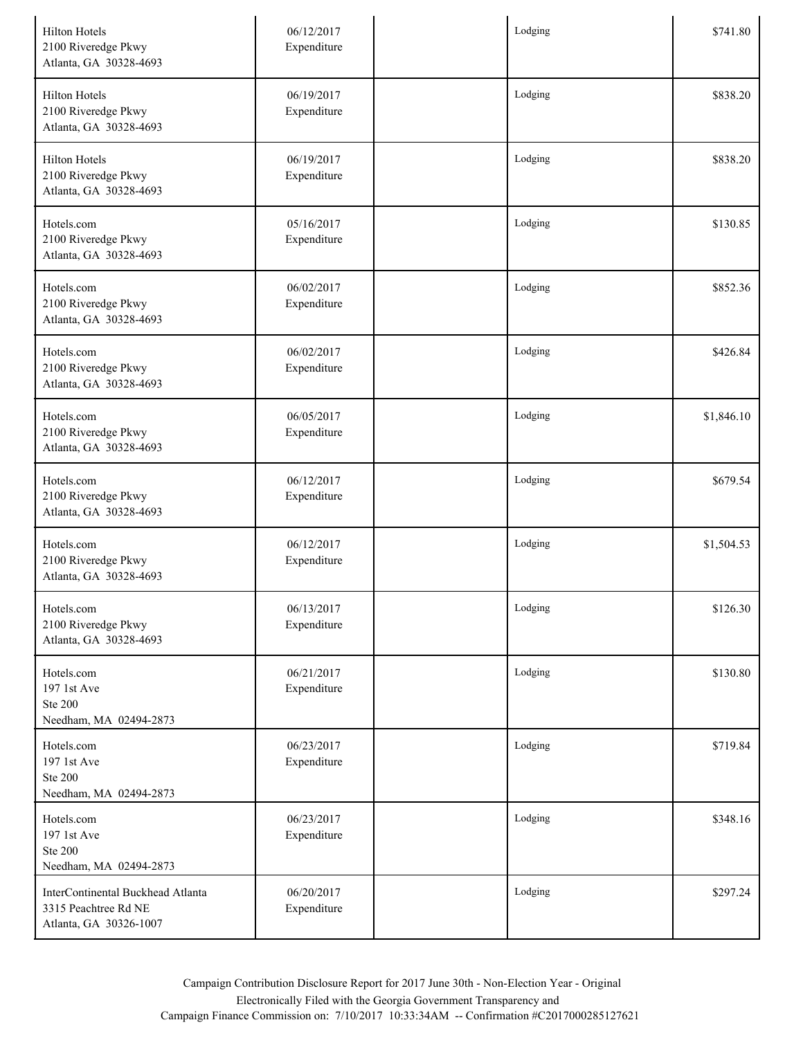| | | | | |
|---|---|---|---|---|
| Hilton Hotels<br>2100 Riveredge Pkwy<br>Atlanta, GA 30328-4693 | 06/12/2017<br>Expenditure | | Lodging | $741.80 |
| Hilton Hotels<br>2100 Riveredge Pkwy<br>Atlanta, GA 30328-4693 | 06/19/2017<br>Expenditure | | Lodging | $838.20 |
| Hilton Hotels<br>2100 Riveredge Pkwy<br>Atlanta, GA 30328-4693 | 06/19/2017<br>Expenditure | | Lodging | $838.20 |
| Hotels.com<br>2100 Riveredge Pkwy<br>Atlanta, GA 30328-4693 | 05/16/2017<br>Expenditure | | Lodging | $130.85 |
| Hotels.com<br>2100 Riveredge Pkwy<br>Atlanta, GA 30328-4693 | 06/02/2017<br>Expenditure | | Lodging | $852.36 |
| Hotels.com<br>2100 Riveredge Pkwy<br>Atlanta, GA 30328-4693 | 06/02/2017<br>Expenditure | | Lodging | $426.84 |
| Hotels.com<br>2100 Riveredge Pkwy<br>Atlanta, GA 30328-4693 | 06/05/2017<br>Expenditure | | Lodging | $1,846.10 |
| Hotels.com<br>2100 Riveredge Pkwy<br>Atlanta, GA 30328-4693 | 06/12/2017<br>Expenditure | | Lodging | $679.54 |
| Hotels.com<br>2100 Riveredge Pkwy<br>Atlanta, GA 30328-4693 | 06/12/2017<br>Expenditure | | Lodging | $1,504.53 |
| Hotels.com<br>2100 Riveredge Pkwy<br>Atlanta, GA 30328-4693 | 06/13/2017<br>Expenditure | | Lodging | $126.30 |
| Hotels.com<br>197 1st Ave<br>Ste 200<br>Needham, MA 02494-2873 | 06/21/2017<br>Expenditure | | Lodging | $130.80 |
| Hotels.com<br>197 1st Ave<br>Ste 200<br>Needham, MA 02494-2873 | 06/23/2017<br>Expenditure | | Lodging | $719.84 |
| Hotels.com<br>197 1st Ave<br>Ste 200<br>Needham, MA 02494-2873 | 06/23/2017<br>Expenditure | | Lodging | $348.16 |
| InterContinental Buckhead Atlanta<br>3315 Peachtree Rd NE<br>Atlanta, GA 30326-1007 | 06/20/2017<br>Expenditure | | Lodging | $297.24 |

Campaign Contribution Disclosure Report for 2017 June 30th - Non-Election Year - Original
Electronically Filed with the Georgia Government Transparency and
Campaign Finance Commission on: 7/10/2017 10:33:34AM -- Confirmation #C2017000285127621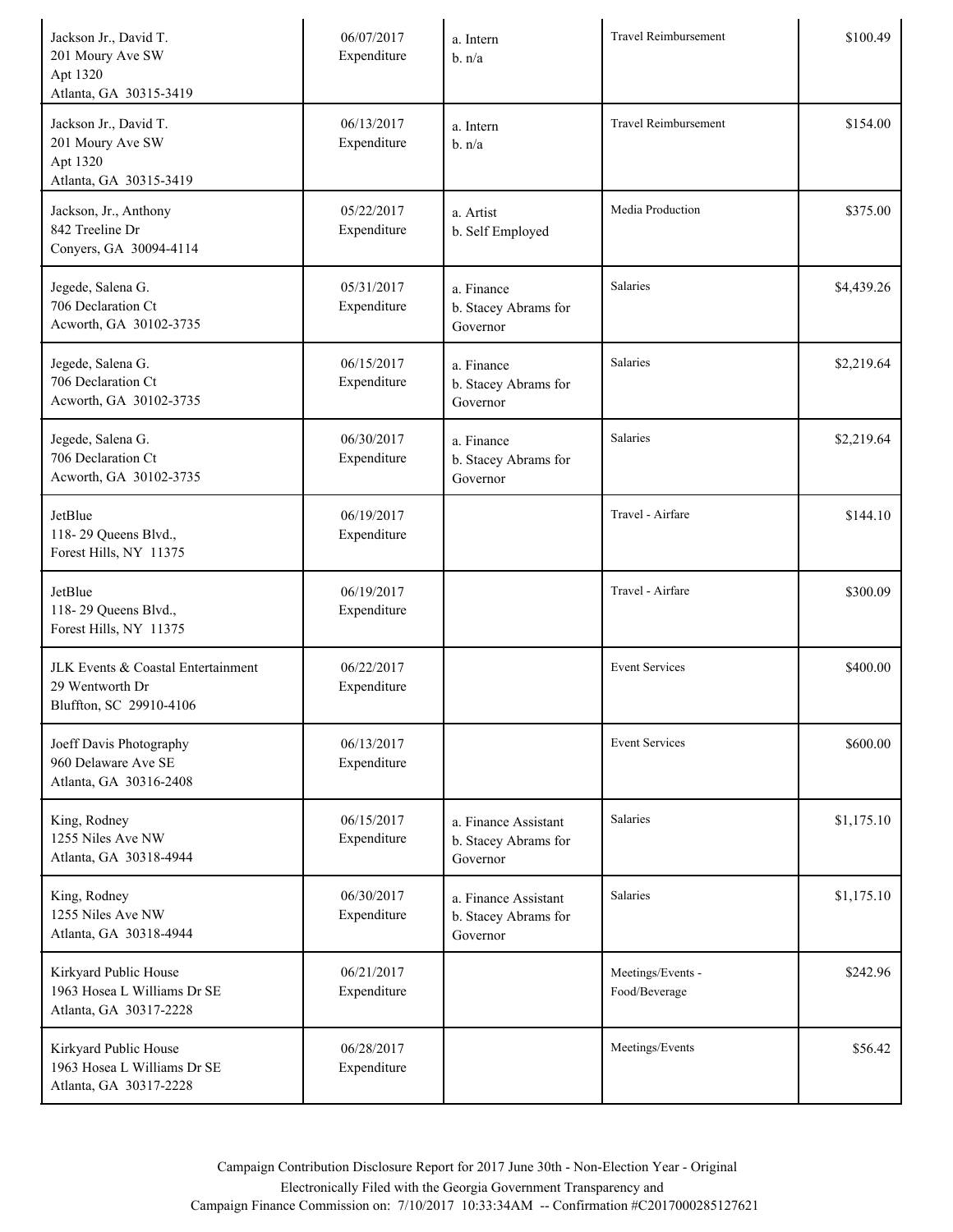| | | | | |
|---|---|---|---|---|
| Jackson Jr., David T.<br>201 Moury Ave SW<br>Apt 1320<br>Atlanta, GA 30315-3419 | 06/07/2017<br>Expenditure | a. Intern<br>b. n/a | Travel Reimbursement | $100.49 |
| Jackson Jr., David T.<br>201 Moury Ave SW<br>Apt 1320<br>Atlanta, GA 30315-3419 | 06/13/2017<br>Expenditure | a. Intern<br>b. n/a | Travel Reimbursement | $154.00 |
| Jackson, Jr., Anthony<br>842 Treeline Dr<br>Conyers, GA 30094-4114 | 05/22/2017<br>Expenditure | a. Artist<br>b. Self Employed | Media Production | $375.00 |
| Jegede, Salena G.<br>706 Declaration Ct<br>Acworth, GA 30102-3735 | 05/31/2017<br>Expenditure | a. Finance<br>b. Stacey Abrams for Governor | Salaries | $4,439.26 |
| Jegede, Salena G.<br>706 Declaration Ct<br>Acworth, GA 30102-3735 | 06/15/2017<br>Expenditure | a. Finance<br>b. Stacey Abrams for Governor | Salaries | $2,219.64 |
| Jegede, Salena G.<br>706 Declaration Ct<br>Acworth, GA 30102-3735 | 06/30/2017<br>Expenditure | a. Finance<br>b. Stacey Abrams for Governor | Salaries | $2,219.64 |
| JetBlue<br>118- 29 Queens Blvd.,<br>Forest Hills, NY 11375 | 06/19/2017<br>Expenditure | | Travel - Airfare | $144.10 |
| JetBlue<br>118- 29 Queens Blvd.,<br>Forest Hills, NY 11375 | 06/19/2017<br>Expenditure | | Travel - Airfare | $300.09 |
| JLK Events & Coastal Entertainment<br>29 Wentworth Dr<br>Bluffton, SC 29910-4106 | 06/22/2017<br>Expenditure | | Event Services | $400.00 |
| Joeff Davis Photography<br>960 Delaware Ave SE<br>Atlanta, GA 30316-2408 | 06/13/2017<br>Expenditure | | Event Services | $600.00 |
| King, Rodney<br>1255 Niles Ave NW<br>Atlanta, GA 30318-4944 | 06/15/2017<br>Expenditure | a. Finance Assistant<br>b. Stacey Abrams for Governor | Salaries | $1,175.10 |
| King, Rodney<br>1255 Niles Ave NW<br>Atlanta, GA 30318-4944 | 06/30/2017<br>Expenditure | a. Finance Assistant<br>b. Stacey Abrams for Governor | Salaries | $1,175.10 |
| Kirkyard Public House<br>1963 Hosea L Williams Dr SE<br>Atlanta, GA 30317-2228 | 06/21/2017<br>Expenditure | | Meetings/Events - Food/Beverage | $242.96 |
| Kirkyard Public House<br>1963 Hosea L Williams Dr SE<br>Atlanta, GA 30317-2228 | 06/28/2017<br>Expenditure | | Meetings/Events | $56.42 |

Campaign Contribution Disclosure Report for 2017 June 30th - Non-Election Year - Original
Electronically Filed with the Georgia Government Transparency and
Campaign Finance Commission on: 7/10/2017 10:33:34AM -- Confirmation #C2017000285127621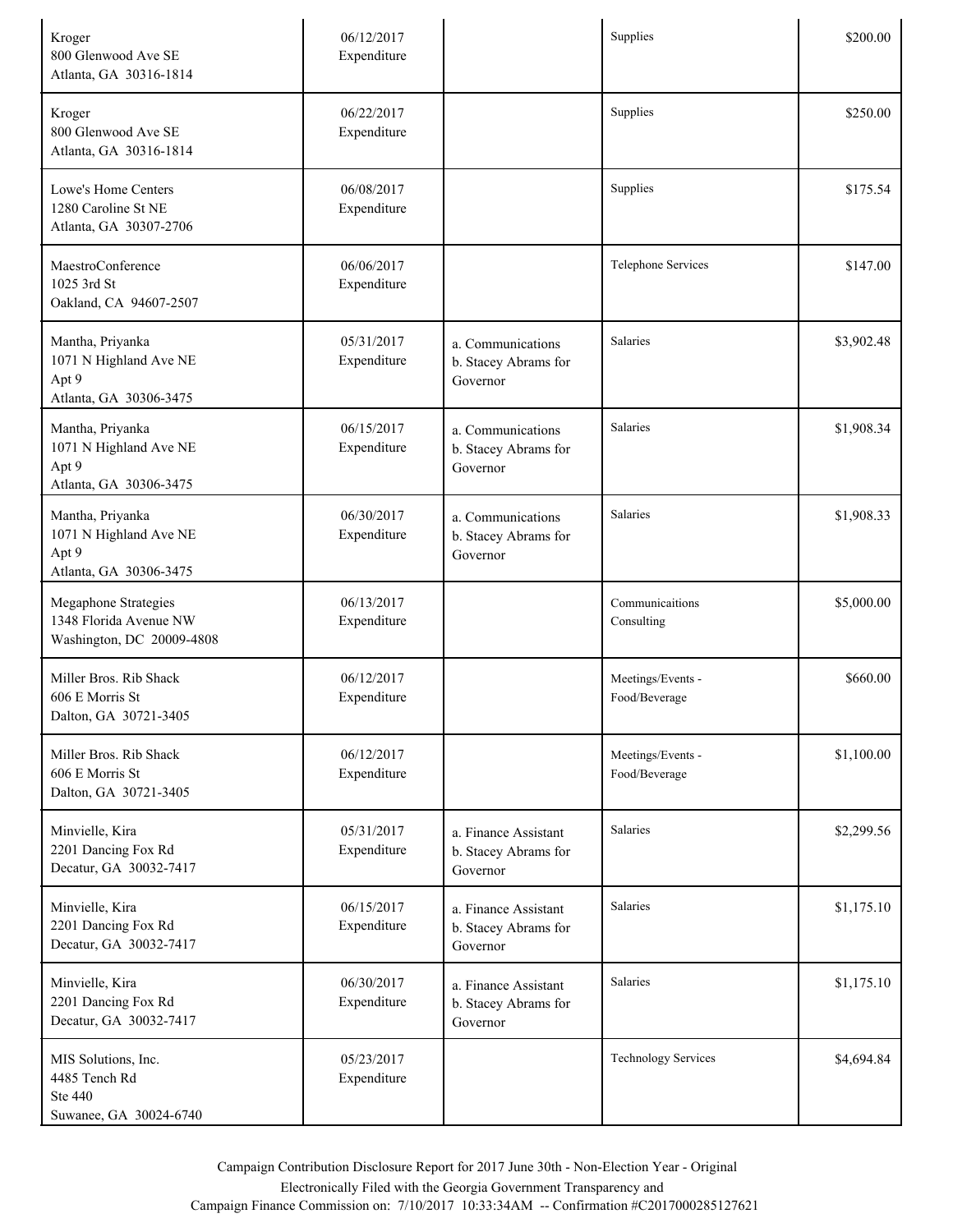| | | | | |
|---|---|---|---|---|
| Kroger<br>800 Glenwood Ave SE<br>Atlanta, GA 30316-1814 | 06/12/2017<br>Expenditure | | Supplies | $200.00 |
| Kroger<br>800 Glenwood Ave SE<br>Atlanta, GA 30316-1814 | 06/22/2017<br>Expenditure | | Supplies | $250.00 |
| Lowe's Home Centers<br>1280 Caroline St NE<br>Atlanta, GA 30307-2706 | 06/08/2017<br>Expenditure | | Supplies | $175.54 |
| MaestroConference<br>1025 3rd St<br>Oakland, CA 94607-2507 | 06/06/2017<br>Expenditure | | Telephone Services | $147.00 |
| Mantha, Priyanka<br>1071 N Highland Ave NE<br>Apt 9<br>Atlanta, GA 30306-3475 | 05/31/2017<br>Expenditure | a. Communications<br>b. Stacey Abrams for Governor | Salaries | $3,902.48 |
| Mantha, Priyanka<br>1071 N Highland Ave NE<br>Apt 9<br>Atlanta, GA 30306-3475 | 06/15/2017<br>Expenditure | a. Communications<br>b. Stacey Abrams for Governor | Salaries | $1,908.34 |
| Mantha, Priyanka<br>1071 N Highland Ave NE<br>Apt 9<br>Atlanta, GA 30306-3475 | 06/30/2017<br>Expenditure | a. Communications<br>b. Stacey Abrams for Governor | Salaries | $1,908.33 |
| Megaphone Strategies<br>1348 Florida Avenue NW<br>Washington, DC 20009-4808 | 06/13/2017<br>Expenditure | | Communicaitions Consulting | $5,000.00 |
| Miller Bros. Rib Shack<br>606 E Morris St<br>Dalton, GA 30721-3405 | 06/12/2017<br>Expenditure | | Meetings/Events - Food/Beverage | $660.00 |
| Miller Bros. Rib Shack<br>606 E Morris St<br>Dalton, GA 30721-3405 | 06/12/2017<br>Expenditure | | Meetings/Events - Food/Beverage | $1,100.00 |
| Minvielle, Kira<br>2201 Dancing Fox Rd<br>Decatur, GA 30032-7417 | 05/31/2017<br>Expenditure | a. Finance Assistant<br>b. Stacey Abrams for Governor | Salaries | $2,299.56 |
| Minvielle, Kira<br>2201 Dancing Fox Rd<br>Decatur, GA 30032-7417 | 06/15/2017<br>Expenditure | a. Finance Assistant<br>b. Stacey Abrams for Governor | Salaries | $1,175.10 |
| Minvielle, Kira<br>2201 Dancing Fox Rd<br>Decatur, GA 30032-7417 | 06/30/2017<br>Expenditure | a. Finance Assistant<br>b. Stacey Abrams for Governor | Salaries | $1,175.10 |
| MIS Solutions, Inc.<br>4485 Tench Rd<br>Ste 440<br>Suwanee, GA 30024-6740 | 05/23/2017<br>Expenditure | | Technology Services | $4,694.84 |

Campaign Contribution Disclosure Report for 2017 June 30th - Non-Election Year - Original
Electronically Filed with the Georgia Government Transparency and
Campaign Finance Commission on: 7/10/2017 10:33:34AM -- Confirmation #C2017000285127621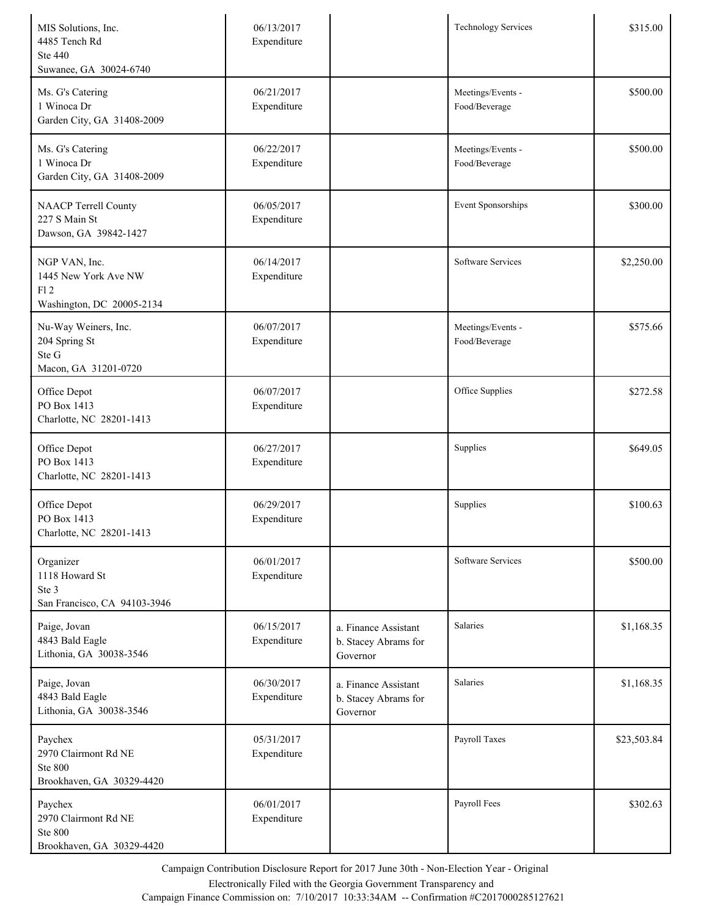| | | | | |
|---|---|---|---|---|
| MIS Solutions, Inc.<br>4485 Tench Rd<br>Ste 440<br>Suwanee, GA 30024-6740 | 06/13/2017<br>Expenditure | | Technology Services | $315.00 |
| Ms. G's Catering<br>1 Winoca Dr<br>Garden City, GA 31408-2009 | 06/21/2017<br>Expenditure | | Meetings/Events - Food/Beverage | $500.00 |
| Ms. G's Catering<br>1 Winoca Dr<br>Garden City, GA 31408-2009 | 06/22/2017<br>Expenditure | | Meetings/Events - Food/Beverage | $500.00 |
| NAACP Terrell County<br>227 S Main St<br>Dawson, GA 39842-1427 | 06/05/2017<br>Expenditure | | Event Sponsorships | $300.00 |
| NGP VAN, Inc.<br>1445 New York Ave NW<br>Fl 2<br>Washington, DC 20005-2134 | 06/14/2017<br>Expenditure | | Software Services | $2,250.00 |
| Nu-Way Weiners, Inc.<br>204 Spring St<br>Ste G<br>Macon, GA 31201-0720 | 06/07/2017<br>Expenditure | | Meetings/Events - Food/Beverage | $575.66 |
| Office Depot<br>PO Box 1413<br>Charlotte, NC 28201-1413 | 06/07/2017<br>Expenditure | | Office Supplies | $272.58 |
| Office Depot<br>PO Box 1413<br>Charlotte, NC 28201-1413 | 06/27/2017<br>Expenditure | | Supplies | $649.05 |
| Office Depot<br>PO Box 1413<br>Charlotte, NC 28201-1413 | 06/29/2017<br>Expenditure | | Supplies | $100.63 |
| Organizer<br>1118 Howard St<br>Ste 3<br>San Francisco, CA 94103-3946 | 06/01/2017<br>Expenditure | | Software Services | $500.00 |
| Paige, Jovan<br>4843 Bald Eagle<br>Lithonia, GA 30038-3546 | 06/15/2017<br>Expenditure | a. Finance Assistant<br>b. Stacey Abrams for Governor | Salaries | $1,168.35 |
| Paige, Jovan<br>4843 Bald Eagle<br>Lithonia, GA 30038-3546 | 06/30/2017<br>Expenditure | a. Finance Assistant<br>b. Stacey Abrams for Governor | Salaries | $1,168.35 |
| Paychex<br>2970 Clairmont Rd NE<br>Ste 800<br>Brookhaven, GA 30329-4420 | 05/31/2017<br>Expenditure | | Payroll Taxes | $23,503.84 |
| Paychex<br>2970 Clairmont Rd NE<br>Ste 800<br>Brookhaven, GA 30329-4420 | 06/01/2017<br>Expenditure | | Payroll Fees | $302.63 |

Campaign Contribution Disclosure Report for 2017 June 30th - Non-Election Year - Original
Electronically Filed with the Georgia Government Transparency and
Campaign Finance Commission on: 7/10/2017 10:33:34AM -- Confirmation #C2017000285127621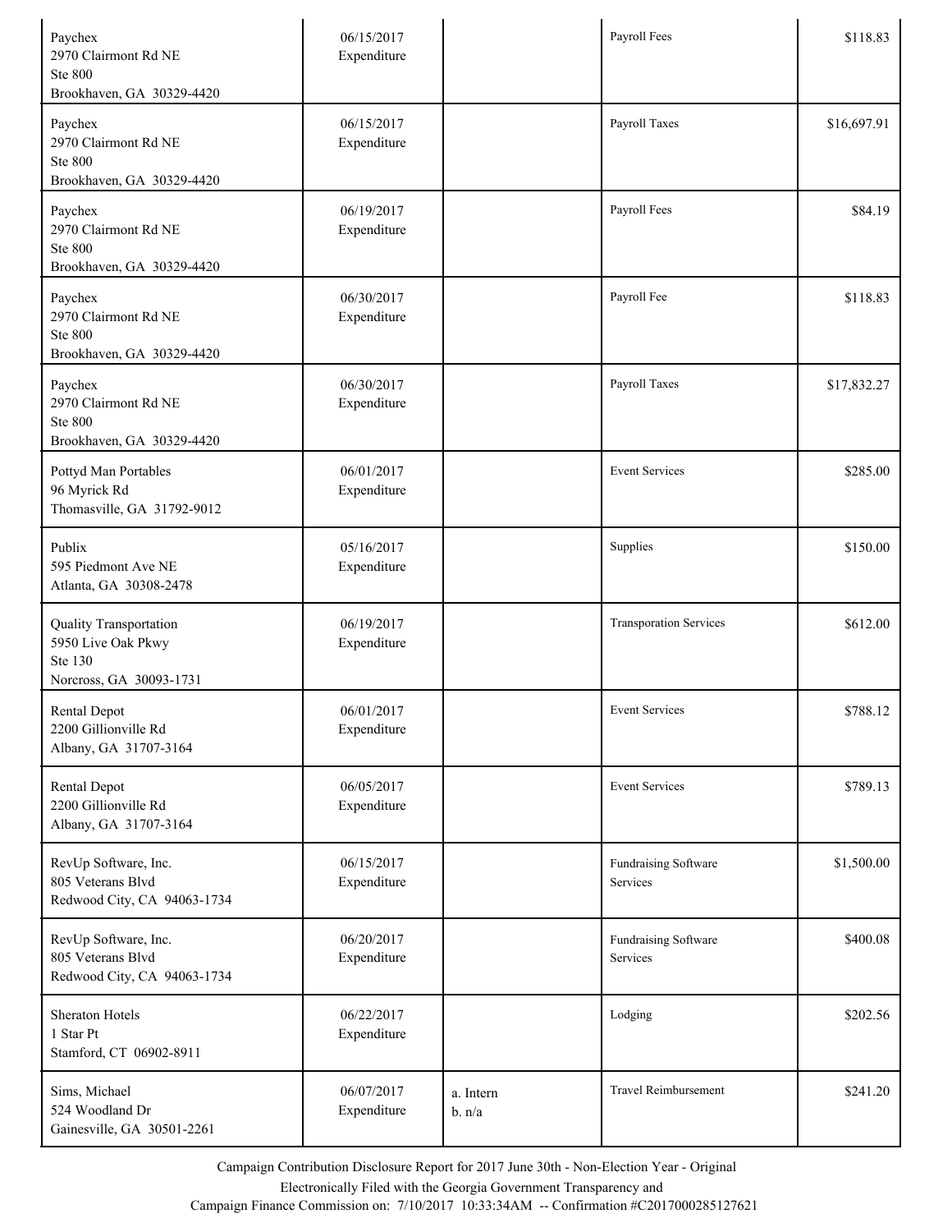| | | | | |
|---|---|---|---|---|
| Paychex<br>2970 Clairmont Rd NE<br>Ste 800<br>Brookhaven, GA 30329-4420 | 06/15/2017<br>Expenditure | | Payroll Fees | $118.83 |
| Paychex<br>2970 Clairmont Rd NE<br>Ste 800<br>Brookhaven, GA 30329-4420 | 06/15/2017<br>Expenditure | | Payroll Taxes | $16,697.91 |
| Paychex<br>2970 Clairmont Rd NE<br>Ste 800<br>Brookhaven, GA 30329-4420 | 06/19/2017<br>Expenditure | | Payroll Fees | $84.19 |
| Paychex<br>2970 Clairmont Rd NE<br>Ste 800<br>Brookhaven, GA 30329-4420 | 06/30/2017<br>Expenditure | | Payroll Fee | $118.83 |
| Paychex<br>2970 Clairmont Rd NE<br>Ste 800<br>Brookhaven, GA 30329-4420 | 06/30/2017<br>Expenditure | | Payroll Taxes | $17,832.27 |
| Pottyd Man Portables<br>96 Myrick Rd<br>Thomasville, GA 31792-9012 | 06/01/2017<br>Expenditure | | Event Services | $285.00 |
| Publix<br>595 Piedmont Ave NE<br>Atlanta, GA 30308-2478 | 05/16/2017<br>Expenditure | | Supplies | $150.00 |
| Quality Transportation<br>5950 Live Oak Pkwy<br>Ste 130<br>Norcross, GA 30093-1731 | 06/19/2017<br>Expenditure | | Transporation Services | $612.00 |
| Rental Depot<br>2200 Gillionville Rd<br>Albany, GA 31707-3164 | 06/01/2017<br>Expenditure | | Event Services | $788.12 |
| Rental Depot<br>2200 Gillionville Rd<br>Albany, GA 31707-3164 | 06/05/2017<br>Expenditure | | Event Services | $789.13 |
| RevUp Software, Inc.<br>805 Veterans Blvd<br>Redwood City, CA 94063-1734 | 06/15/2017<br>Expenditure | | Fundraising Software Services | $1,500.00 |
| RevUp Software, Inc.<br>805 Veterans Blvd<br>Redwood City, CA 94063-1734 | 06/20/2017<br>Expenditure | | Fundraising Software Services | $400.08 |
| Sheraton Hotels<br>1 Star Pt<br>Stamford, CT 06902-8911 | 06/22/2017<br>Expenditure | | Lodging | $202.56 |
| Sims, Michael<br>524 Woodland Dr<br>Gainesville, GA 30501-2261 | 06/07/2017<br>Expenditure | a. Intern<br>b. n/a | Travel Reimbursement | $241.20 |

Campaign Contribution Disclosure Report for 2017 June 30th - Non-Election Year - Original
Electronically Filed with the Georgia Government Transparency and
Campaign Finance Commission on: 7/10/2017 10:33:34AM -- Confirmation #C2017000285127621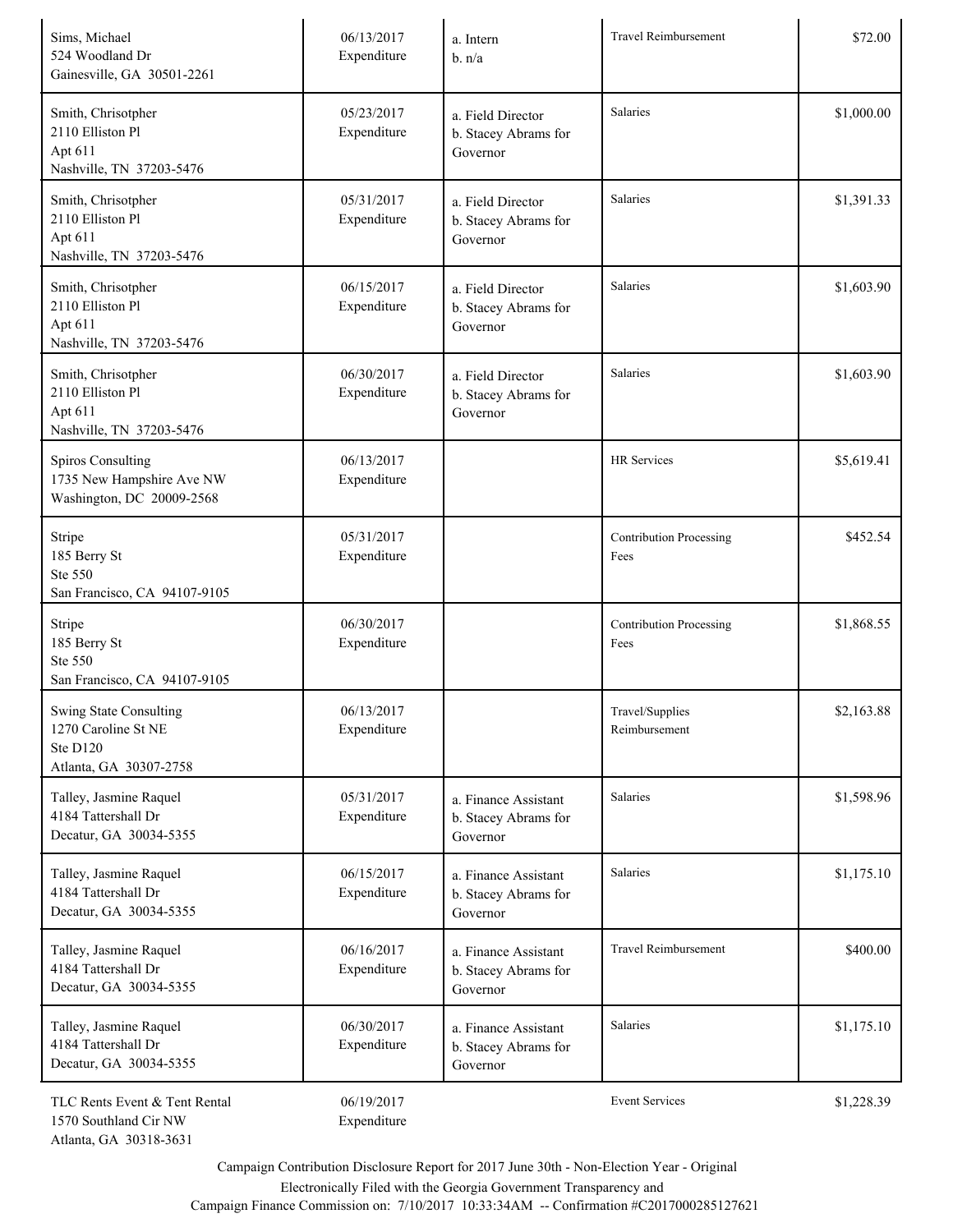| | | | | |
|---|---|---|---|---|
| Sims, Michael<br>524 Woodland Dr<br>Gainesville, GA 30501-2261 | 06/13/2017<br>Expenditure | a. Intern<br>b. n/a | Travel Reimbursement | $72.00 |
| Smith, Chrisotpher<br>2110 Elliston Pl<br>Apt 611<br>Nashville, TN 37203-5476 | 05/23/2017<br>Expenditure | a. Field Director<br>b. Stacey Abrams for Governor | Salaries | $1,000.00 |
| Smith, Chrisotpher<br>2110 Elliston Pl<br>Apt 611<br>Nashville, TN 37203-5476 | 05/31/2017<br>Expenditure | a. Field Director<br>b. Stacey Abrams for Governor | Salaries | $1,391.33 |
| Smith, Chrisotpher<br>2110 Elliston Pl<br>Apt 611<br>Nashville, TN 37203-5476 | 06/15/2017<br>Expenditure | a. Field Director<br>b. Stacey Abrams for Governor | Salaries | $1,603.90 |
| Smith, Chrisotpher<br>2110 Elliston Pl<br>Apt 611<br>Nashville, TN 37203-5476 | 06/30/2017<br>Expenditure | a. Field Director<br>b. Stacey Abrams for Governor | Salaries | $1,603.90 |
| Spiros Consulting<br>1735 New Hampshire Ave NW<br>Washington, DC 20009-2568 | 06/13/2017<br>Expenditure | | HR Services | $5,619.41 |
| Stripe<br>185 Berry St<br>Ste 550<br>San Francisco, CA 94107-9105 | 05/31/2017<br>Expenditure | | Contribution Processing Fees | $452.54 |
| Stripe<br>185 Berry St<br>Ste 550<br>San Francisco, CA 94107-9105 | 06/30/2017<br>Expenditure | | Contribution Processing Fees | $1,868.55 |
| Swing State Consulting<br>1270 Caroline St NE<br>Ste D120<br>Atlanta, GA 30307-2758 | 06/13/2017<br>Expenditure | | Travel/Supplies Reimbursement | $2,163.88 |
| Talley, Jasmine Raquel<br>4184 Tattershall Dr<br>Decatur, GA 30034-5355 | 05/31/2017<br>Expenditure | a. Finance Assistant<br>b. Stacey Abrams for Governor | Salaries | $1,598.96 |
| Talley, Jasmine Raquel<br>4184 Tattershall Dr<br>Decatur, GA 30034-5355 | 06/15/2017<br>Expenditure | a. Finance Assistant<br>b. Stacey Abrams for Governor | Salaries | $1,175.10 |
| Talley, Jasmine Raquel<br>4184 Tattershall Dr<br>Decatur, GA 30034-5355 | 06/16/2017<br>Expenditure | a. Finance Assistant<br>b. Stacey Abrams for Governor | Travel Reimbursement | $400.00 |
| Talley, Jasmine Raquel<br>4184 Tattershall Dr<br>Decatur, GA 30034-5355 | 06/30/2017<br>Expenditure | a. Finance Assistant<br>b. Stacey Abrams for Governor | Salaries | $1,175.10 |
| TLC Rents Event & Tent Rental<br>1570 Southland Cir NW<br>Atlanta, GA 30318-3631 | 06/19/2017<br>Expenditure | | Event Services | $1,228.39 |

Campaign Contribution Disclosure Report for 2017 June 30th - Non-Election Year - Original
Electronically Filed with the Georgia Government Transparency and
Campaign Finance Commission on: 7/10/2017 10:33:34AM -- Confirmation #C2017000285127621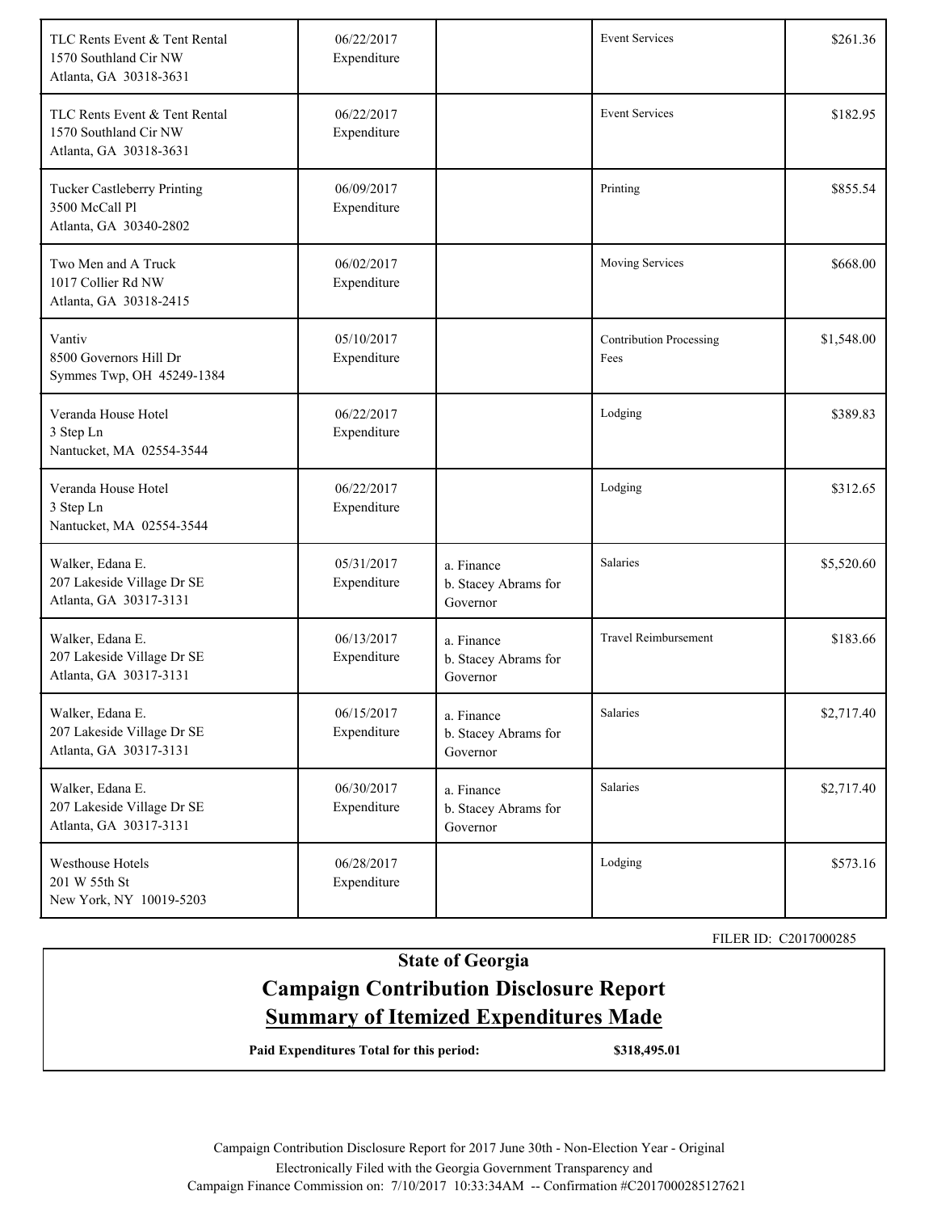| | | | | |
|---|---|---|---|---|
| TLC Rents Event & Tent Rental<br>1570 Southland Cir NW<br>Atlanta, GA 30318-3631 | 06/22/2017<br>Expenditure | | Event Services | $261.36 |
| TLC Rents Event & Tent Rental<br>1570 Southland Cir NW<br>Atlanta, GA 30318-3631 | 06/22/2017<br>Expenditure | | Event Services | $182.95 |
| Tucker Castleberry Printing<br>3500 McCall Pl<br>Atlanta, GA 30340-2802 | 06/09/2017<br>Expenditure | | Printing | $855.54 |
| Two Men and A Truck<br>1017 Collier Rd NW<br>Atlanta, GA 30318-2415 | 06/02/2017<br>Expenditure | | Moving Services | $668.00 |
| Vantiv<br>8500 Governors Hill Dr<br>Symmes Twp, OH 45249-1384 | 05/10/2017<br>Expenditure | | Contribution Processing Fees | $1,548.00 |
| Veranda House Hotel<br>3 Step Ln<br>Nantucket, MA 02554-3544 | 06/22/2017<br>Expenditure | | Lodging | $389.83 |
| Veranda House Hotel<br>3 Step Ln<br>Nantucket, MA 02554-3544 | 06/22/2017<br>Expenditure | | Lodging | $312.65 |
| Walker, Edana E.<br>207 Lakeside Village Dr SE<br>Atlanta, GA 30317-3131 | 05/31/2017<br>Expenditure | a. Finance<br>b. Stacey Abrams for Governor | Salaries | $5,520.60 |
| Walker, Edana E.<br>207 Lakeside Village Dr SE<br>Atlanta, GA 30317-3131 | 06/13/2017<br>Expenditure | a. Finance<br>b. Stacey Abrams for Governor | Travel Reimbursement | $183.66 |
| Walker, Edana E.<br>207 Lakeside Village Dr SE<br>Atlanta, GA 30317-3131 | 06/15/2017<br>Expenditure | a. Finance<br>b. Stacey Abrams for Governor | Salaries | $2,717.40 |
| Walker, Edana E.<br>207 Lakeside Village Dr SE<br>Atlanta, GA 30317-3131 | 06/30/2017<br>Expenditure | a. Finance<br>b. Stacey Abrams for Governor | Salaries | $2,717.40 |
| Westhouse Hotels<br>201 W 55th St<br>New York, NY 10019-5203 | 06/28/2017<br>Expenditure | | Lodging | $573.16 |

FILER ID: C2017000285

**State of Georgia**

## Campaign Contribution Disclosure Report

## Summary of Itemized Expenditures Made

**Paid Expenditures Total for this period: $318,495.01**

Campaign Contribution Disclosure Report for 2017 June 30th - Non-Election Year - Original
Electronically Filed with the Georgia Government Transparency and
Campaign Finance Commission on: 7/10/2017 10:33:34AM -- Confirmation #C2017000285127621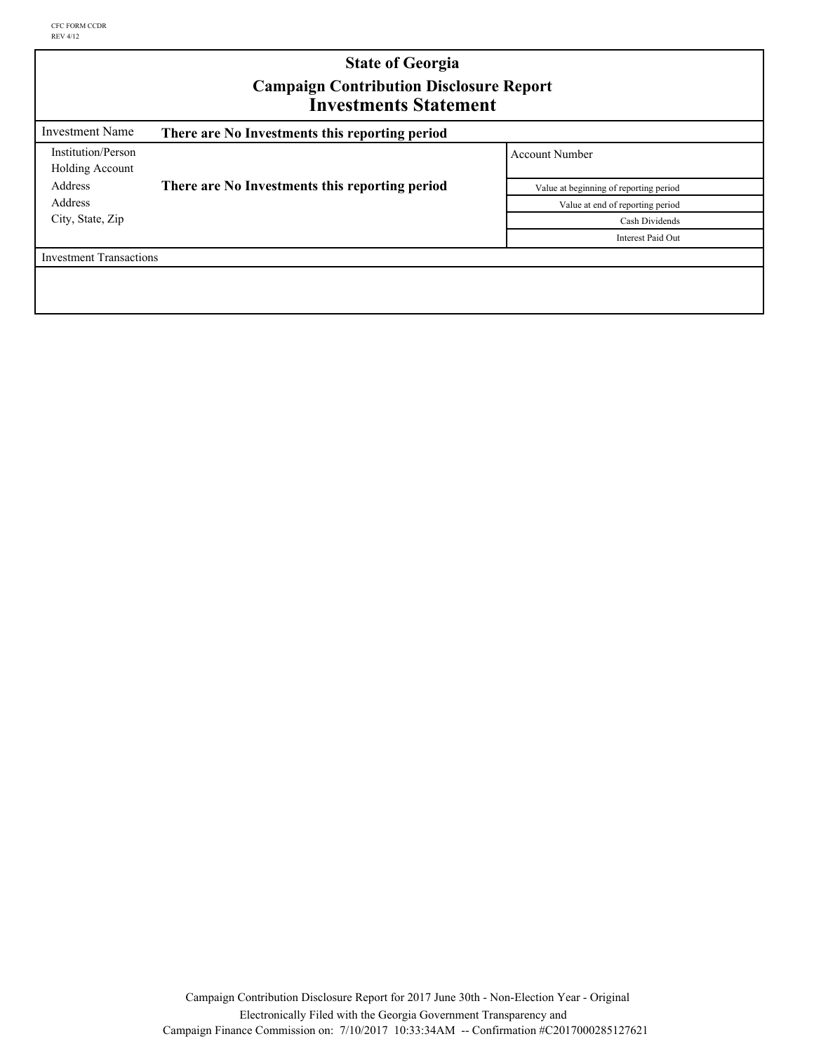CFC FORM CCDR
REV 4/12

# State of Georgia
## Campaign Contribution Disclosure Report
## Investments Statement

| | | |
|---|---|---|
| Investment Name | **There are No Investments this reporting period** | |
| Institution/Person Holding Account<br>Address<br>Address<br>City, State, Zip | **There are No Investments this reporting period** | Account Number<br>Value at beginning of reporting period<br>Value at end of reporting period<br>Cash Dividends<br>Interest Paid Out |
| Investment Transactions | | |

Campaign Contribution Disclosure Report for 2017 June 30th - Non-Election Year - Original
Electronically Filed with the Georgia Government Transparency and
Campaign Finance Commission on: 7/10/2017 10:33:34AM -- Confirmation #C2017000285127621